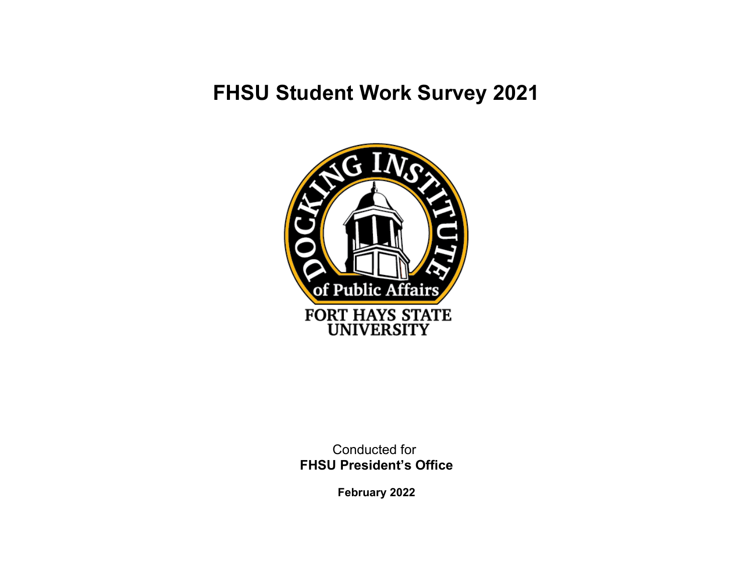# FHSU Student Work Survey 2021

Conducted for
**FHSU President's Office**

**February 2022**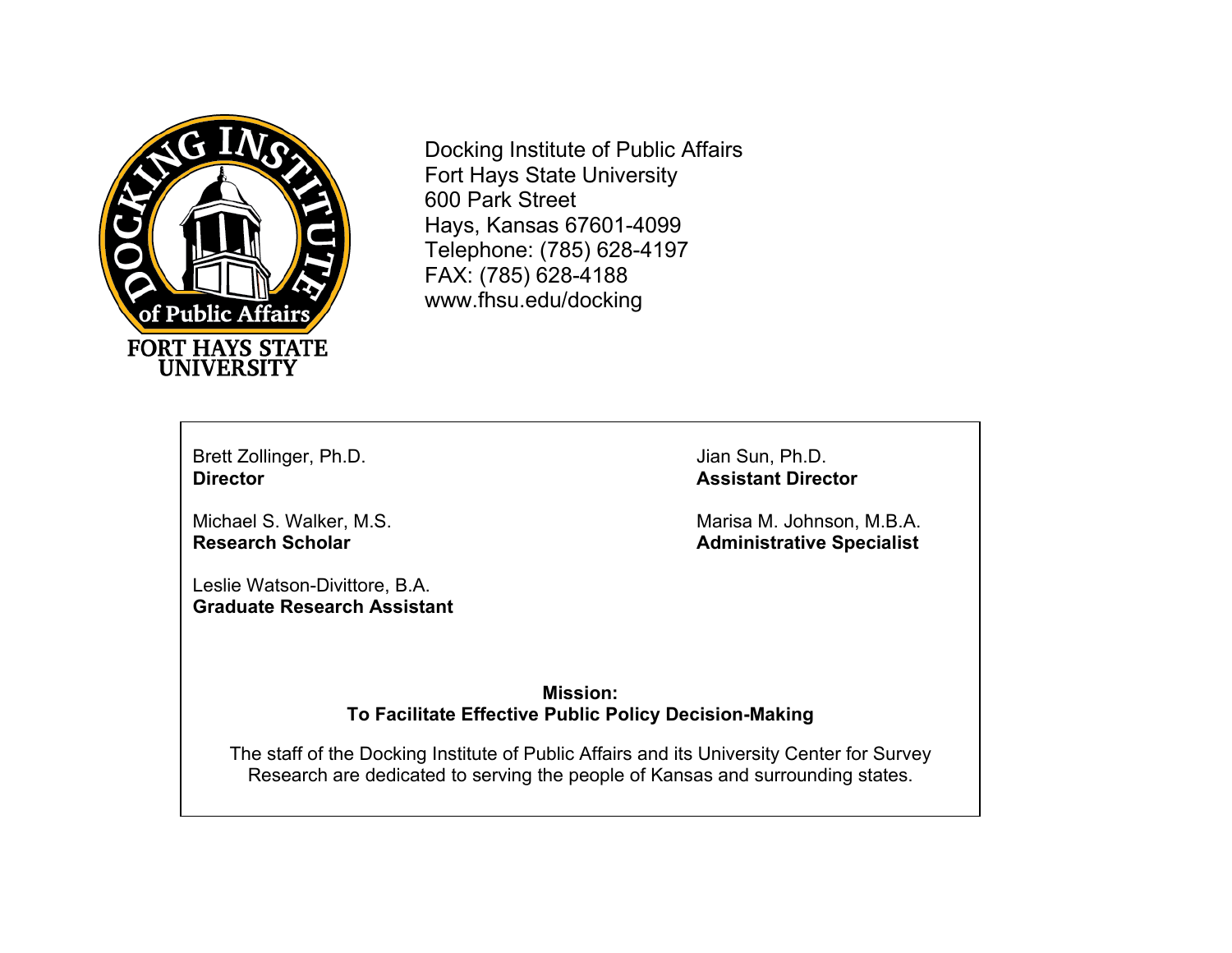Docking Institute of Public Affairs
Fort Hays State University
600 Park Street
Hays, Kansas 67601-4099
Telephone: (785) 628-4197
FAX: (785) 628-4188
www.fhsu.edu/docking

Brett Zollinger, Ph.D.
**Director**

Jian Sun, Ph.D.
**Assistant Director**

Michael S. Walker, M.S.
**Research Scholar**

Marisa M. Johnson, M.B.A.
**Administrative Specialist**

Leslie Watson-Divittore, B.A.
**Graduate Research Assistant**

**Mission:**
**To Facilitate Effective Public Policy Decision-Making**

The staff of the Docking Institute of Public Affairs and its University Center for Survey Research are dedicated to serving the people of Kansas and surrounding states.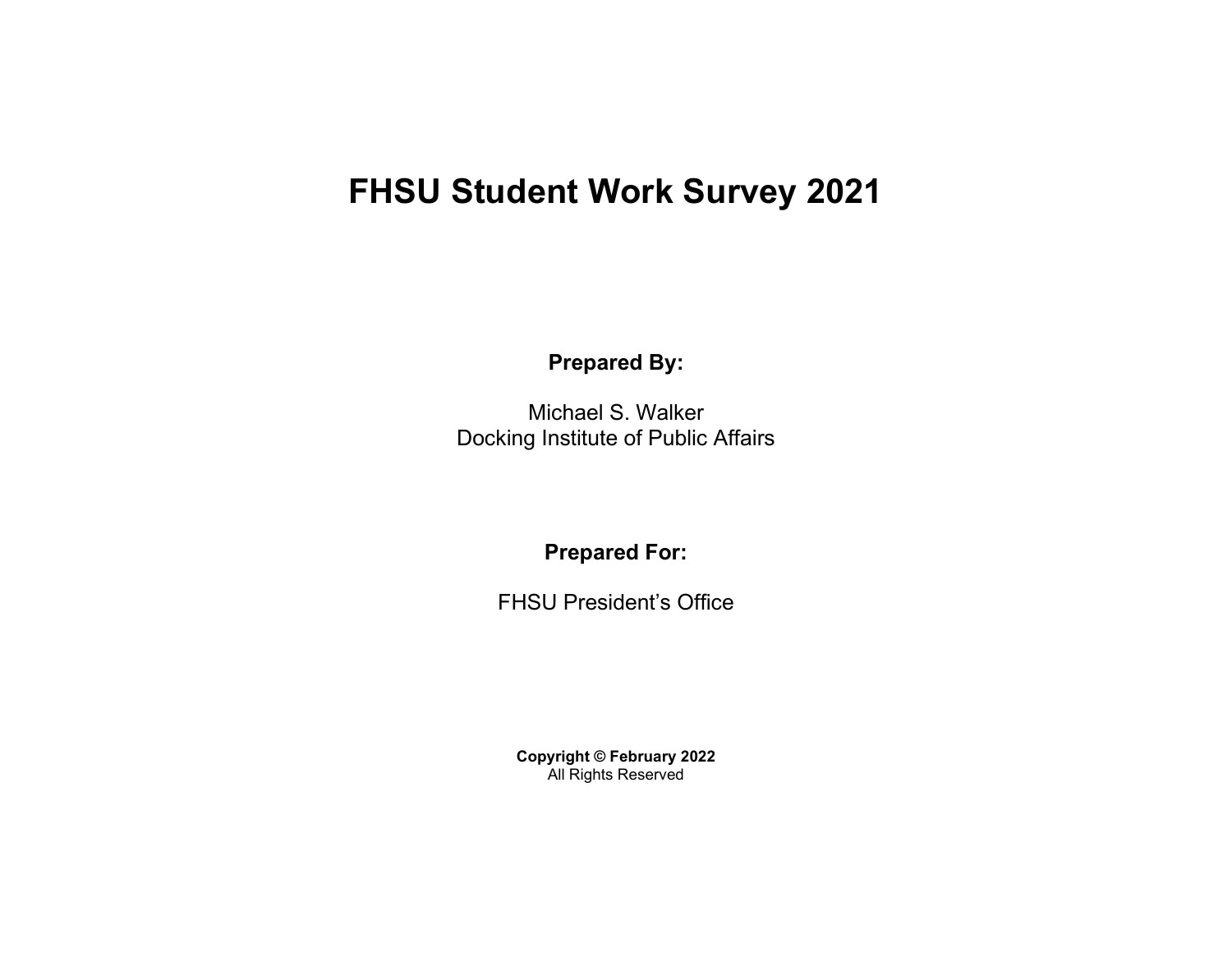# FHSU Student Work Survey 2021

**Prepared By:**

Michael S. Walker
Docking Institute of Public Affairs

**Prepared For:**

FHSU President's Office

**Copyright © February 2022**
All Rights Reserved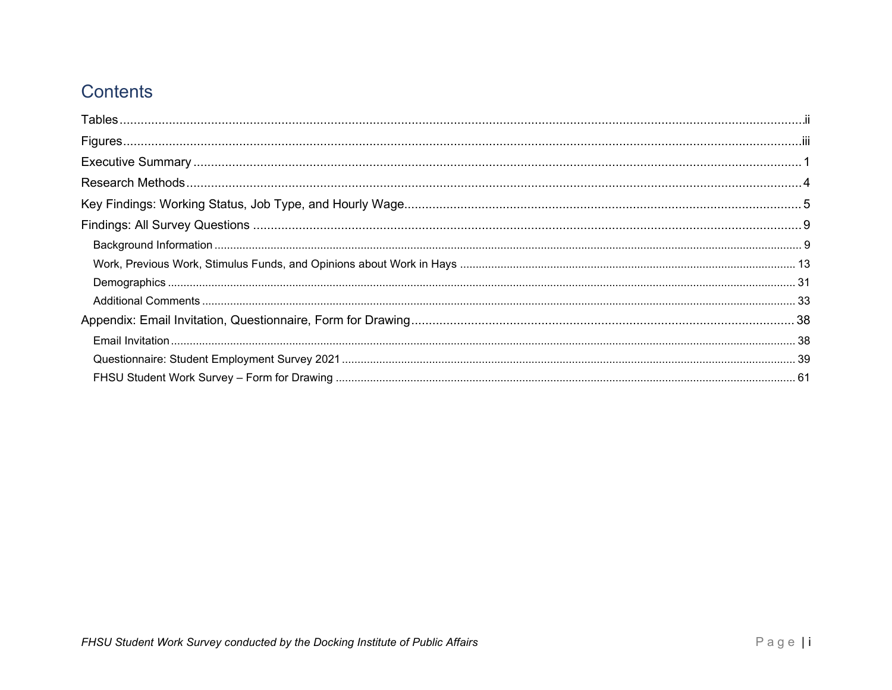# Contents

Tables ....................................................................................................................................................................ii
Figures ....................................................................................................................................................................iii
Executive Summary ....................................................................................................................................................1
Research Methods ......................................................................................................................................................4
Key Findings: Working Status, Job Type, and Hourly Wage ......................................................................................5
Findings: All Survey Questions ...................................................................................................................................9
- Background Information ........................................................................................................................................9
- Work, Previous Work, Stimulus Funds, and Opinions about Work in Hays ............................................................13
- Demographics ......................................................................................................................................................31
- Additional Comments ...........................................................................................................................................33

Appendix: Email Invitation, Questionnaire, Form for Drawing ....................................................................................38
- Email Invitation ....................................................................................................................................................38
- Questionnaire: Student Employment Survey 2021 ...............................................................................................39
- FHSU Student Work Survey – Form for Drawing ...................................................................................................61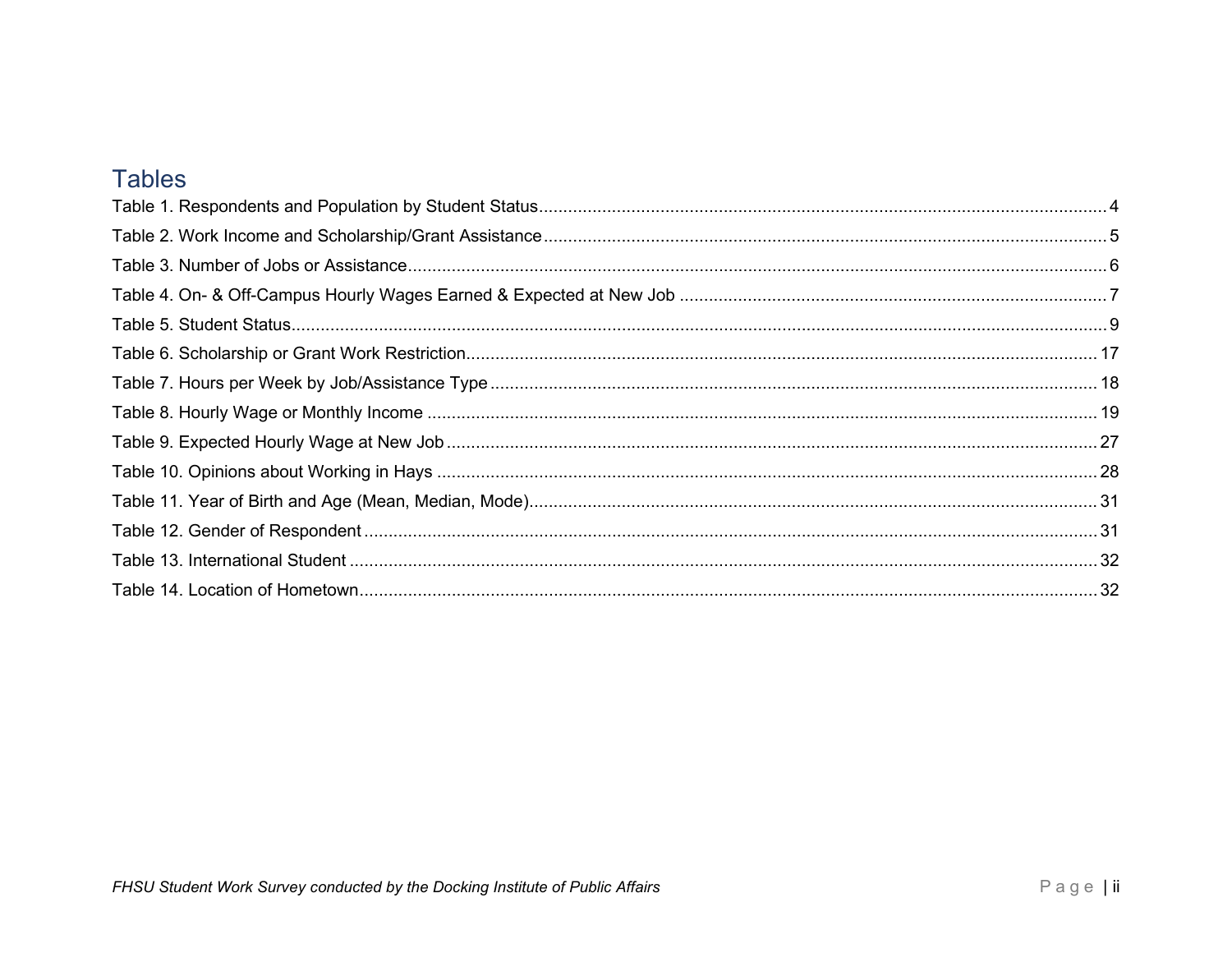## Tables

Table 1. Respondents and Population by Student Status.... 4
Table 2. Work Income and Scholarship/Grant Assistance.... 5
Table 3. Number of Jobs or Assistance.... 6
Table 4. On- & Off-Campus Hourly Wages Earned & Expected at New Job.... 7
Table 5. Student Status.... 9
Table 6. Scholarship or Grant Work Restriction.... 17
Table 7. Hours per Week by Job/Assistance Type.... 18
Table 8. Hourly Wage or Monthly Income.... 19
Table 9. Expected Hourly Wage at New Job.... 27
Table 10. Opinions about Working in Hays.... 28
Table 11. Year of Birth and Age (Mean, Median, Mode).... 31
Table 12. Gender of Respondent.... 31
Table 13. International Student.... 32
Table 14. Location of Hometown.... 32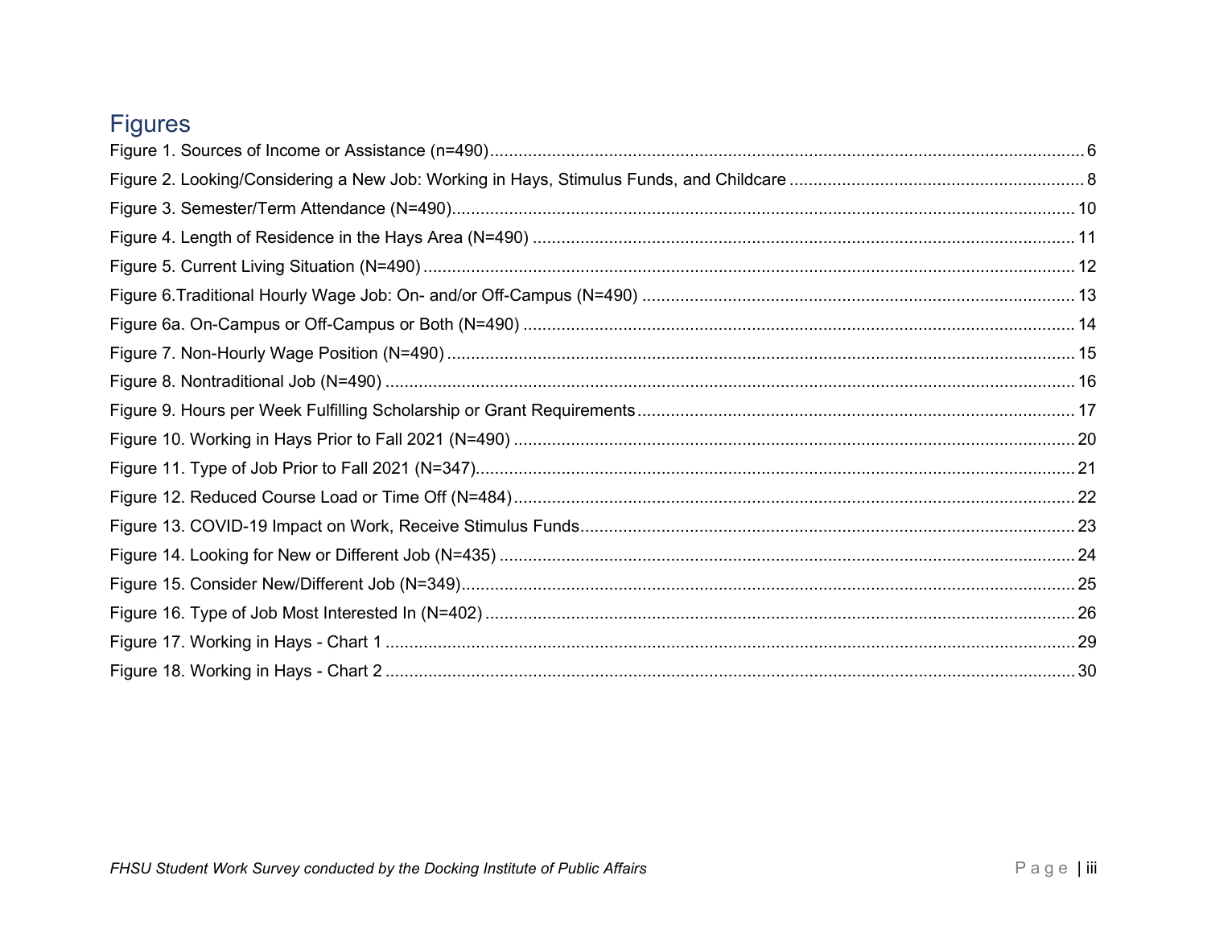## Figures

Figure 1. Sources of Income or Assistance (n=490) .......... 6
Figure 2. Looking/Considering a New Job: Working in Hays, Stimulus Funds, and Childcare .......... 8
Figure 3. Semester/Term Attendance (N=490) .......... 10
Figure 4. Length of Residence in the Hays Area (N=490) .......... 11
Figure 5. Current Living Situation (N=490) .......... 12
Figure 6.Traditional Hourly Wage Job: On- and/or Off-Campus (N=490) .......... 13
Figure 6a. On-Campus or Off-Campus or Both (N=490) .......... 14
Figure 7. Non-Hourly Wage Position (N=490) .......... 15
Figure 8. Nontraditional Job (N=490) .......... 16
Figure 9. Hours per Week Fulfilling Scholarship or Grant Requirements .......... 17
Figure 10. Working in Hays Prior to Fall 2021 (N=490) .......... 20
Figure 11. Type of Job Prior to Fall 2021 (N=347) .......... 21
Figure 12. Reduced Course Load or Time Off (N=484) .......... 22
Figure 13. COVID-19 Impact on Work, Receive Stimulus Funds .......... 23
Figure 14. Looking for New or Different Job (N=435) .......... 24
Figure 15. Consider New/Different Job (N=349) .......... 25
Figure 16. Type of Job Most Interested In (N=402) .......... 26
Figure 17. Working in Hays - Chart 1 .......... 29
Figure 18. Working in Hays - Chart 2 .......... 30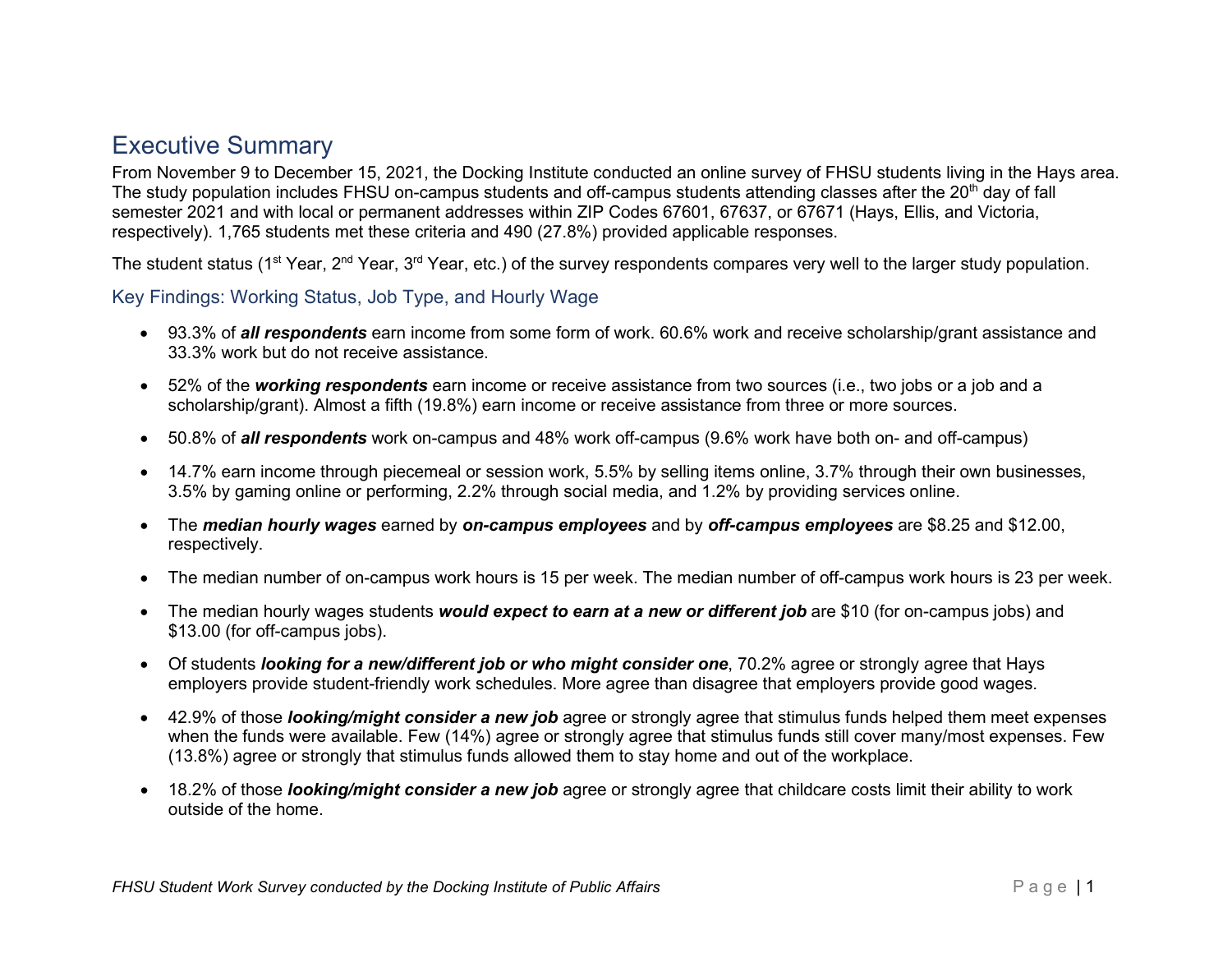# Executive Summary

From November 9 to December 15, 2021, the Docking Institute conducted an online survey of FHSU students living in the Hays area. The study population includes FHSU on-campus students and off-campus students attending classes after the 20th day of fall semester 2021 and with local or permanent addresses within ZIP Codes 67601, 67637, or 67671 (Hays, Ellis, and Victoria, respectively). 1,765 students met these criteria and 490 (27.8%) provided applicable responses.

The student status (1st Year, 2nd Year, 3rd Year, etc.) of the survey respondents compares very well to the larger study population.

## Key Findings: Working Status, Job Type, and Hourly Wage

- 93.3% of ***all respondents*** earn income from some form of work. 60.6% work and receive scholarship/grant assistance and 33.3% work but do not receive assistance.
- 52% of the ***working respondents*** earn income or receive assistance from two sources (i.e., two jobs or a job and a scholarship/grant). Almost a fifth (19.8%) earn income or receive assistance from three or more sources.
- 50.8% of ***all respondents*** work on-campus and 48% work off-campus (9.6% work have both on- and off-campus)
- 14.7% earn income through piecemeal or session work, 5.5% by selling items online, 3.7% through their own businesses, 3.5% by gaming online or performing, 2.2% through social media, and 1.2% by providing services online.
- The ***median hourly wages*** earned by ***on-campus employees*** and by ***off-campus employees*** are $8.25 and $12.00, respectively.
- The median number of on-campus work hours is 15 per week. The median number of off-campus work hours is 23 per week.
- The median hourly wages students ***would expect to earn at a new or different job*** are $10 (for on-campus jobs) and $13.00 (for off-campus jobs).
- Of students ***looking for a new/different job or who might consider one***, 70.2% agree or strongly agree that Hays employers provide student-friendly work schedules. More agree than disagree that employers provide good wages.
- 42.9% of those ***looking/might consider a new job*** agree or strongly agree that stimulus funds helped them meet expenses when the funds were available. Few (14%) agree or strongly agree that stimulus funds still cover many/most expenses. Few (13.8%) agree or strongly that stimulus funds allowed them to stay home and out of the workplace.
- 18.2% of those ***looking/might consider a new job*** agree or strongly agree that childcare costs limit their ability to work outside of the home.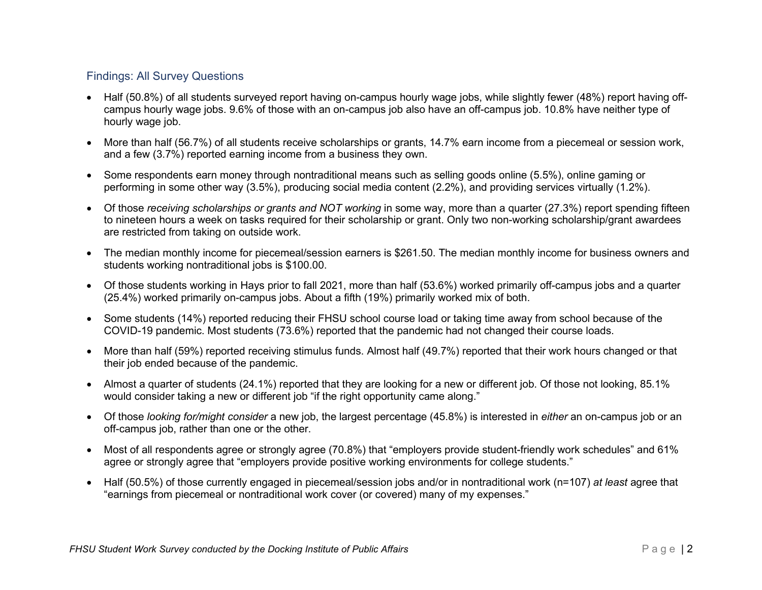## Findings: All Survey Questions

- Half (50.8%) of all students surveyed report having on-campus hourly wage jobs, while slightly fewer (48%) report having off-campus hourly wage jobs. 9.6% of those with an on-campus job also have an off-campus job. 10.8% have neither type of hourly wage job.
- More than half (56.7%) of all students receive scholarships or grants, 14.7% earn income from a piecemeal or session work, and a few (3.7%) reported earning income from a business they own.
- Some respondents earn money through nontraditional means such as selling goods online (5.5%), online gaming or performing in some other way (3.5%), producing social media content (2.2%), and providing services virtually (1.2%).
- Of those *receiving scholarships or grants and NOT working* in some way, more than a quarter (27.3%) report spending fifteen to nineteen hours a week on tasks required for their scholarship or grant. Only two non-working scholarship/grant awardees are restricted from taking on outside work.
- The median monthly income for piecemeal/session earners is $261.50. The median monthly income for business owners and students working nontraditional jobs is $100.00.
- Of those students working in Hays prior to fall 2021, more than half (53.6%) worked primarily off-campus jobs and a quarter (25.4%) worked primarily on-campus jobs. About a fifth (19%) primarily worked mix of both.
- Some students (14%) reported reducing their FHSU school course load or taking time away from school because of the COVID-19 pandemic. Most students (73.6%) reported that the pandemic had not changed their course loads.
- More than half (59%) reported receiving stimulus funds. Almost half (49.7%) reported that their work hours changed or that their job ended because of the pandemic.
- Almost a quarter of students (24.1%) reported that they are looking for a new or different job. Of those not looking, 85.1% would consider taking a new or different job "if the right opportunity came along."
- Of those *looking for/might consider* a new job, the largest percentage (45.8%) is interested in *either* an on-campus job or an off-campus job, rather than one or the other.
- Most of all respondents agree or strongly agree (70.8%) that "employers provide student-friendly work schedules" and 61% agree or strongly agree that "employers provide positive working environments for college students."
- Half (50.5%) of those currently engaged in piecemeal/session jobs and/or in nontraditional work (n=107) *at least* agree that "earnings from piecemeal or nontraditional work cover (or covered) many of my expenses."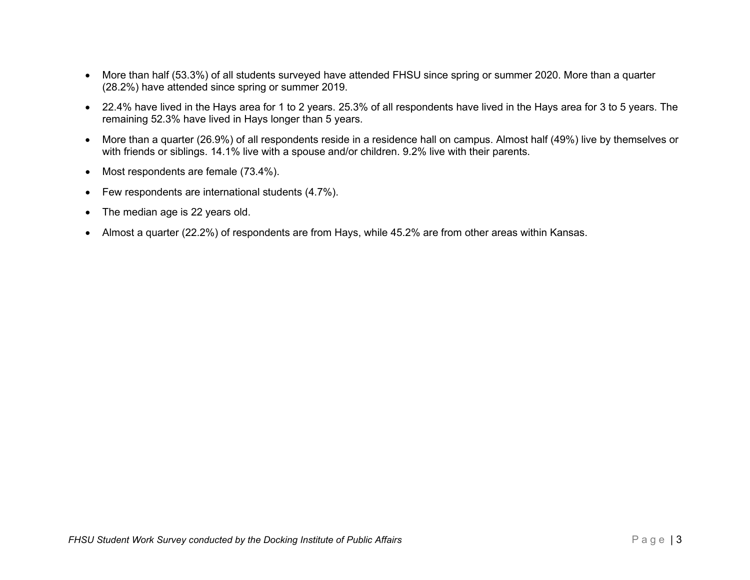- More than half (53.3%) of all students surveyed have attended FHSU since spring or summer 2020. More than a quarter (28.2%) have attended since spring or summer 2019.
- 22.4% have lived in the Hays area for 1 to 2 years. 25.3% of all respondents have lived in the Hays area for 3 to 5 years. The remaining 52.3% have lived in Hays longer than 5 years.
- More than a quarter (26.9%) of all respondents reside in a residence hall on campus. Almost half (49%) live by themselves or with friends or siblings. 14.1% live with a spouse and/or children. 9.2% live with their parents.
- Most respondents are female (73.4%).
- Few respondents are international students (4.7%).
- The median age is 22 years old.
- Almost a quarter (22.2%) of respondents are from Hays, while 45.2% are from other areas within Kansas.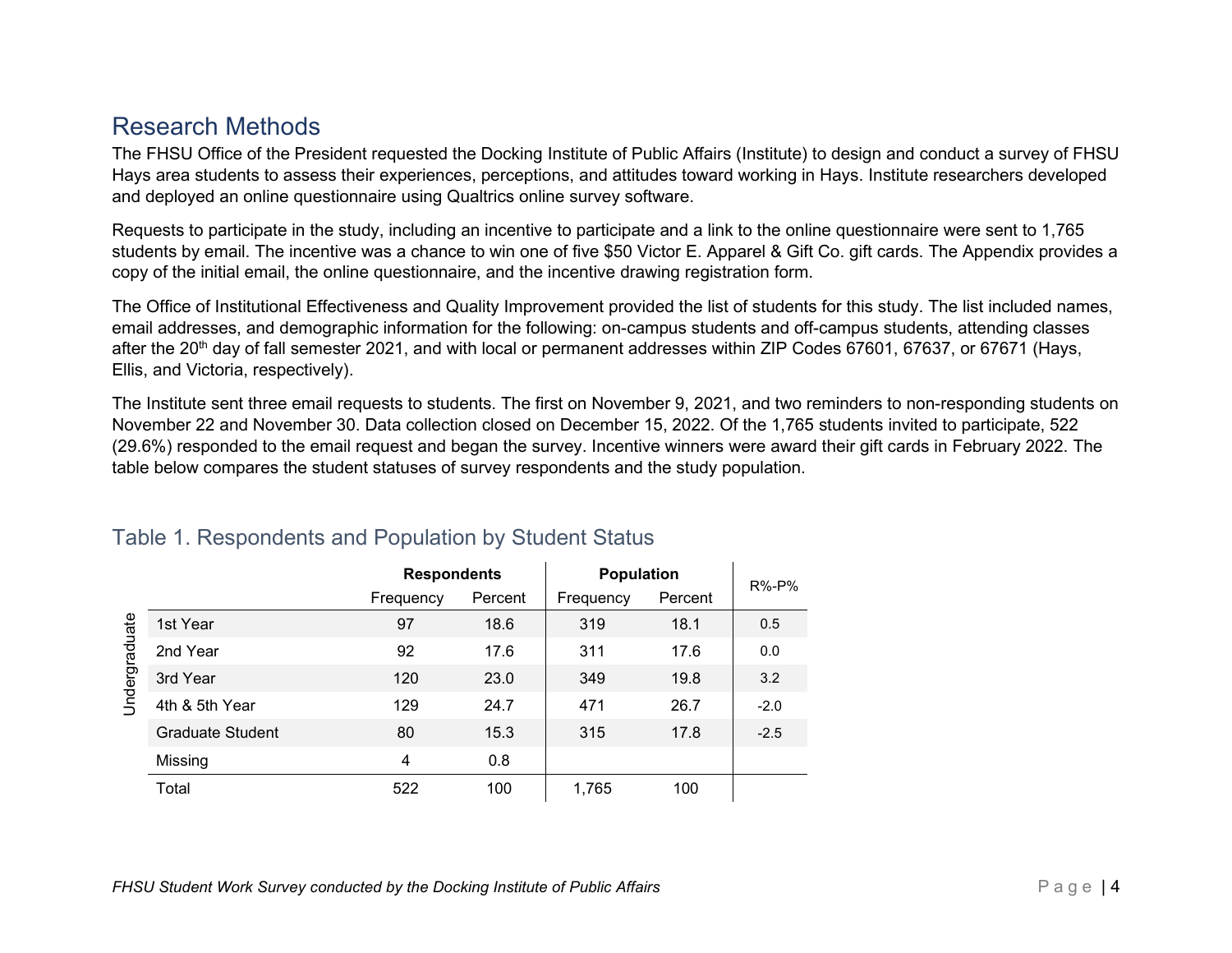## Research Methods

The FHSU Office of the President requested the Docking Institute of Public Affairs (Institute) to design and conduct a survey of FHSU Hays area students to assess their experiences, perceptions, and attitudes toward working in Hays. Institute researchers developed and deployed an online questionnaire using Qualtrics online survey software.

Requests to participate in the study, including an incentive to participate and a link to the online questionnaire were sent to 1,765 students by email. The incentive was a chance to win one of five $50 Victor E. Apparel & Gift Co. gift cards. The Appendix provides a copy of the initial email, the online questionnaire, and the incentive drawing registration form.

The Office of Institutional Effectiveness and Quality Improvement provided the list of students for this study. The list included names, email addresses, and demographic information for the following: on-campus students and off-campus students, attending classes after the 20th day of fall semester 2021, and with local or permanent addresses within ZIP Codes 67601, 67637, or 67671 (Hays, Ellis, and Victoria, respectively).

The Institute sent three email requests to students. The first on November 9, 2021, and two reminders to non-responding students on November 22 and November 30. Data collection closed on December 15, 2022. Of the 1,765 students invited to participate, 522 (29.6%) responded to the email request and began the survey. Incentive winners were award their gift cards in February 2022. The table below compares the student statuses of survey respondents and the study population.

### Table 1. Respondents and Population by Student Status

| | | Respondents | | Population | | R%-P% |
|---|---|---|---|---|---|---|
| | | Frequency | Percent | Frequency | Percent | |
| Undergraduate | 1st Year | 97 | 18.6 | 319 | 18.1 | 0.5 |
| | 2nd Year | 92 | 17.6 | 311 | 17.6 | 0.0 |
| | 3rd Year | 120 | 23.0 | 349 | 19.8 | 3.2 |
| | 4th & 5th Year | 129 | 24.7 | 471 | 26.7 | -2.0 |
| | Graduate Student | 80 | 15.3 | 315 | 17.8 | -2.5 |
| | Missing | 4 | 0.8 | | | |
| | Total | 522 | 100 | 1,765 | 100 | |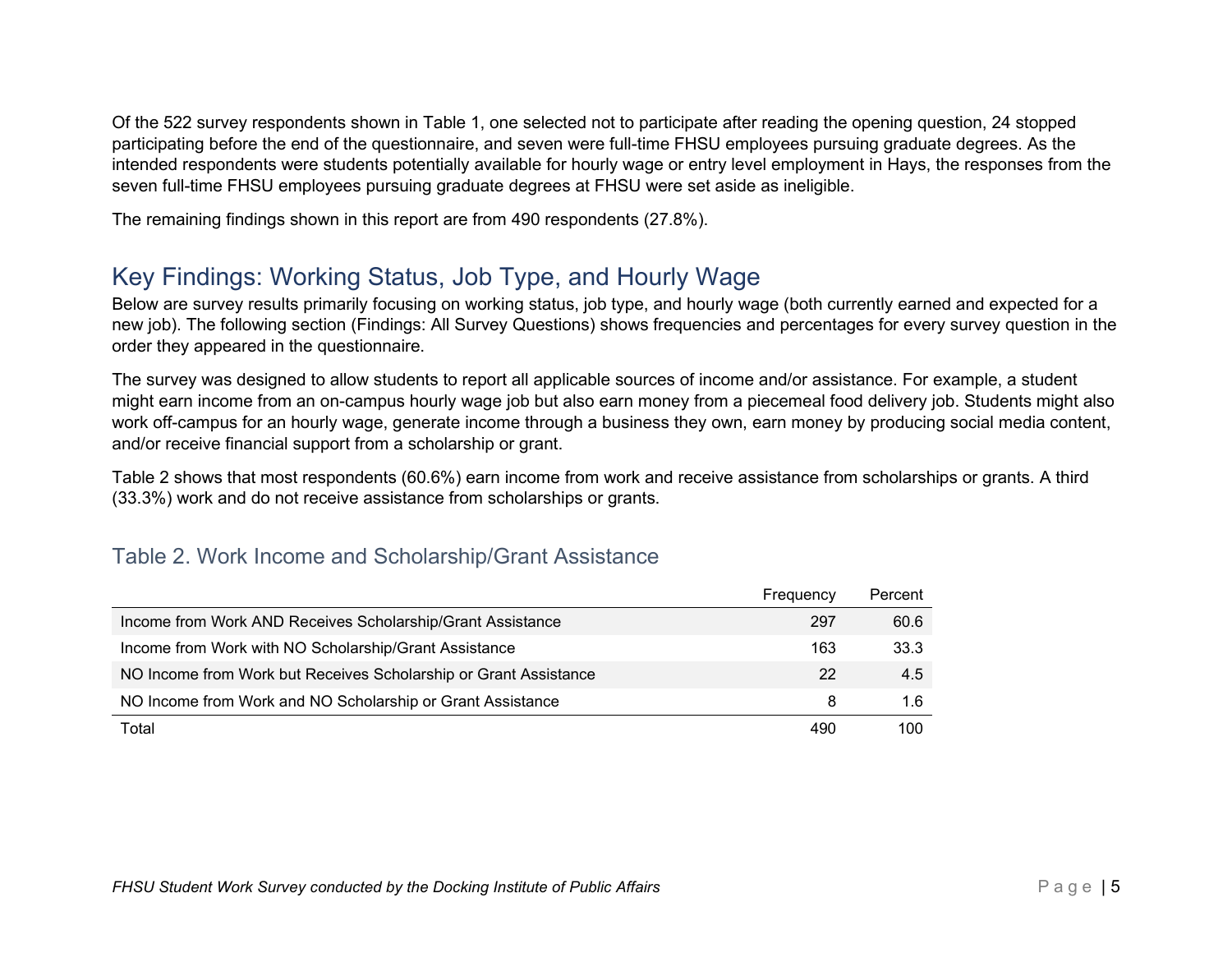Of the 522 survey respondents shown in Table 1, one selected not to participate after reading the opening question, 24 stopped participating before the end of the questionnaire, and seven were full-time FHSU employees pursuing graduate degrees. As the intended respondents were students potentially available for hourly wage or entry level employment in Hays, the responses from the seven full-time FHSU employees pursuing graduate degrees at FHSU were set aside as ineligible.

The remaining findings shown in this report are from 490 respondents (27.8%).

## Key Findings: Working Status, Job Type, and Hourly Wage

Below are survey results primarily focusing on working status, job type, and hourly wage (both currently earned and expected for a new job). The following section (Findings: All Survey Questions) shows frequencies and percentages for every survey question in the order they appeared in the questionnaire.

The survey was designed to allow students to report all applicable sources of income and/or assistance. For example, a student might earn income from an on-campus hourly wage job but also earn money from a piecemeal food delivery job. Students might also work off-campus for an hourly wage, generate income through a business they own, earn money by producing social media content, and/or receive financial support from a scholarship or grant.

Table 2 shows that most respondents (60.6%) earn income from work and receive assistance from scholarships or grants. A third (33.3%) work and do not receive assistance from scholarships or grants.

### Table 2. Work Income and Scholarship/Grant Assistance

| | Frequency | Percent |
|---|---|---|
| Income from Work AND Receives Scholarship/Grant Assistance | 297 | 60.6 |
| Income from Work with NO Scholarship/Grant Assistance | 163 | 33.3 |
| NO Income from Work but Receives Scholarship or Grant Assistance | 22 | 4.5 |
| NO Income from Work and NO Scholarship or Grant Assistance | 8 | 1.6 |
| Total | 490 | 100 |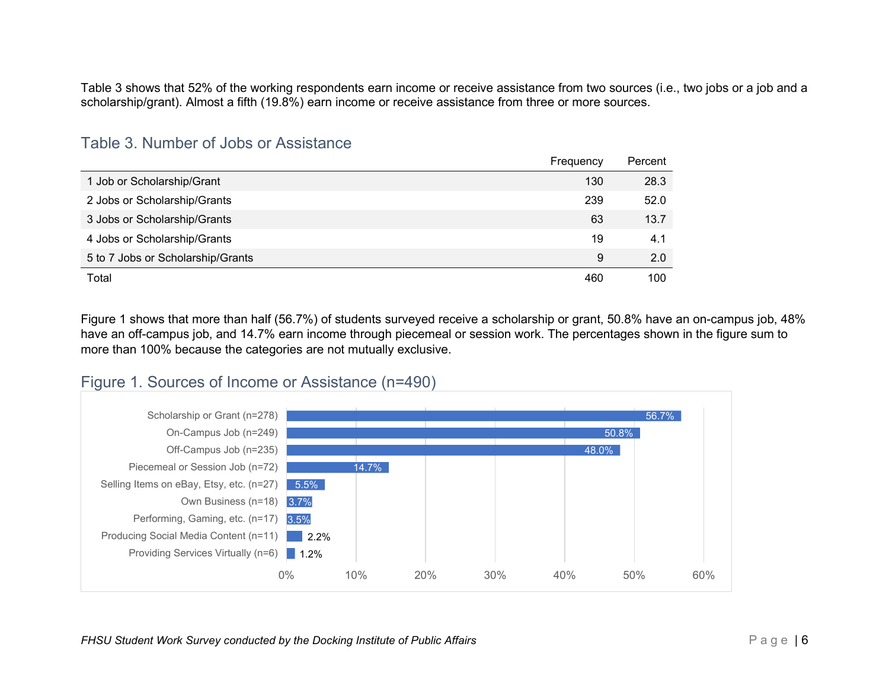Table 3 shows that 52% of the working respondents earn income or receive assistance from two sources (i.e., two jobs or a job and a scholarship/grant). Almost a fifth (19.8%) earn income or receive assistance from three or more sources.

## Table 3. Number of Jobs or Assistance

| | Frequency | Percent |
|---|---|---|
| 1 Job or Scholarship/Grant | 130 | 28.3 |
| 2 Jobs or Scholarship/Grants | 239 | 52.0 |
| 3 Jobs or Scholarship/Grants | 63 | 13.7 |
| 4 Jobs or Scholarship/Grants | 19 | 4.1 |
| 5 to 7 Jobs or Scholarship/Grants | 9 | 2.0 |
| Total | 460 | 100 |

Figure 1 shows that more than half (56.7%) of students surveyed receive a scholarship or grant, 50.8% have an on-campus job, 48% have an off-campus job, and 14.7% earn income through piecemeal or session work. The percentages shown in the figure sum to more than 100% because the categories are not mutually exclusive.

## Figure 1. Sources of Income or Assistance (n=490)

| Source | Percent |
|---|---|
| Scholarship or Grant (n=278) | 56.7% |
| On-Campus Job (n=249) | 50.8% |
| Off-Campus Job (n=235) | 48.0% |
| Piecemeal or Session Job (n=72) | 14.7% |
| Selling Items on eBay, Etsy, etc. (n=27) | 5.5% |
| Own Business (n=18) | 3.7% |
| Performing, Gaming, etc. (n=17) | 3.5% |
| Producing Social Media Content (n=11) | 2.2% |
| Providing Services Virtually (n=6) | 1.2% |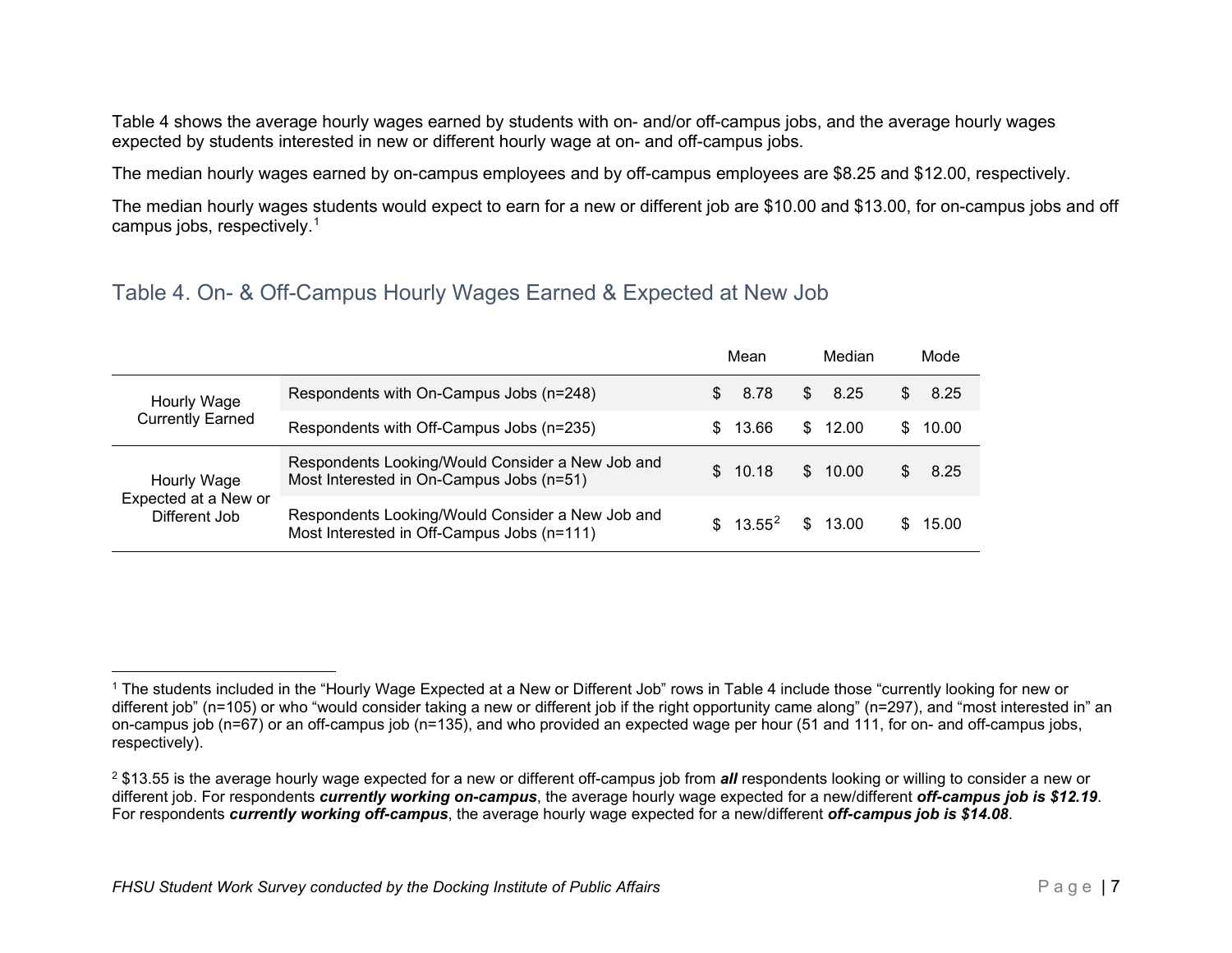Table 4 shows the average hourly wages earned by students with on- and/or off-campus jobs, and the average hourly wages expected by students interested in new or different hourly wage at on- and off-campus jobs.

The median hourly wages earned by on-campus employees and by off-campus employees are $8.25 and $12.00, respectively.

The median hourly wages students would expect to earn for a new or different job are $10.00 and $13.00, for on-campus jobs and off campus jobs, respectively.[1]

## Table 4. On- & Off-Campus Hourly Wages Earned & Expected at New Job

| | | Mean | Median | Mode |
|---|---|---|---|---|
| Hourly Wage Currently Earned | Respondents with On-Campus Jobs (n=248) | $ 8.78 | $ 8.25 | $ 8.25 |
| | Respondents with Off-Campus Jobs (n=235) | $ 13.66 | $ 12.00 | $ 10.00 |
| Hourly Wage Expected at a New or Different Job | Respondents Looking/Would Consider a New Job and Most Interested in On-Campus Jobs (n=51) | $ 10.18 | $ 10.00 | $ 8.25 |
| | Respondents Looking/Would Consider a New Job and Most Interested in Off-Campus Jobs (n=111) | $ 13.55[2] | $ 13.00 | $ 15.00 |

---

[1] The students included in the "Hourly Wage Expected at a New or Different Job" rows in Table 4 include those "currently looking for new or different job" (n=105) or who "would consider taking a new or different job if the right opportunity came along" (n=297), and "most interested in" an on-campus job (n=67) or an off-campus job (n=135), and who provided an expected wage per hour (51 and 111, for on- and off-campus jobs, respectively).

[2] $13.55 is the average hourly wage expected for a new or different off-campus job from ***all*** respondents looking or willing to consider a new or different job. For respondents ***currently working on-campus***, the average hourly wage expected for a new/different ***off-campus job is $12.19***. For respondents ***currently working off-campus***, the average hourly wage expected for a new/different ***off-campus job is $14.08***.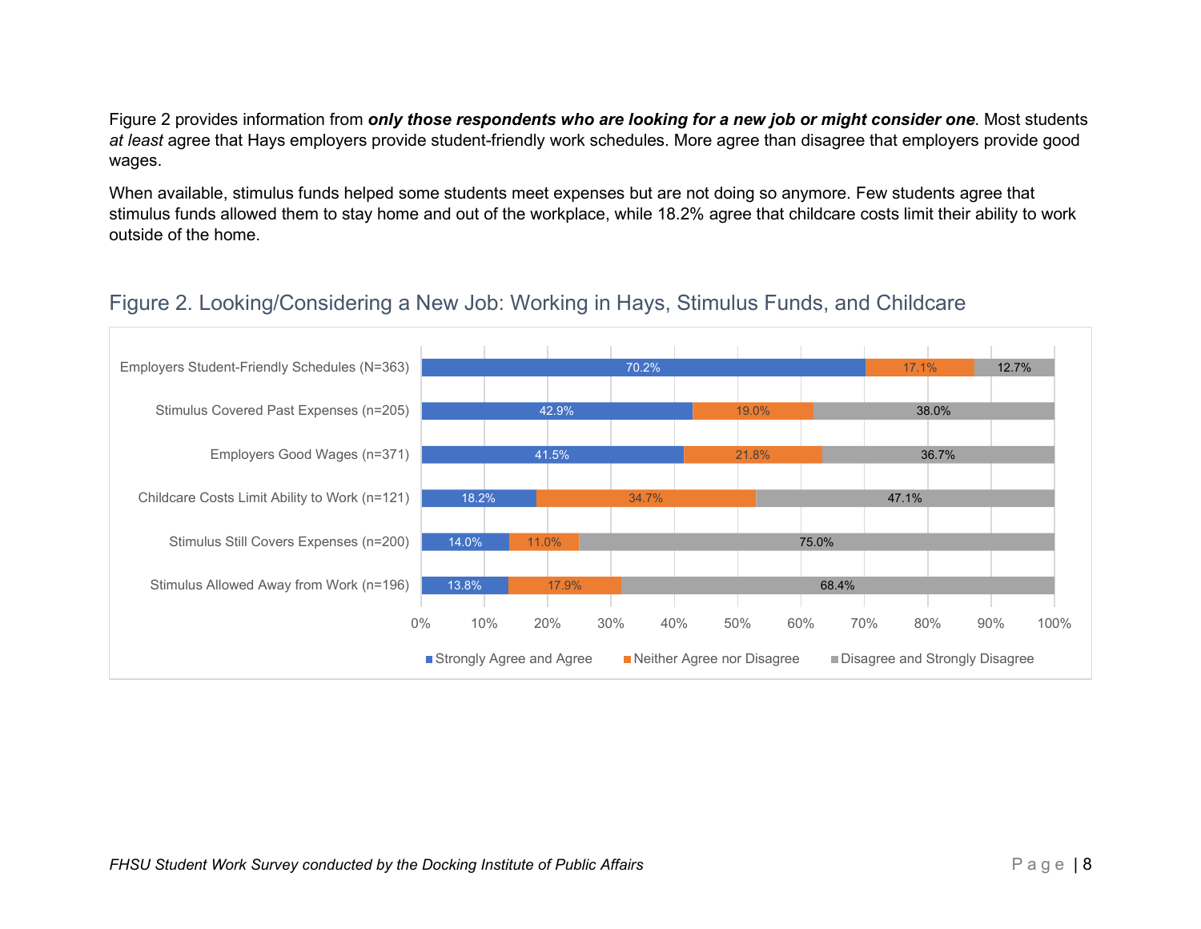Figure 2 provides information from ***only those respondents who are looking for a new job or might consider one***. Most students *at least* agree that Hays employers provide student-friendly work schedules. More agree than disagree that employers provide good wages.

When available, stimulus funds helped some students meet expenses but are not doing so anymore. Few students agree that stimulus funds allowed them to stay home and out of the workplace, while 18.2% agree that childcare costs limit their ability to work outside of the home.

## Figure 2. Looking/Considering a New Job: Working in Hays, Stimulus Funds, and Childcare

| | Strongly Agree and Agree | Neither Agree nor Disagree | Disagree and Strongly Disagree |
|---|---|---|---|
| Employers Student-Friendly Schedules (N=363) | 70.2% | 17.1% | 12.7% |
| Stimulus Covered Past Expenses (n=205) | 42.9% | 19.0% | 38.0% |
| Employers Good Wages (n=371) | 41.5% | 21.8% | 36.7% |
| Childcare Costs Limit Ability to Work (n=121) | 18.2% | 34.7% | 47.1% |
| Stimulus Still Covers Expenses (n=200) | 14.0% | 11.0% | 75.0% |
| Stimulus Allowed Away from Work (n=196) | 13.8% | 17.9% | 68.4% |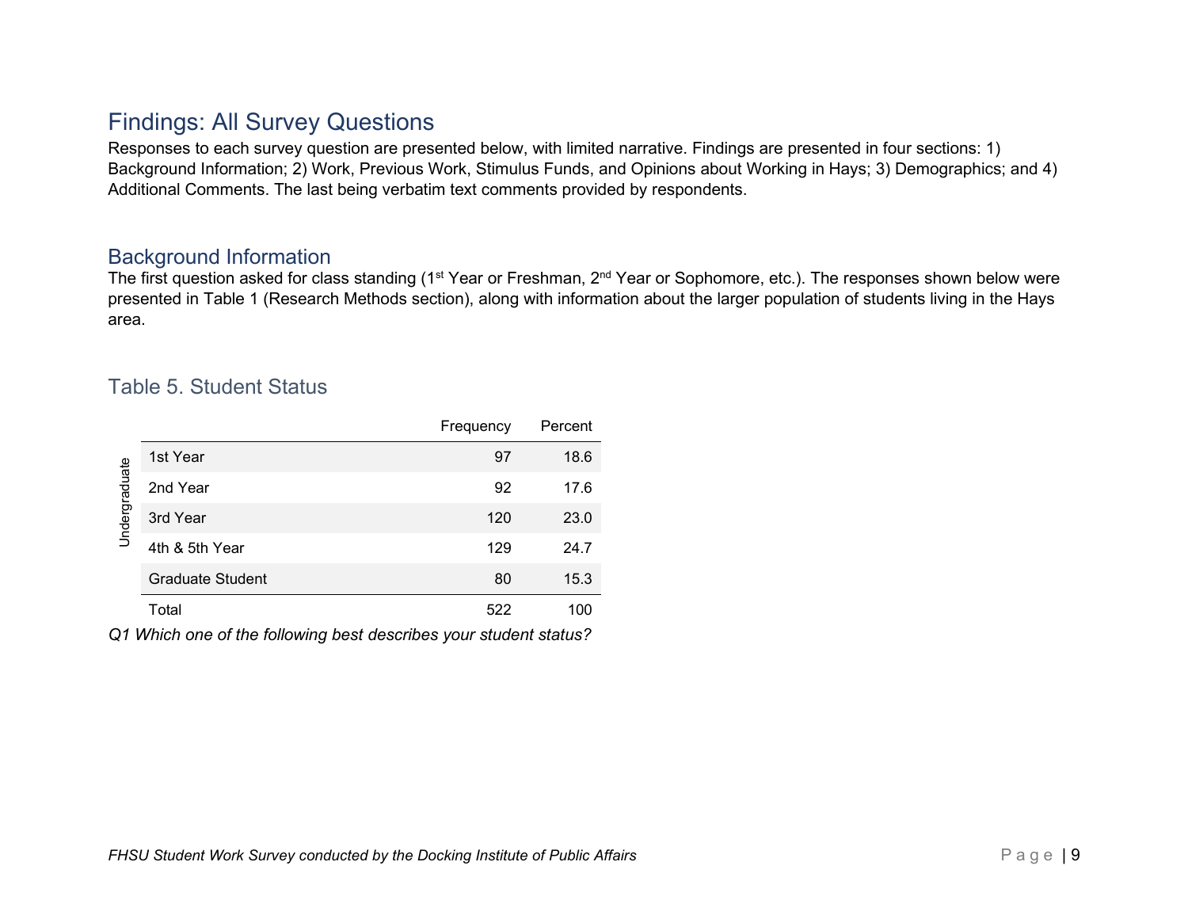## Findings: All Survey Questions

Responses to each survey question are presented below, with limited narrative. Findings are presented in four sections: 1) Background Information; 2) Work, Previous Work, Stimulus Funds, and Opinions about Working in Hays; 3) Demographics; and 4) Additional Comments. The last being verbatim text comments provided by respondents.

### Background Information

The first question asked for class standing (1st Year or Freshman, 2nd Year or Sophomore, etc.). The responses shown below were presented in Table 1 (Research Methods section), along with information about the larger population of students living in the Hays area.

### Table 5. Student Status

| | | Frequency | Percent |
|---|---|---|---|
| Undergraduate | 1st Year | 97 | 18.6 |
| | 2nd Year | 92 | 17.6 |
| | 3rd Year | 120 | 23.0 |
| | 4th & 5th Year | 129 | 24.7 |
| | Graduate Student | 80 | 15.3 |
| | Total | 522 | 100 |

*Q1 Which one of the following best describes your student status?*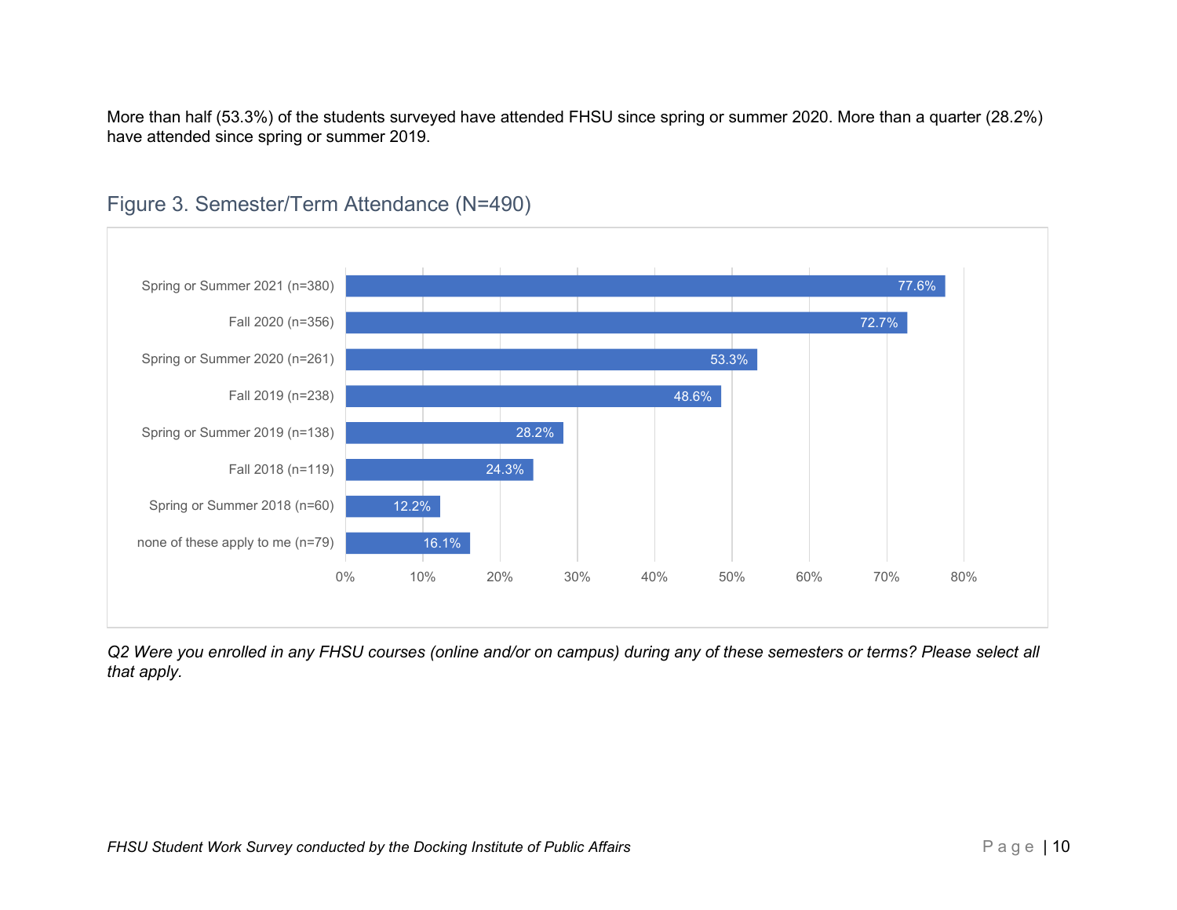More than half (53.3%) of the students surveyed have attended FHSU since spring or summer 2020. More than a quarter (28.2%) have attended since spring or summer 2019.

## Figure 3. Semester/Term Attendance (N=490)

| Semester/Term | Percent |
|---|---|
| Spring or Summer 2021 (n=380) | 77.6% |
| Fall 2020 (n=356) | 72.7% |
| Spring or Summer 2020 (n=261) | 53.3% |
| Fall 2019 (n=238) | 48.6% |
| Spring or Summer 2019 (n=138) | 28.2% |
| Fall 2018 (n=119) | 24.3% |
| Spring or Summer 2018 (n=60) | 12.2% |
| none of these apply to me (n=79) | 16.1% |

*Q2 Were you enrolled in any FHSU courses (online and/or on campus) during any of these semesters or terms? Please select all that apply.*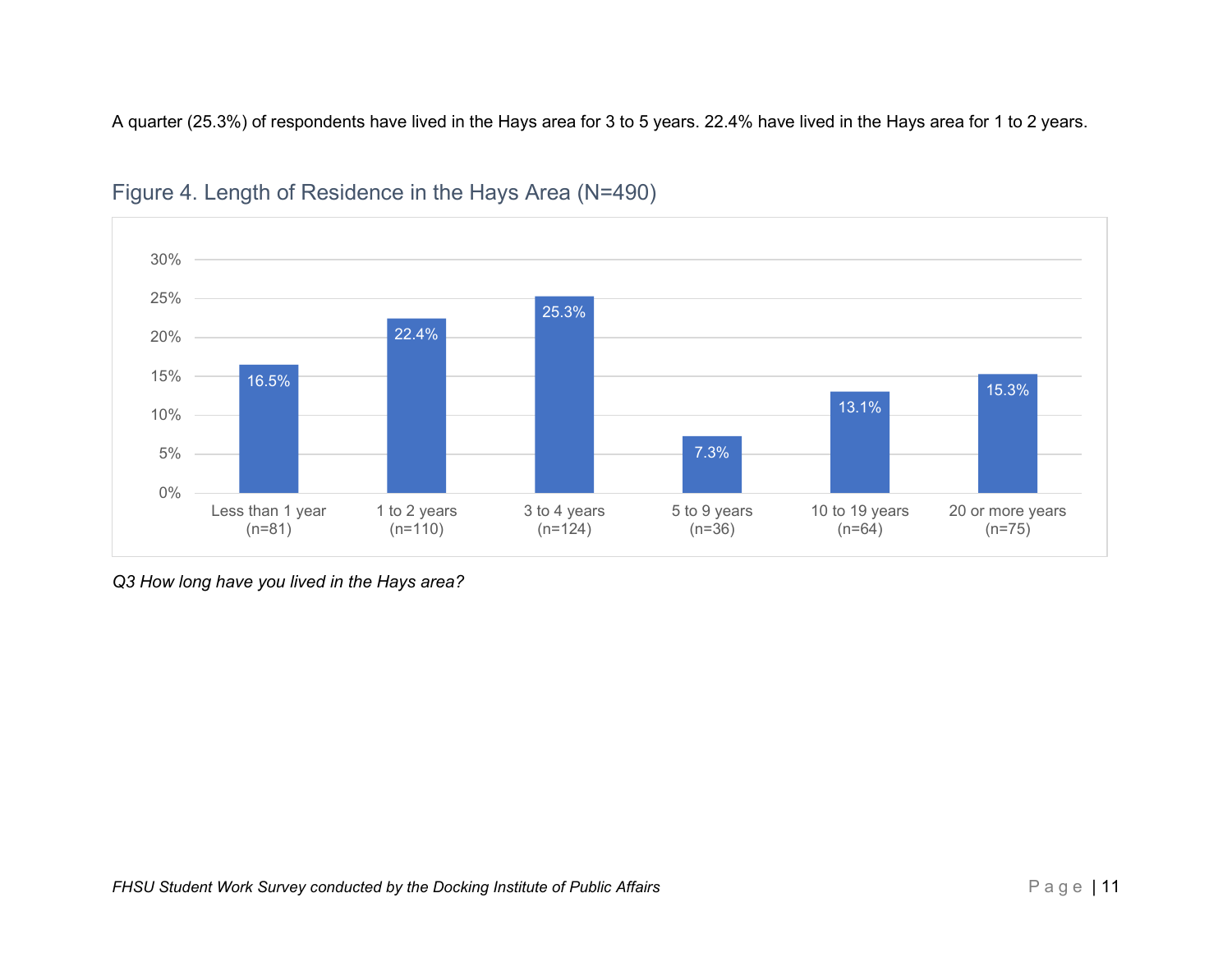A quarter (25.3%) of respondents have lived in the Hays area for 3 to 5 years. 22.4% have lived in the Hays area for 1 to 2 years.

Figure 4. Length of Residence in the Hays Area (N=490)

| Length of Residence | Percent |
|---|---|
| Less than 1 year (n=81) | 16.5% |
| 1 to 2 years (n=110) | 22.4% |
| 3 to 4 years (n=124) | 25.3% |
| 5 to 9 years (n=36) | 7.3% |
| 10 to 19 years (n=64) | 13.1% |
| 20 or more years (n=75) | 15.3% |

*Q3 How long have you lived in the Hays area?*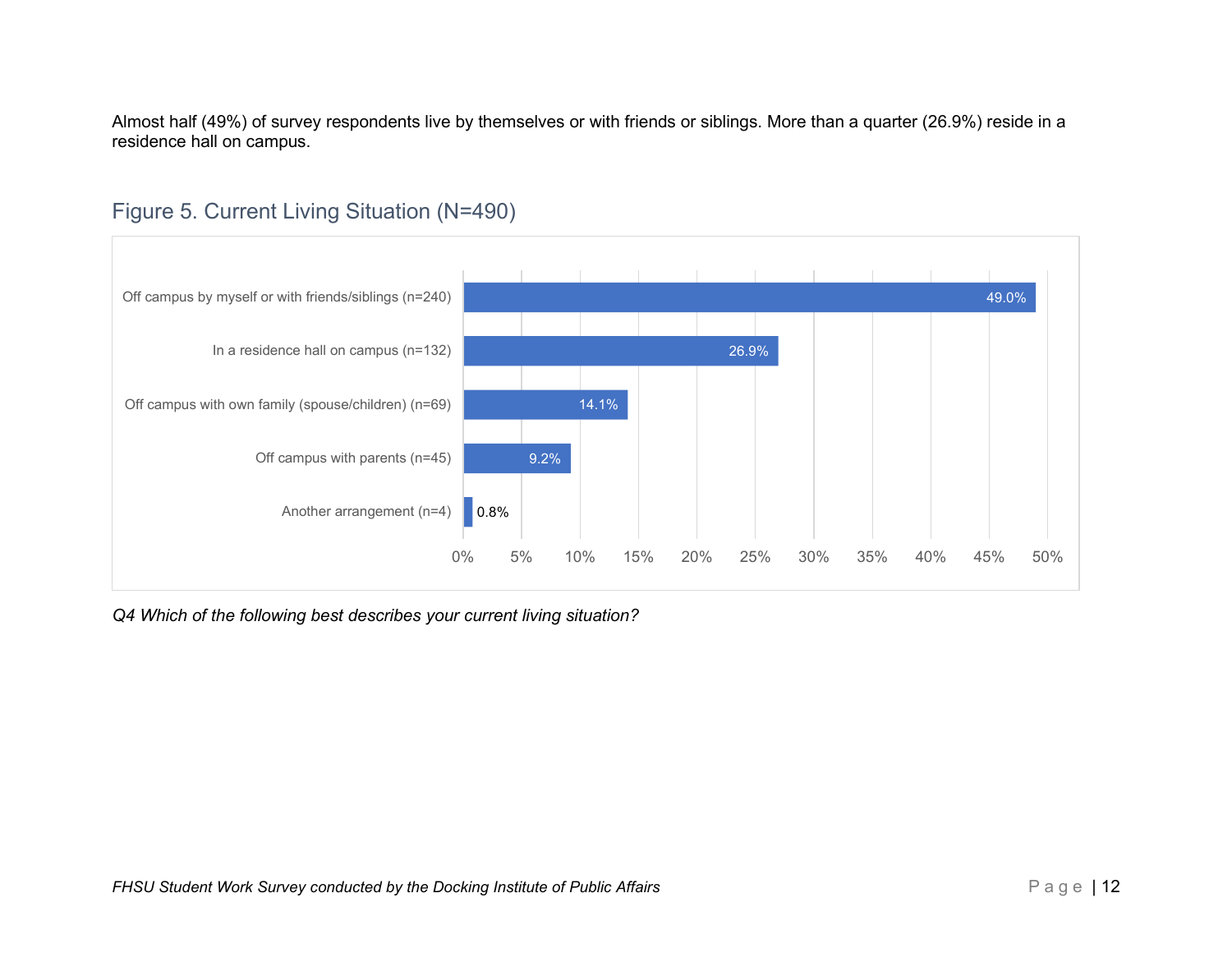Almost half (49%) of survey respondents live by themselves or with friends or siblings. More than a quarter (26.9%) reside in a residence hall on campus.

## Figure 5. Current Living Situation (N=490)

| Living Situation | Percent |
|---|---|
| Off campus by myself or with friends/siblings (n=240) | 49.0% |
| In a residence hall on campus (n=132) | 26.9% |
| Off campus with own family (spouse/children) (n=69) | 14.1% |
| Off campus with parents (n=45) | 9.2% |
| Another arrangement (n=4) | 0.8% |

*Q4 Which of the following best describes your current living situation?*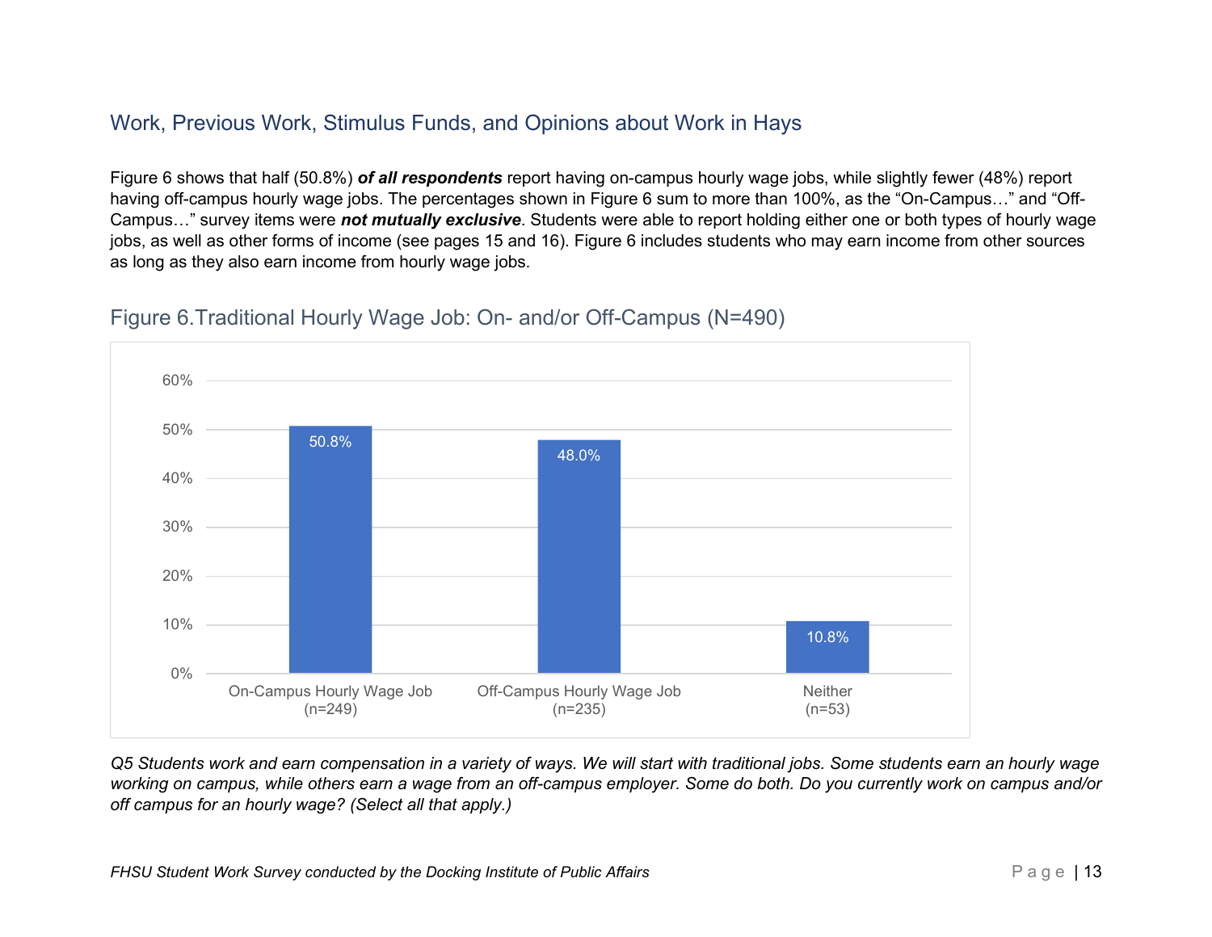## Work, Previous Work, Stimulus Funds, and Opinions about Work in Hays

Figure 6 shows that half (50.8%) ***of all respondents*** report having on-campus hourly wage jobs, while slightly fewer (48%) report having off-campus hourly wage jobs. The percentages shown in Figure 6 sum to more than 100%, as the "On-Campus…" and "Off-Campus…" survey items were ***not mutually exclusive***. Students were able to report holding either one or both types of hourly wage jobs, as well as other forms of income (see pages 15 and 16). Figure 6 includes students who may earn income from other sources as long as they also earn income from hourly wage jobs.

### Figure 6.Traditional Hourly Wage Job: On- and/or Off-Campus (N=490)

| Category | Percent |
|---|---|
| On-Campus Hourly Wage Job (n=249) | 50.8% |
| Off-Campus Hourly Wage Job (n=235) | 48.0% |
| Neither (n=53) | 10.8% |

*Q5 Students work and earn compensation in a variety of ways. We will start with traditional jobs. Some students earn an hourly wage working on campus, while others earn a wage from an off-campus employer. Some do both. Do you currently work on campus and/or off campus for an hourly wage? (Select all that apply.)*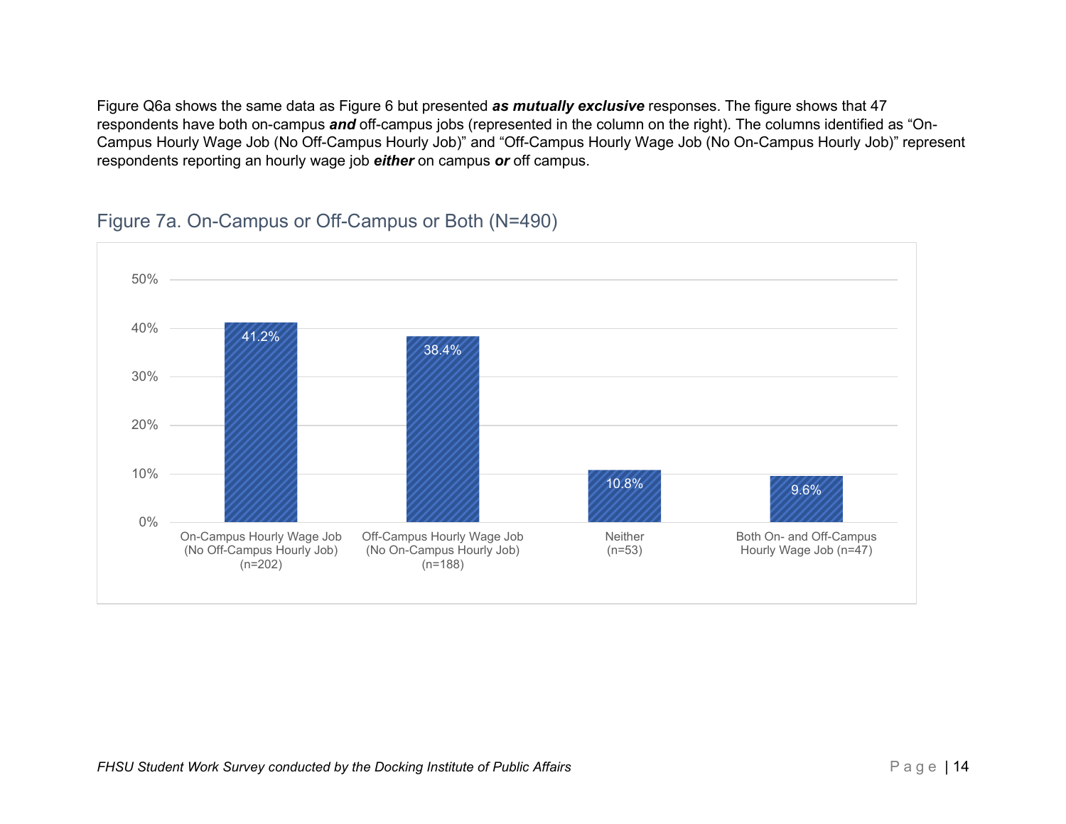Figure Q6a shows the same data as Figure 6 but presented ***as mutually exclusive*** responses. The figure shows that 47 respondents have both on-campus ***and*** off-campus jobs (represented in the column on the right). The columns identified as “On-Campus Hourly Wage Job (No Off-Campus Hourly Job)” and “Off-Campus Hourly Wage Job (No On-Campus Hourly Job)” represent respondents reporting an hourly wage job ***either*** on campus ***or*** off campus.

## Figure 7a. On-Campus or Off-Campus or Both (N=490)

| Category | Percent |
|---|---|
| On-Campus Hourly Wage Job (No Off-Campus Hourly Job) (n=202) | 41.2% |
| Off-Campus Hourly Wage Job (No On-Campus Hourly Job) (n=188) | 38.4% |
| Neither (n=53) | 10.8% |
| Both On- and Off-Campus Hourly Wage Job (n=47) | 9.6% |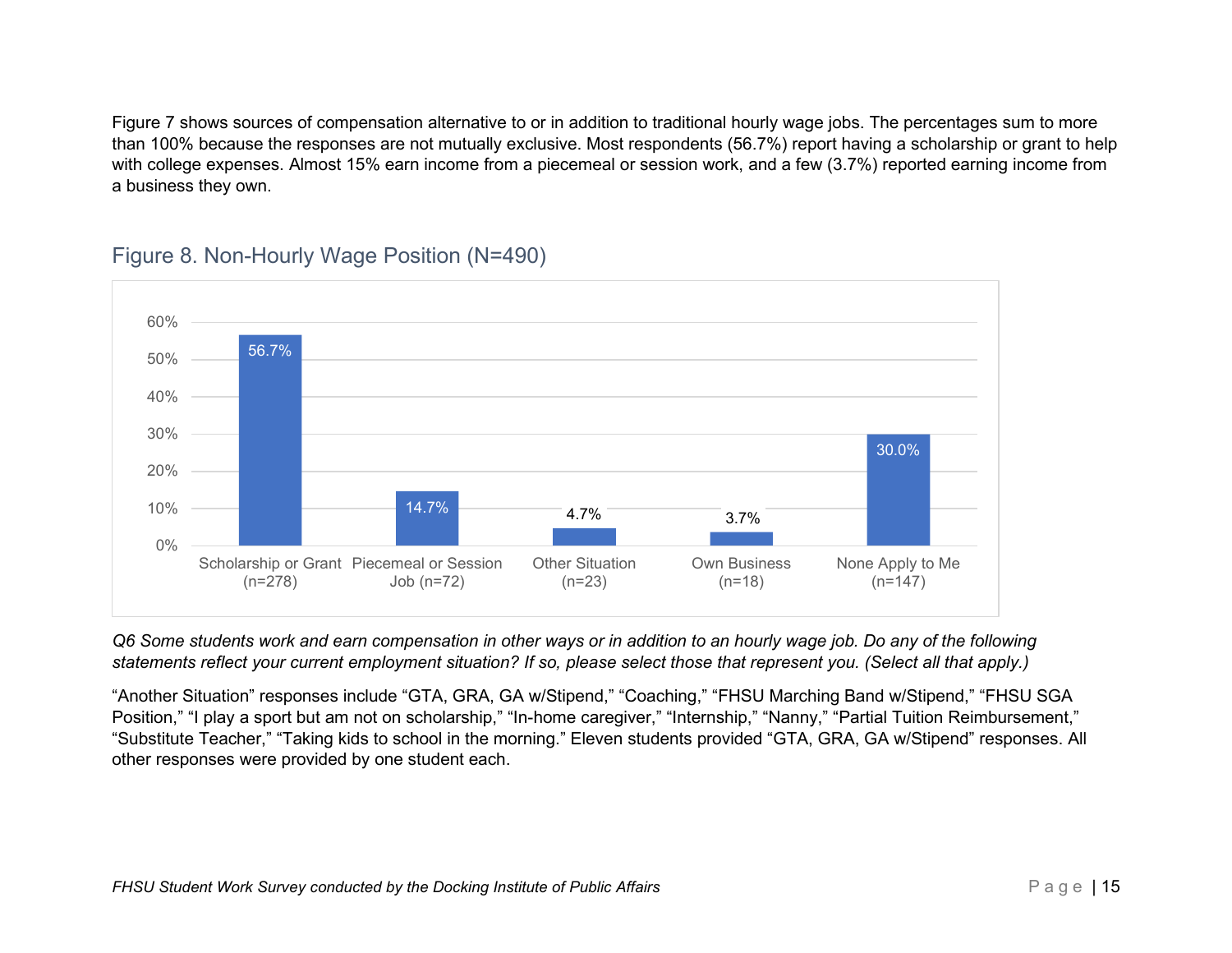Figure 7 shows sources of compensation alternative to or in addition to traditional hourly wage jobs. The percentages sum to more than 100% because the responses are not mutually exclusive. Most respondents (56.7%) report having a scholarship or grant to help with college expenses. Almost 15% earn income from a piecemeal or session work, and a few (3.7%) reported earning income from a business they own.

## Figure 8. Non-Hourly Wage Position (N=490)

| Category | Percent |
|---|---|
| Scholarship or Grant (n=278) | 56.7% |
| Piecemeal or Session Job (n=72) | 14.7% |
| Other Situation (n=23) | 4.7% |
| Own Business (n=18) | 3.7% |
| None Apply to Me (n=147) | 30.0% |

*Q6 Some students work and earn compensation in other ways or in addition to an hourly wage job. Do any of the following statements reflect your current employment situation? If so, please select those that represent you. (Select all that apply.)*

"Another Situation" responses include "GTA, GRA, GA w/Stipend," "Coaching," "FHSU Marching Band w/Stipend," "FHSU SGA Position," "I play a sport but am not on scholarship," "In-home caregiver," "Internship," "Nanny," "Partial Tuition Reimbursement," "Substitute Teacher," "Taking kids to school in the morning." Eleven students provided "GTA, GRA, GA w/Stipend" responses. All other responses were provided by one student each.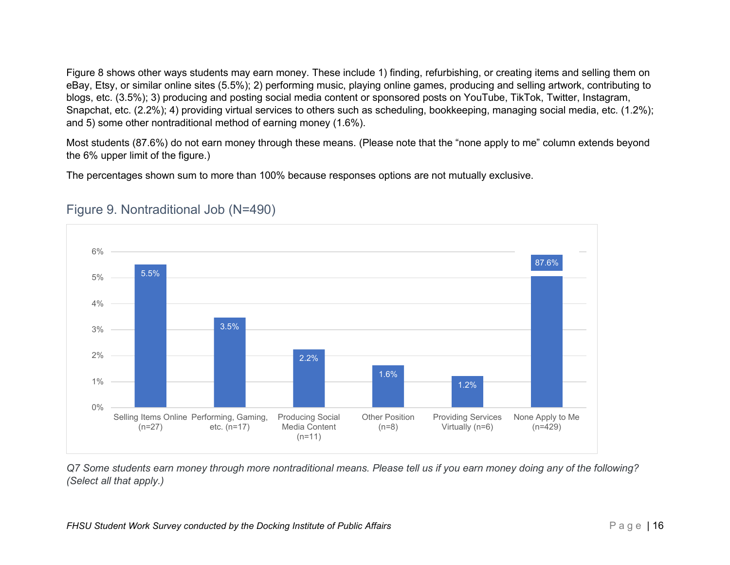Figure 8 shows other ways students may earn money. These include 1) finding, refurbishing, or creating items and selling them on eBay, Etsy, or similar online sites (5.5%); 2) performing music, playing online games, producing and selling artwork, contributing to blogs, etc. (3.5%); 3) producing and posting social media content or sponsored posts on YouTube, TikTok, Twitter, Instagram, Snapchat, etc. (2.2%); 4) providing virtual services to others such as scheduling, bookkeeping, managing social media, etc. (1.2%); and 5) some other nontraditional method of earning money (1.6%).

Most students (87.6%) do not earn money through these means. (Please note that the "none apply to me" column extends beyond the 6% upper limit of the figure.)

The percentages shown sum to more than 100% because responses options are not mutually exclusive.

## Figure 9. Nontraditional Job (N=490)

| Category | Percentage |
|---|---|
| Selling Items Online (n=27) | 5.5% |
| Performing, Gaming, etc. (n=17) | 3.5% |
| Producing Social Media Content (n=11) | 2.2% |
| Other Position (n=8) | 1.6% |
| Providing Services Virtually (n=6) | 1.2% |
| None Apply to Me (n=429) | 87.6% |

*Q7 Some students earn money through more nontraditional means. Please tell us if you earn money doing any of the following? (Select all that apply.)*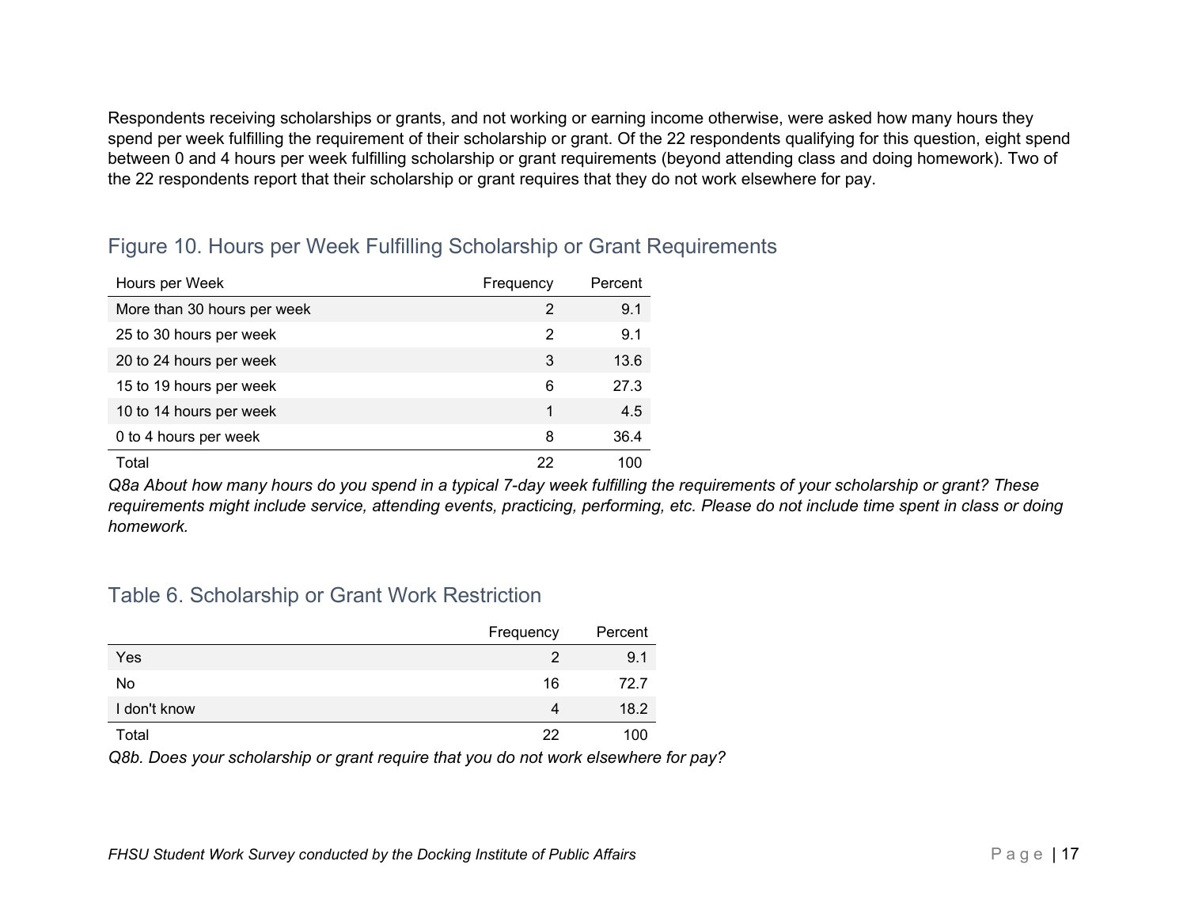Respondents receiving scholarships or grants, and not working or earning income otherwise, were asked how many hours they spend per week fulfilling the requirement of their scholarship or grant. Of the 22 respondents qualifying for this question, eight spend between 0 and 4 hours per week fulfilling scholarship or grant requirements (beyond attending class and doing homework). Two of the 22 respondents report that their scholarship or grant requires that they do not work elsewhere for pay.

## Figure 10. Hours per Week Fulfilling Scholarship or Grant Requirements

| Hours per Week | Frequency | Percent |
|---|---|---|
| More than 30 hours per week | 2 | 9.1 |
| 25 to 30 hours per week | 2 | 9.1 |
| 20 to 24 hours per week | 3 | 13.6 |
| 15 to 19 hours per week | 6 | 27.3 |
| 10 to 14 hours per week | 1 | 4.5 |
| 0 to 4 hours per week | 8 | 36.4 |
| Total | 22 | 100 |

*Q8a About how many hours do you spend in a typical 7-day week fulfilling the requirements of your scholarship or grant? These requirements might include service, attending events, practicing, performing, etc. Please do not include time spent in class or doing homework.*

## Table 6. Scholarship or Grant Work Restriction

| | Frequency | Percent |
|---|---|---|
| Yes | 2 | 9.1 |
| No | 16 | 72.7 |
| I don't know | 4 | 18.2 |
| Total | 22 | 100 |

*Q8b. Does your scholarship or grant require that you do not work elsewhere for pay?*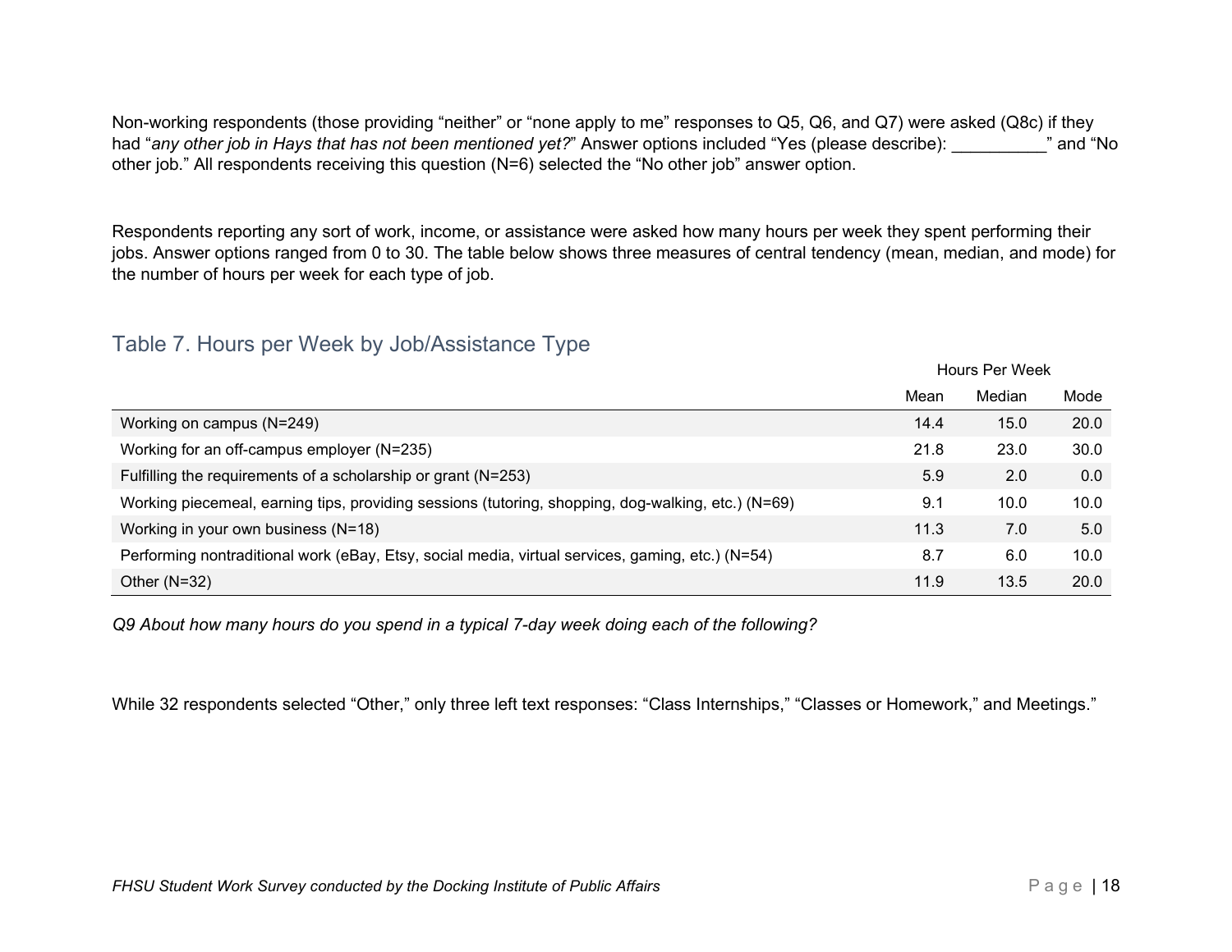Non-working respondents (those providing “neither” or “none apply to me” responses to Q5, Q6, and Q7) were asked (Q8c) if they had “*any other job in Hays that has not been mentioned yet?*” Answer options included “Yes (please describe): __________” and “No other job.” All respondents receiving this question (N=6) selected the “No other job” answer option.

Respondents reporting any sort of work, income, or assistance were asked how many hours per week they spent performing their jobs. Answer options ranged from 0 to 30. The table below shows three measures of central tendency (mean, median, and mode) for the number of hours per week for each type of job.

## Table 7. Hours per Week by Job/Assistance Type

| | Hours Per Week | | |
|---|---|---|---|
| | Mean | Median | Mode |
| Working on campus (N=249) | 14.4 | 15.0 | 20.0 |
| Working for an off-campus employer (N=235) | 21.8 | 23.0 | 30.0 |
| Fulfilling the requirements of a scholarship or grant (N=253) | 5.9 | 2.0 | 0.0 |
| Working piecemeal, earning tips, providing sessions (tutoring, shopping, dog-walking, etc.) (N=69) | 9.1 | 10.0 | 10.0 |
| Working in your own business (N=18) | 11.3 | 7.0 | 5.0 |
| Performing nontraditional work (eBay, Etsy, social media, virtual services, gaming, etc.) (N=54) | 8.7 | 6.0 | 10.0 |
| Other (N=32) | 11.9 | 13.5 | 20.0 |

*Q9 About how many hours do you spend in a typical 7-day week doing each of the following?*

While 32 respondents selected “Other,” only three left text responses: “Class Internships,” “Classes or Homework,” and Meetings.”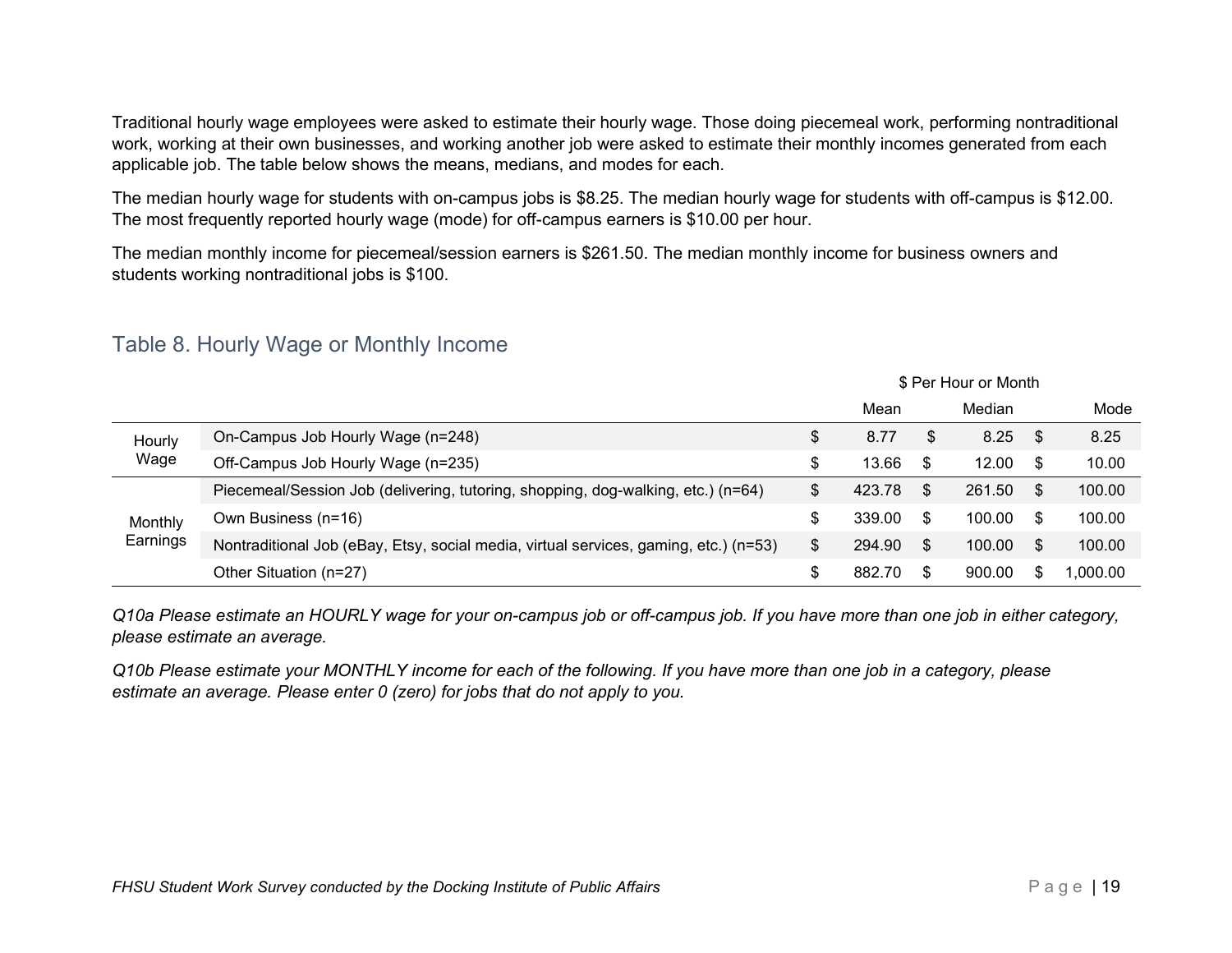Traditional hourly wage employees were asked to estimate their hourly wage. Those doing piecemeal work, performing nontraditional work, working at their own businesses, and working another job were asked to estimate their monthly incomes generated from each applicable job. The table below shows the means, medians, and modes for each.

The median hourly wage for students with on-campus jobs is $8.25. The median hourly wage for students with off-campus is $12.00. The most frequently reported hourly wage (mode) for off-campus earners is $10.00 per hour.

The median monthly income for piecemeal/session earners is $261.50. The median monthly income for business owners and students working nontraditional jobs is $100.

## Table 8. Hourly Wage or Monthly Income

| | | $ Per Hour or Month | | |
|---|---|---|---|---|
| | | Mean | Median | Mode |
| Hourly Wage | On-Campus Job Hourly Wage (n=248) | $ 8.77 | $ 8.25 | $ 8.25 |
| | Off-Campus Job Hourly Wage (n=235) | $ 13.66 | $ 12.00 | $ 10.00 |
| Monthly Earnings | Piecemeal/Session Job (delivering, tutoring, shopping, dog-walking, etc.) (n=64) | $ 423.78 | $ 261.50 | $ 100.00 |
| | Own Business (n=16) | $ 339.00 | $ 100.00 | $ 100.00 |
| | Nontraditional Job (eBay, Etsy, social media, virtual services, gaming, etc.) (n=53) | $ 294.90 | $ 100.00 | $ 100.00 |
| | Other Situation (n=27) | $ 882.70 | $ 900.00 | $ 1,000.00 |

*Q10a Please estimate an HOURLY wage for your on-campus job or off-campus job. If you have more than one job in either category, please estimate an average.*

*Q10b Please estimate your MONTHLY income for each of the following. If you have more than one job in a category, please estimate an average. Please enter 0 (zero) for jobs that do not apply to you.*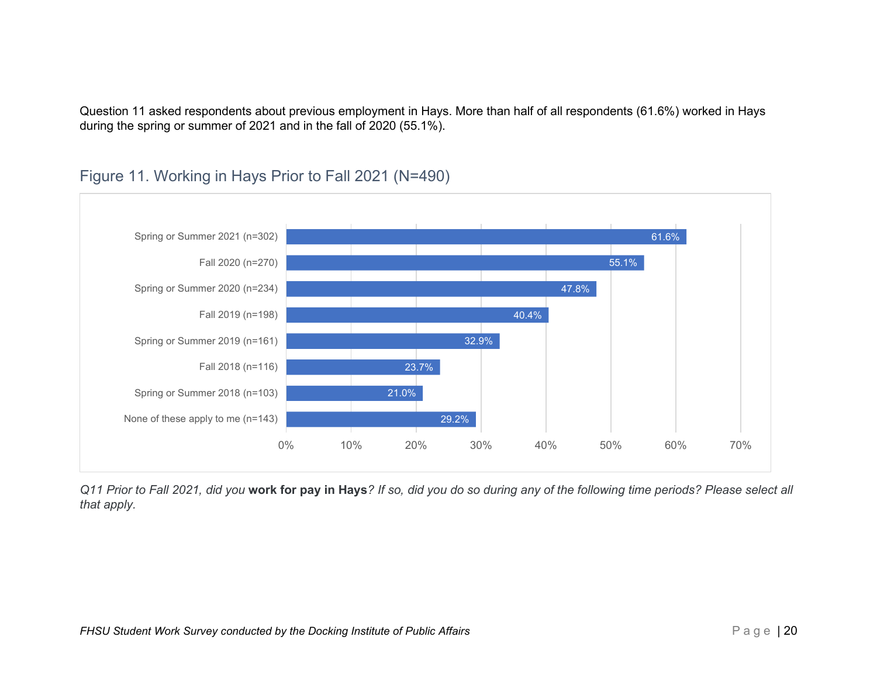Question 11 asked respondents about previous employment in Hays. More than half of all respondents (61.6%) worked in Hays during the spring or summer of 2021 and in the fall of 2020 (55.1%).

## Figure 11. Working in Hays Prior to Fall 2021 (N=490)

| Time Period | Percent |
| --- | --- |
| Spring or Summer 2021 (n=302) | 61.6% |
| Fall 2020 (n=270) | 55.1% |
| Spring or Summer 2020 (n=234) | 47.8% |
| Fall 2019 (n=198) | 40.4% |
| Spring or Summer 2019 (n=161) | 32.9% |
| Fall 2018 (n=116) | 23.7% |
| Spring or Summer 2018 (n=103) | 21.0% |
| None of these apply to me (n=143) | 29.2% |

*Q11 Prior to Fall 2021, did you* ***work for pay in Hays****? If so, did you do so during any of the following time periods? Please select all that apply.*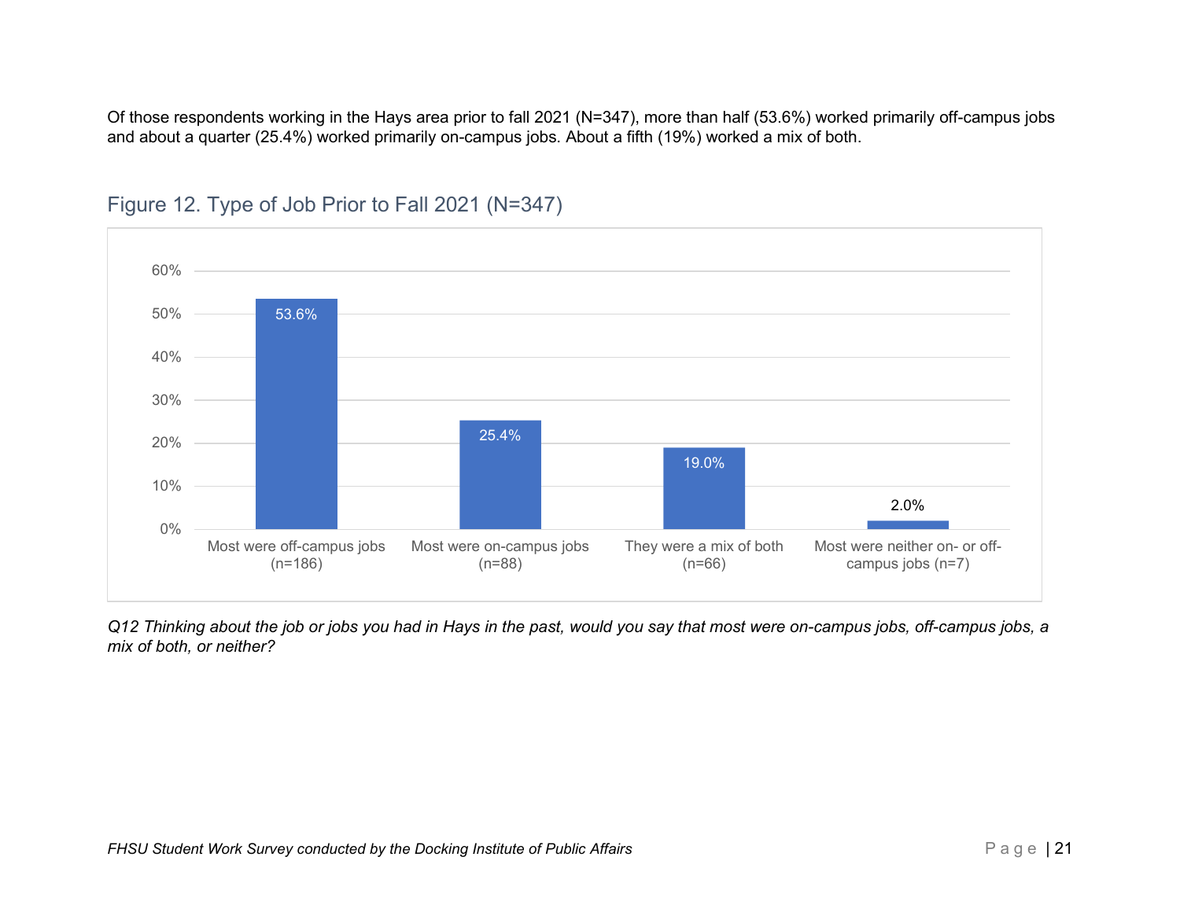Of those respondents working in the Hays area prior to fall 2021 (N=347), more than half (53.6%) worked primarily off-campus jobs and about a quarter (25.4%) worked primarily on-campus jobs. About a fifth (19%) worked a mix of both.

## Figure 12. Type of Job Prior to Fall 2021 (N=347)

| Response | Percent |
| --- | --- |
| Most were off-campus jobs (n=186) | 53.6% |
| Most were on-campus jobs (n=88) | 25.4% |
| They were a mix of both (n=66) | 19.0% |
| Most were neither on- or off-campus jobs (n=7) | 2.0% |

*Q12 Thinking about the job or jobs you had in Hays in the past, would you say that most were on-campus jobs, off-campus jobs, a mix of both, or neither?*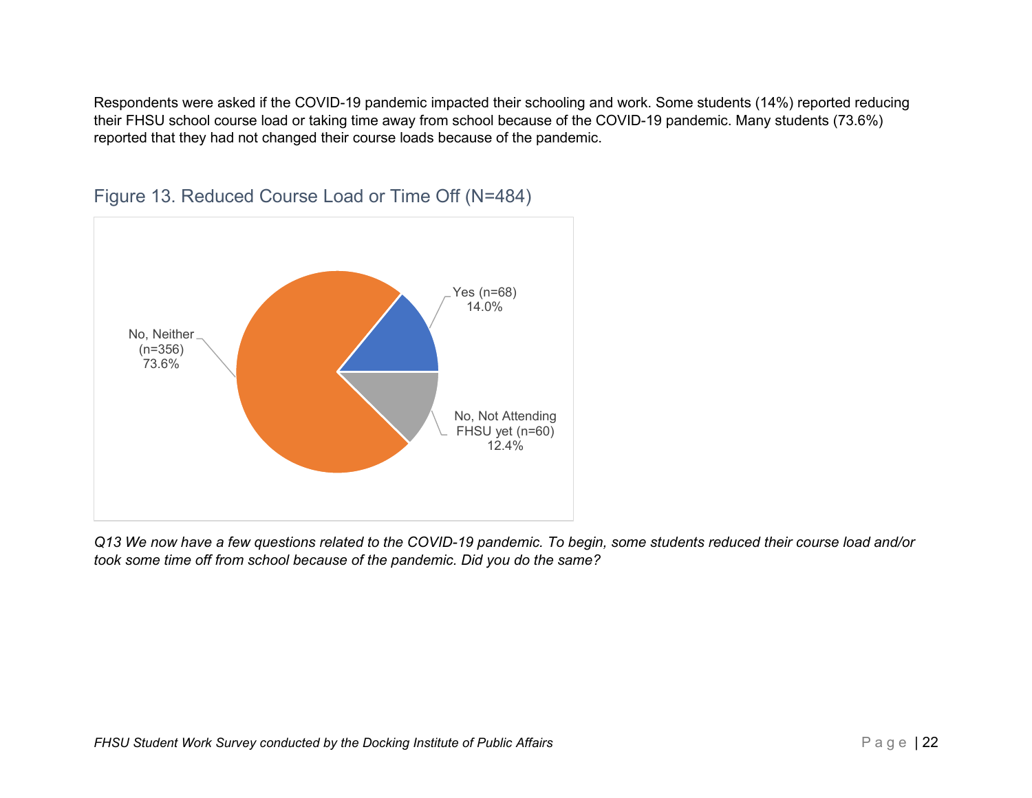Respondents were asked if the COVID-19 pandemic impacted their schooling and work. Some students (14%) reported reducing their FHSU school course load or taking time away from school because of the COVID-19 pandemic. Many students (73.6%) reported that they had not changed their course loads because of the pandemic.

### Figure 13. Reduced Course Load or Time Off (N=484)

| Response | n | % |
|---|---|---|
| Yes | 68 | 14.0% |
| No, Neither | 356 | 73.6% |
| No, Not Attending FHSU yet | 60 | 12.4% |

*Q13 We now have a few questions related to the COVID-19 pandemic. To begin, some students reduced their course load and/or took some time off from school because of the pandemic. Did you do the same?*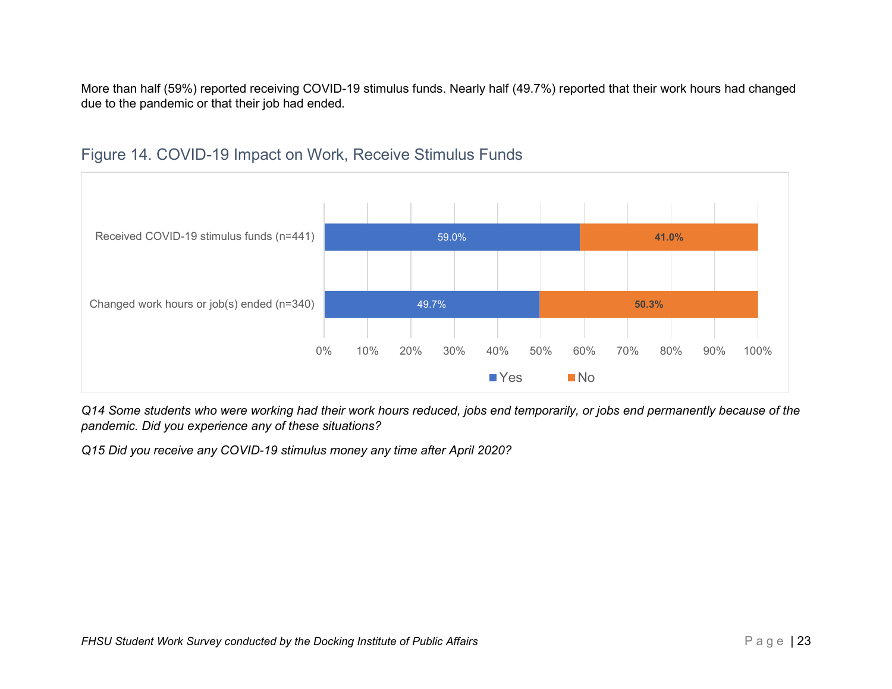More than half (59%) reported receiving COVID-19 stimulus funds. Nearly half (49.7%) reported that their work hours had changed due to the pandemic or that their job had ended.

## Figure 14. COVID-19 Impact on Work, Receive Stimulus Funds

| | Yes | No |
|---|---|---|
| Received COVID-19 stimulus funds (n=441) | 59.0% | 41.0% |
| Changed work hours or job(s) ended (n=340) | 49.7% | 50.3% |

*Q14 Some students who were working had their work hours reduced, jobs end temporarily, or jobs end permanently because of the pandemic. Did you experience any of these situations?*

*Q15 Did you receive any COVID-19 stimulus money any time after April 2020?*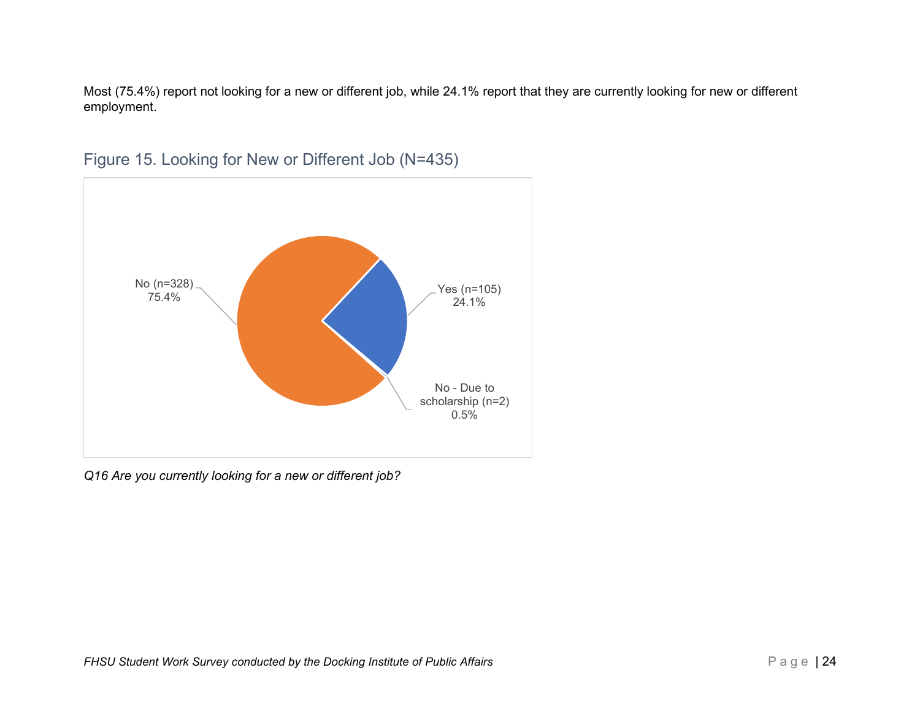Most (75.4%) report not looking for a new or different job, while 24.1% report that they are currently looking for new or different employment.

Figure 15. Looking for New or Different Job (N=435)

No (n=328) 75.4%

Yes (n=105) 24.1%

No - Due to scholarship (n=2) 0.5%

*Q16 Are you currently looking for a new or different job?*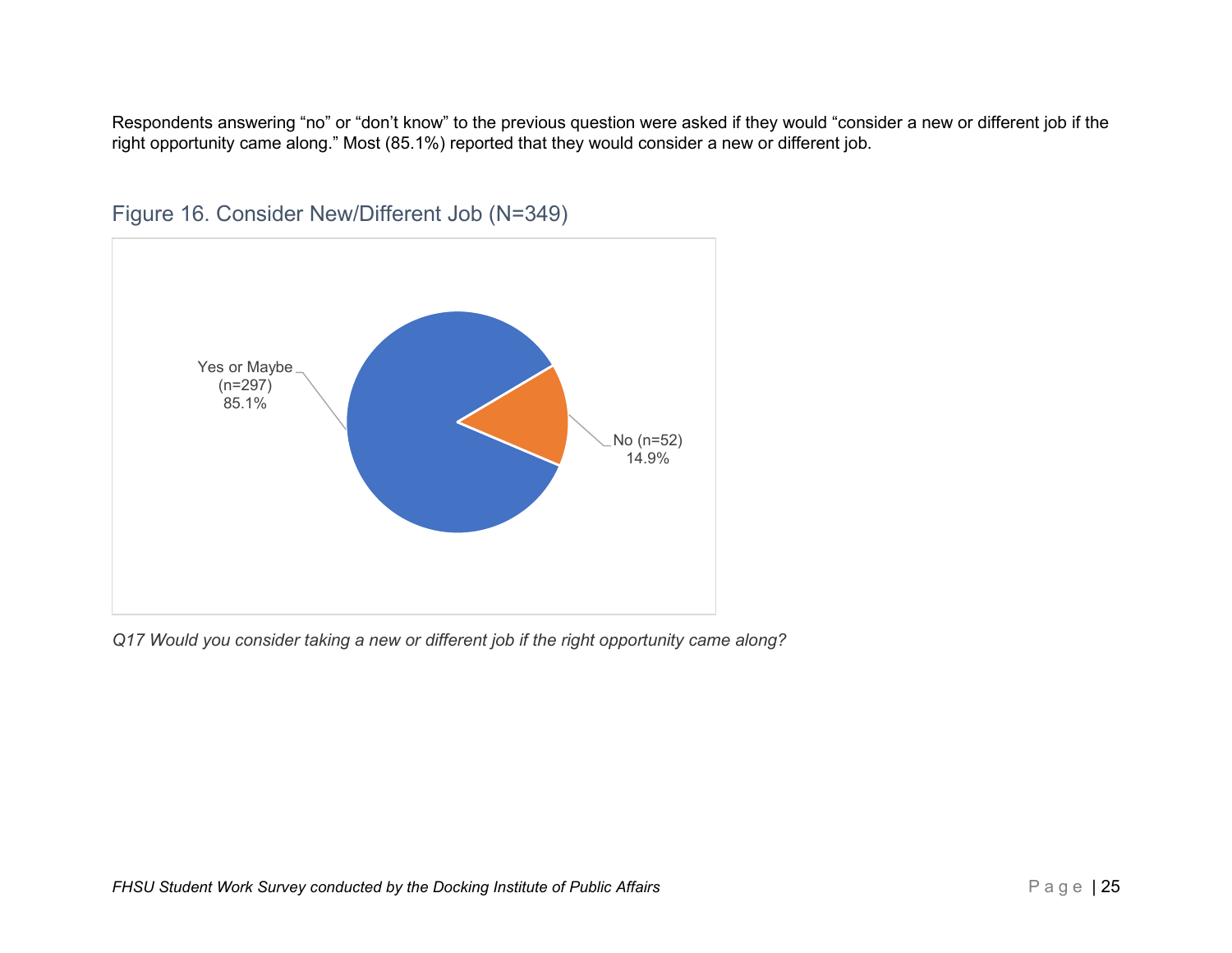Respondents answering “no” or “don’t know” to the previous question were asked if they would “consider a new or different job if the right opportunity came along.” Most (85.1%) reported that they would consider a new or different job.

### Figure 16. Consider New/Different Job (N=349)

Yes or Maybe (n=297) 85.1%

No (n=52) 14.9%

*Q17 Would you consider taking a new or different job if the right opportunity came along?*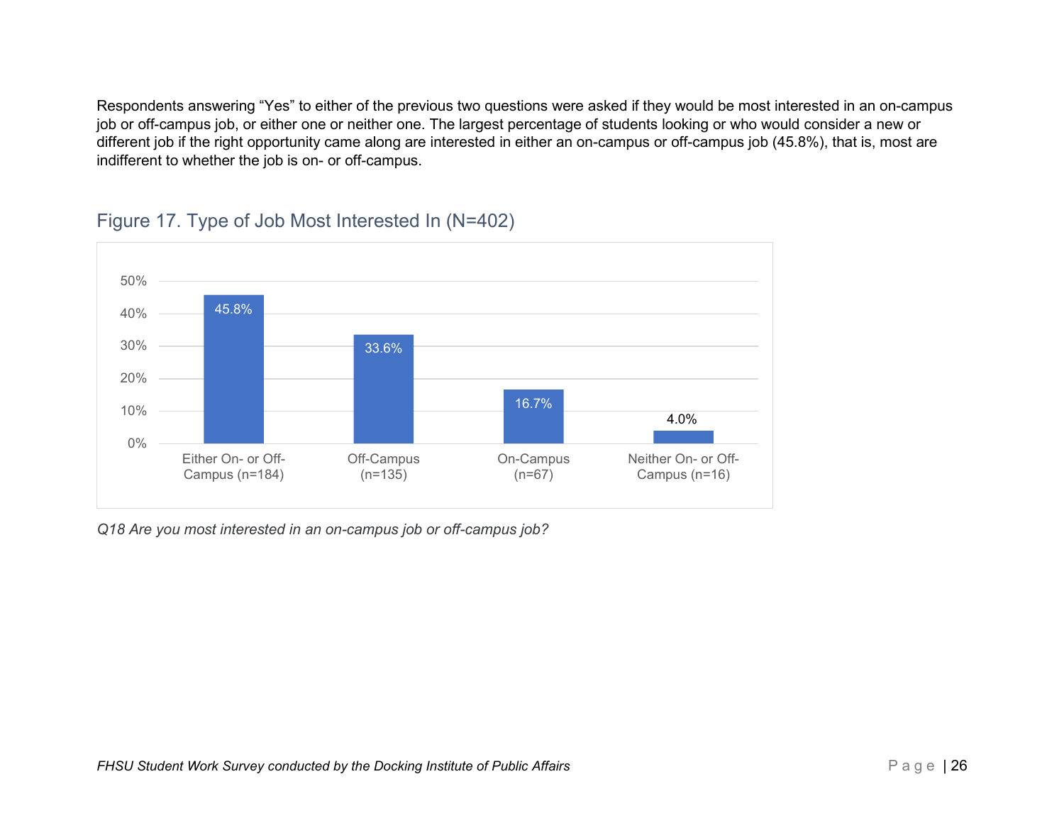Respondents answering “Yes” to either of the previous two questions were asked if they would be most interested in an on-campus job or off-campus job, or either one or neither one. The largest percentage of students looking or who would consider a new or different job if the right opportunity came along are interested in either an on-campus or off-campus job (45.8%), that is, most are indifferent to whether the job is on- or off-campus.

## Figure 17. Type of Job Most Interested In (N=402)

| Type of Job | Percentage |
|---|---|
| Either On- or Off-Campus (n=184) | 45.8% |
| Off-Campus (n=135) | 33.6% |
| On-Campus (n=67) | 16.7% |
| Neither On- or Off-Campus (n=16) | 4.0% |

*Q18 Are you most interested in an on-campus job or off-campus job?*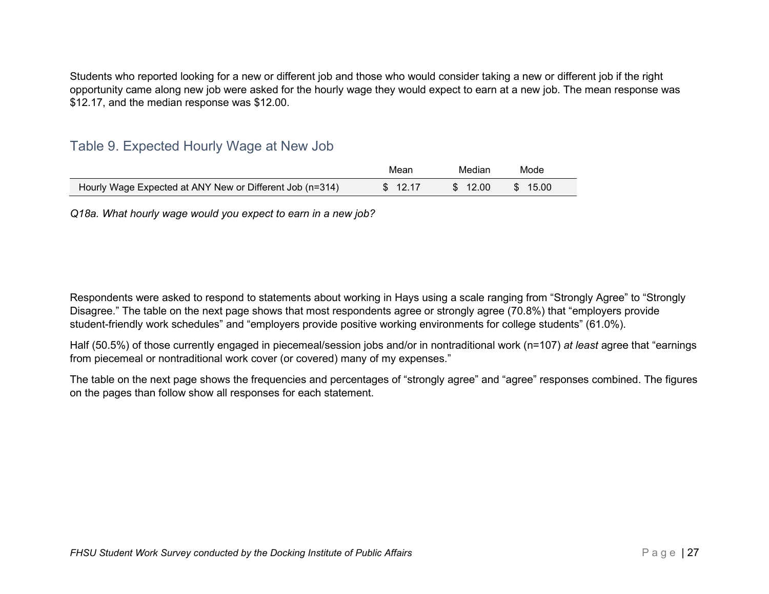Students who reported looking for a new or different job and those who would consider taking a new or different job if the right opportunity came along new job were asked for the hourly wage they would expect to earn at a new job. The mean response was $12.17, and the median response was $12.00.

## Table 9. Expected Hourly Wage at New Job

| | Mean | Median | Mode |
|---|---|---|---|
| Hourly Wage Expected at ANY New or Different Job (n=314) | $ 12.17 | $ 12.00 | $ 15.00 |

*Q18a. What hourly wage would you expect to earn in a new job?*

Respondents were asked to respond to statements about working in Hays using a scale ranging from "Strongly Agree" to "Strongly Disagree." The table on the next page shows that most respondents agree or strongly agree (70.8%) that "employers provide student-friendly work schedules" and "employers provide positive working environments for college students" (61.0%).

Half (50.5%) of those currently engaged in piecemeal/session jobs and/or in nontraditional work (n=107) *at least* agree that "earnings from piecemeal or nontraditional work cover (or covered) many of my expenses."

The table on the next page shows the frequencies and percentages of "strongly agree" and "agree" responses combined. The figures on the pages than follow show all responses for each statement.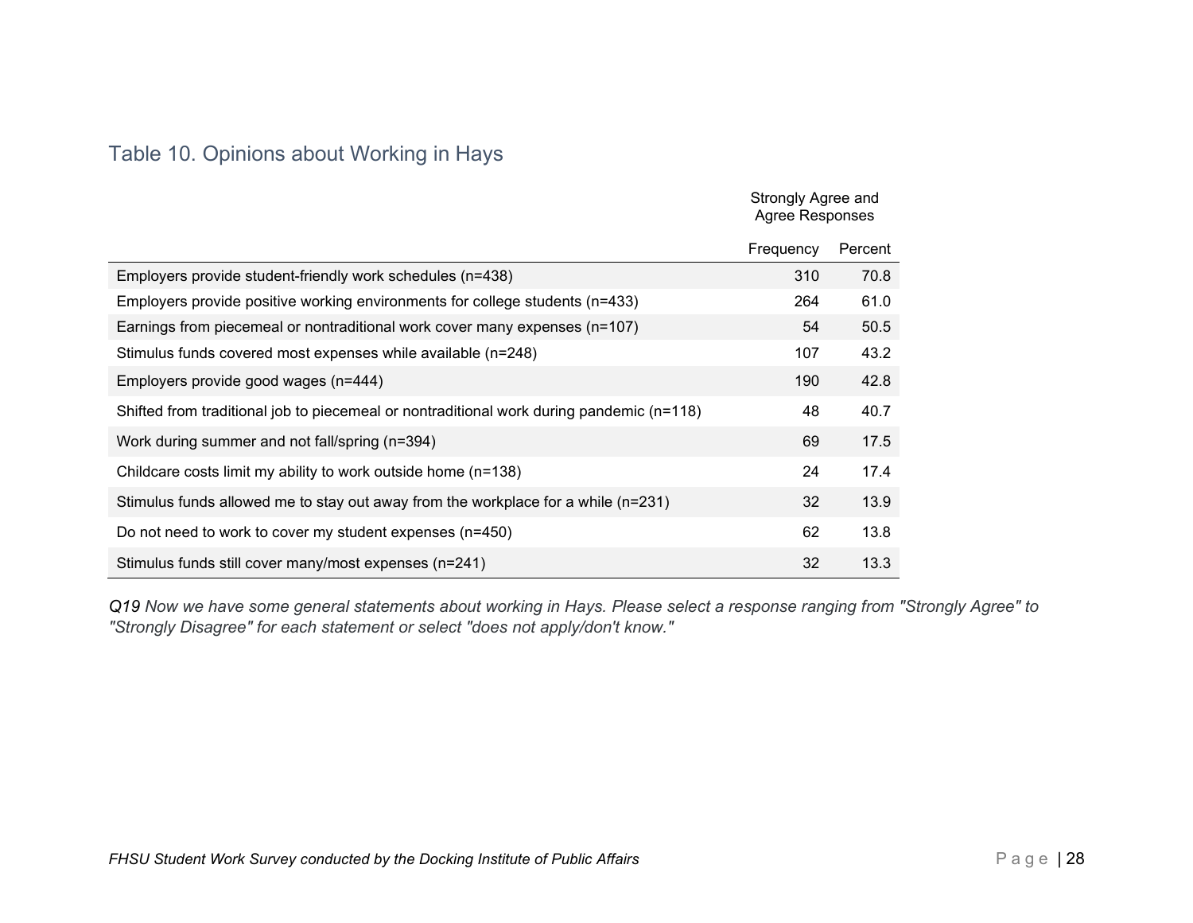## Table 10. Opinions about Working in Hays

| | Strongly Agree and Agree Responses | |
|---|---|---|
| | Frequency | Percent |
| Employers provide student-friendly work schedules (n=438) | 310 | 70.8 |
| Employers provide positive working environments for college students (n=433) | 264 | 61.0 |
| Earnings from piecemeal or nontraditional work cover many expenses (n=107) | 54 | 50.5 |
| Stimulus funds covered most expenses while available (n=248) | 107 | 43.2 |
| Employers provide good wages (n=444) | 190 | 42.8 |
| Shifted from traditional job to piecemeal or nontraditional work during pandemic (n=118) | 48 | 40.7 |
| Work during summer and not fall/spring (n=394) | 69 | 17.5 |
| Childcare costs limit my ability to work outside home (n=138) | 24 | 17.4 |
| Stimulus funds allowed me to stay out away from the workplace for a while (n=231) | 32 | 13.9 |
| Do not need to work to cover my student expenses (n=450) | 62 | 13.8 |
| Stimulus funds still cover many/most expenses (n=241) | 32 | 13.3 |

*Q19 Now we have some general statements about working in Hays. Please select a response ranging from "Strongly Agree" to "Strongly Disagree" for each statement or select "does not apply/don't know."*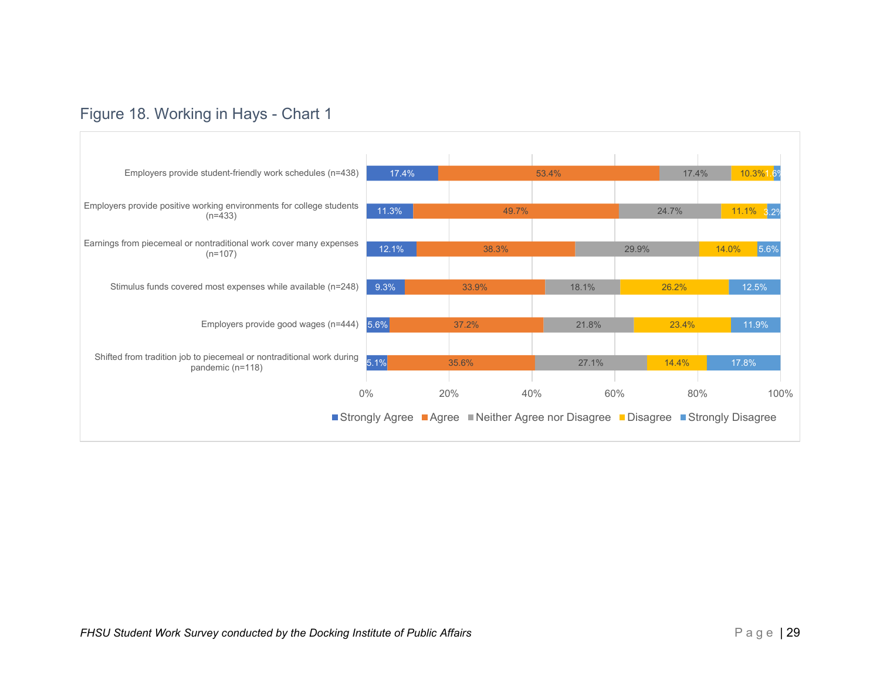Figure 18. Working in Hays - Chart 1

| | Strongly Agree | Agree | Neither Agree nor Disagree | Disagree | Strongly Disagree |
|---|---|---|---|---|---|
| Employers provide student-friendly work schedules (n=438) | 17.4% | 53.4% | 17.4% | 10.3% | 1.6% |
| Employers provide positive working environments for college students (n=433) | 11.3% | 49.7% | 24.7% | 11.1% | 3.2% |
| Earnings from piecemeal or nontraditional work cover many expenses (n=107) | 12.1% | 38.3% | 29.9% | 14.0% | 5.6% |
| Stimulus funds covered most expenses while available (n=248) | 9.3% | 33.9% | 18.1% | 26.2% | 12.5% |
| Employers provide good wages (n=444) | 5.6% | 37.2% | 21.8% | 23.4% | 11.9% |
| Shifted from tradition job to piecemeal or nontraditional work during pandemic (n=118) | 5.1% | 35.6% | 27.1% | 14.4% | 17.8% |

*FHSU Student Work Survey conducted by the Docking Institute of Public Affairs*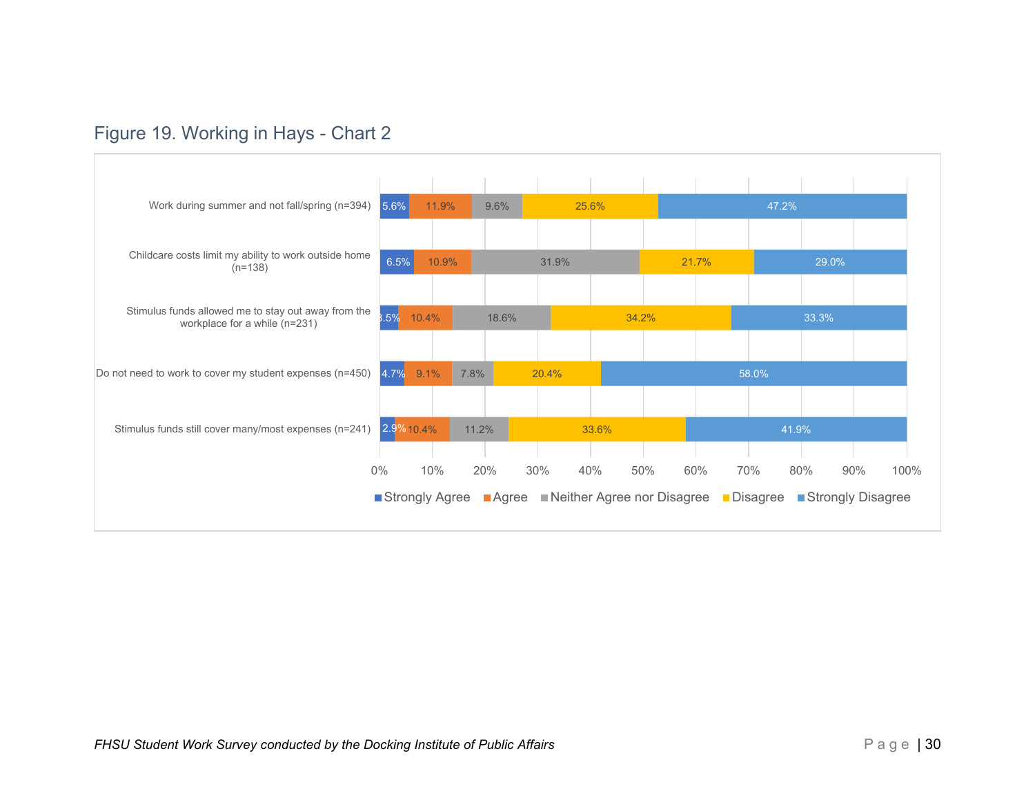Figure 19. Working in Hays - Chart 2

| | Strongly Agree | Agree | Neither Agree nor Disagree | Disagree | Strongly Disagree |
|---|---|---|---|---|---|
| Work during summer and not fall/spring (n=394) | 5.6% | 11.9% | 9.6% | 25.6% | 47.2% |
| Childcare costs limit my ability to work outside home (n=138) | 6.5% | 10.9% | 31.9% | 21.7% | 29.0% |
| Stimulus funds allowed me to stay out away from the workplace for a while (n=231) | 3.5% | 10.4% | 18.6% | 34.2% | 33.3% |
| Do not need to work to cover my student expenses (n=450) | 4.7% | 9.1% | 7.8% | 20.4% | 58.0% |
| Stimulus funds still cover many/most expenses (n=241) | 2.9% | 10.4% | 11.2% | 33.6% | 41.9% |

*FHSU Student Work Survey conducted by the Docking Institute of Public Affairs*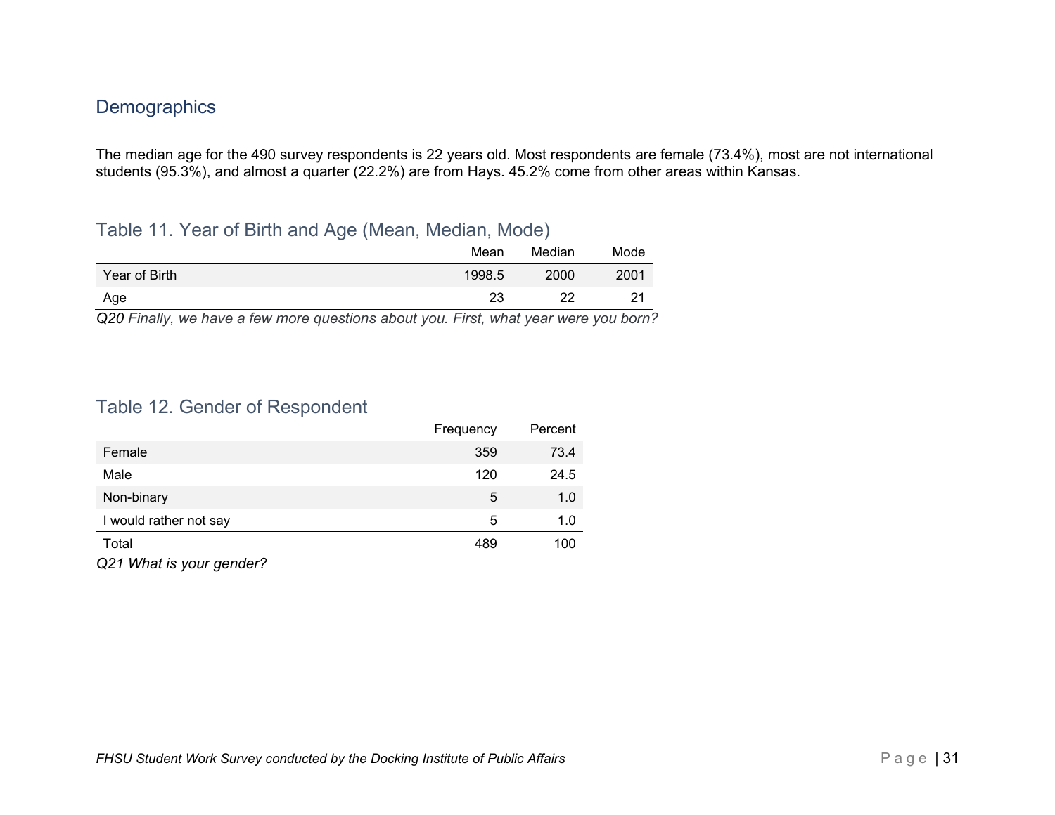## Demographics

The median age for the 490 survey respondents is 22 years old. Most respondents are female (73.4%), most are not international students (95.3%), and almost a quarter (22.2%) are from Hays. 45.2% come from other areas within Kansas.

### Table 11. Year of Birth and Age (Mean, Median, Mode)

| | Mean | Median | Mode |
|---|---|---|---|
| Year of Birth | 1998.5 | 2000 | 2001 |
| Age | 23 | 22 | 21 |

*Q20 Finally, we have a few more questions about you. First, what year were you born?*

### Table 12. Gender of Respondent

| | Frequency | Percent |
|---|---|---|
| Female | 359 | 73.4 |
| Male | 120 | 24.5 |
| Non-binary | 5 | 1.0 |
| I would rather not say | 5 | 1.0 |
| Total | 489 | 100 |

*Q21 What is your gender?*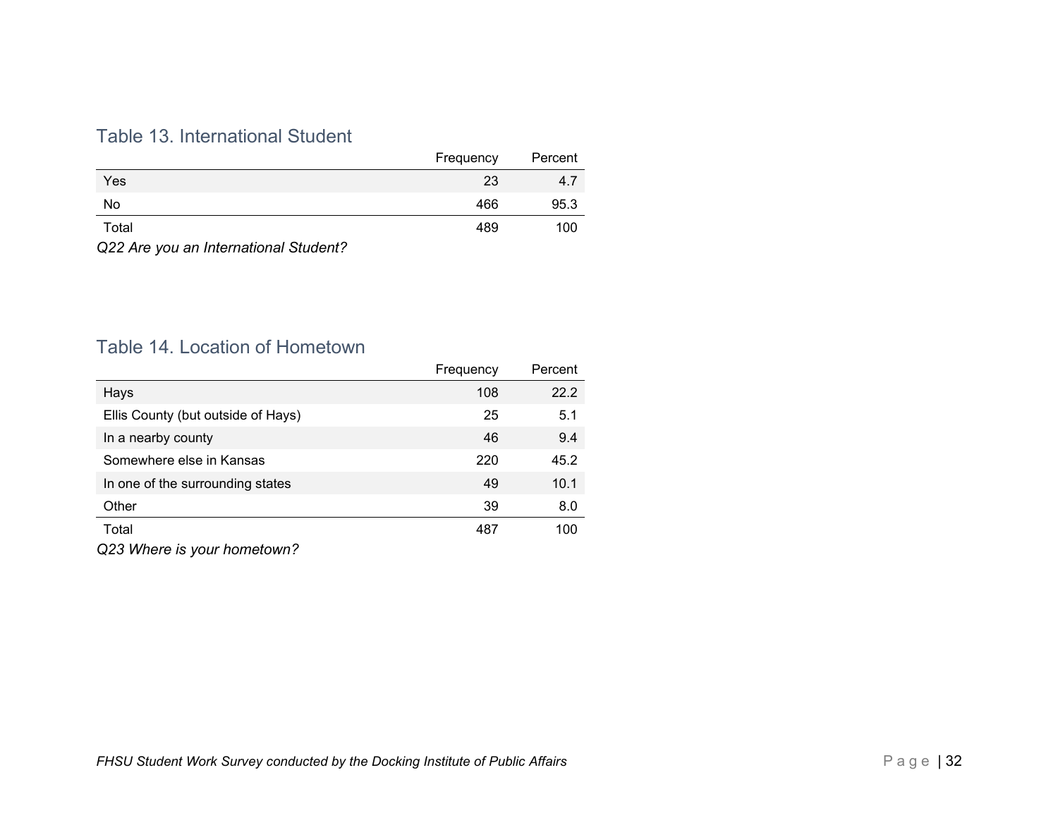## Table 13. International Student

| | Frequency | Percent |
|---|---|---|
| Yes | 23 | 4.7 |
| No | 466 | 95.3 |
| Total | 489 | 100 |

*Q22 Are you an International Student?*

## Table 14. Location of Hometown

| | Frequency | Percent |
|---|---|---|
| Hays | 108 | 22.2 |
| Ellis County (but outside of Hays) | 25 | 5.1 |
| In a nearby county | 46 | 9.4 |
| Somewhere else in Kansas | 220 | 45.2 |
| In one of the surrounding states | 49 | 10.1 |
| Other | 39 | 8.0 |
| Total | 487 | 100 |

*Q23 Where is your hometown?*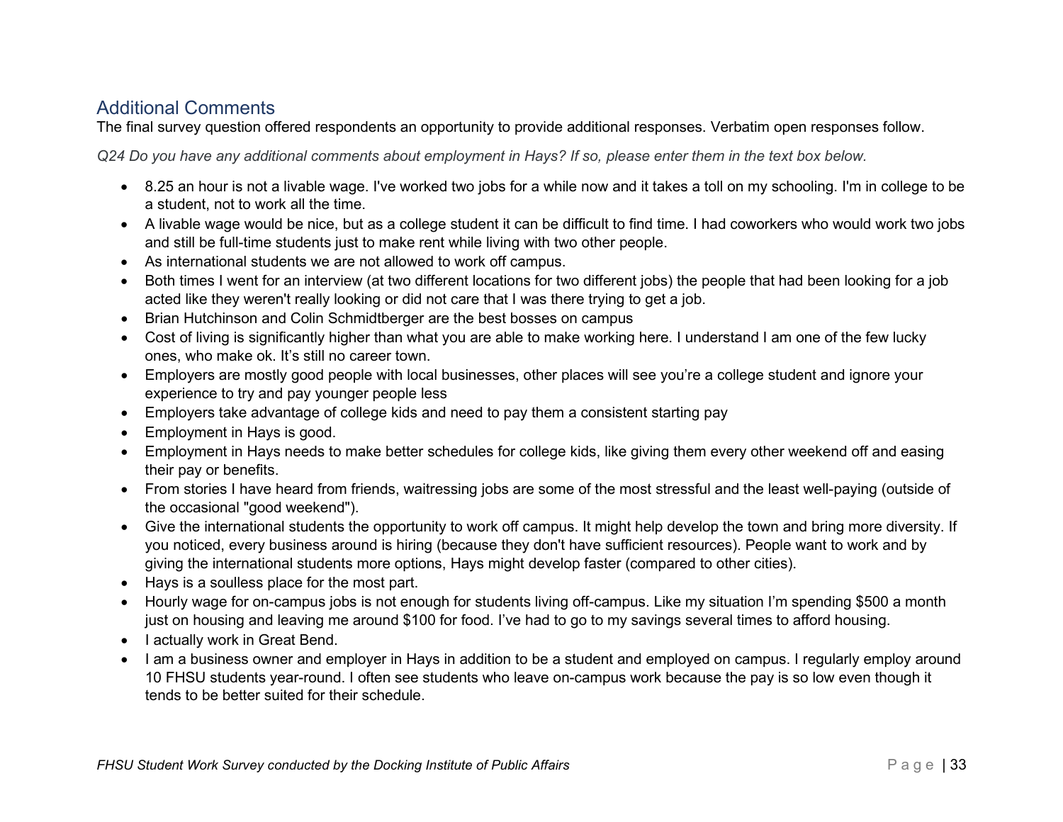## Additional Comments

The final survey question offered respondents an opportunity to provide additional responses. Verbatim open responses follow.

*Q24 Do you have any additional comments about employment in Hays? If so, please enter them in the text box below.*

- 8.25 an hour is not a livable wage. I've worked two jobs for a while now and it takes a toll on my schooling. I'm in college to be a student, not to work all the time.
- A livable wage would be nice, but as a college student it can be difficult to find time. I had coworkers who would work two jobs and still be full-time students just to make rent while living with two other people.
- As international students we are not allowed to work off campus.
- Both times I went for an interview (at two different locations for two different jobs) the people that had been looking for a job acted like they weren't really looking or did not care that I was there trying to get a job.
- Brian Hutchinson and Colin Schmidtberger are the best bosses on campus
- Cost of living is significantly higher than what you are able to make working here. I understand I am one of the few lucky ones, who make ok. It's still no career town.
- Employers are mostly good people with local businesses, other places will see you're a college student and ignore your experience to try and pay younger people less
- Employers take advantage of college kids and need to pay them a consistent starting pay
- Employment in Hays is good.
- Employment in Hays needs to make better schedules for college kids, like giving them every other weekend off and easing their pay or benefits.
- From stories I have heard from friends, waitressing jobs are some of the most stressful and the least well-paying (outside of the occasional "good weekend").
- Give the international students the opportunity to work off campus. It might help develop the town and bring more diversity. If you noticed, every business around is hiring (because they don't have sufficient resources). People want to work and by giving the international students more options, Hays might develop faster (compared to other cities).
- Hays is a soulless place for the most part.
- Hourly wage for on-campus jobs is not enough for students living off-campus. Like my situation I'm spending $500 a month just on housing and leaving me around $100 for food. I've had to go to my savings several times to afford housing.
- I actually work in Great Bend.
- I am a business owner and employer in Hays in addition to be a student and employed on campus. I regularly employ around 10 FHSU students year-round. I often see students who leave on-campus work because the pay is so low even though it tends to be better suited for their schedule.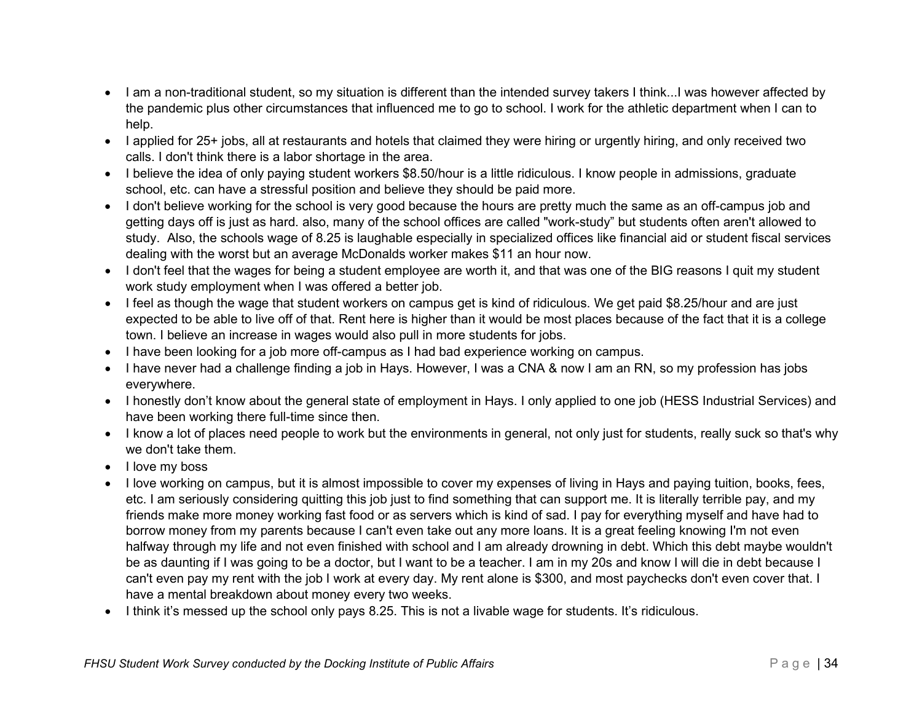- I am a non-traditional student, so my situation is different than the intended survey takers I think...I was however affected by the pandemic plus other circumstances that influenced me to go to school. I work for the athletic department when I can to help.
- I applied for 25+ jobs, all at restaurants and hotels that claimed they were hiring or urgently hiring, and only received two calls. I don't think there is a labor shortage in the area.
- I believe the idea of only paying student workers $8.50/hour is a little ridiculous. I know people in admissions, graduate school, etc. can have a stressful position and believe they should be paid more.
- I don't believe working for the school is very good because the hours are pretty much the same as an off-campus job and getting days off is just as hard. also, many of the school offices are called "work-study" but students often aren't allowed to study. Also, the schools wage of 8.25 is laughable especially in specialized offices like financial aid or student fiscal services dealing with the worst but an average McDonalds worker makes $11 an hour now.
- I don't feel that the wages for being a student employee are worth it, and that was one of the BIG reasons I quit my student work study employment when I was offered a better job.
- I feel as though the wage that student workers on campus get is kind of ridiculous. We get paid $8.25/hour and are just expected to be able to live off of that. Rent here is higher than it would be most places because of the fact that it is a college town. I believe an increase in wages would also pull in more students for jobs.
- I have been looking for a job more off-campus as I had bad experience working on campus.
- I have never had a challenge finding a job in Hays. However, I was a CNA & now I am an RN, so my profession has jobs everywhere.
- I honestly don't know about the general state of employment in Hays. I only applied to one job (HESS Industrial Services) and have been working there full-time since then.
- I know a lot of places need people to work but the environments in general, not only just for students, really suck so that's why we don't take them.
- I love my boss
- I love working on campus, but it is almost impossible to cover my expenses of living in Hays and paying tuition, books, fees, etc. I am seriously considering quitting this job just to find something that can support me. It is literally terrible pay, and my friends make more money working fast food or as servers which is kind of sad. I pay for everything myself and have had to borrow money from my parents because I can't even take out any more loans. It is a great feeling knowing I'm not even halfway through my life and not even finished with school and I am already drowning in debt. Which this debt maybe wouldn't be as daunting if I was going to be a doctor, but I want to be a teacher. I am in my 20s and know I will die in debt because I can't even pay my rent with the job I work at every day. My rent alone is $300, and most paychecks don't even cover that. I have a mental breakdown about money every two weeks.
- I think it's messed up the school only pays 8.25. This is not a livable wage for students. It's ridiculous.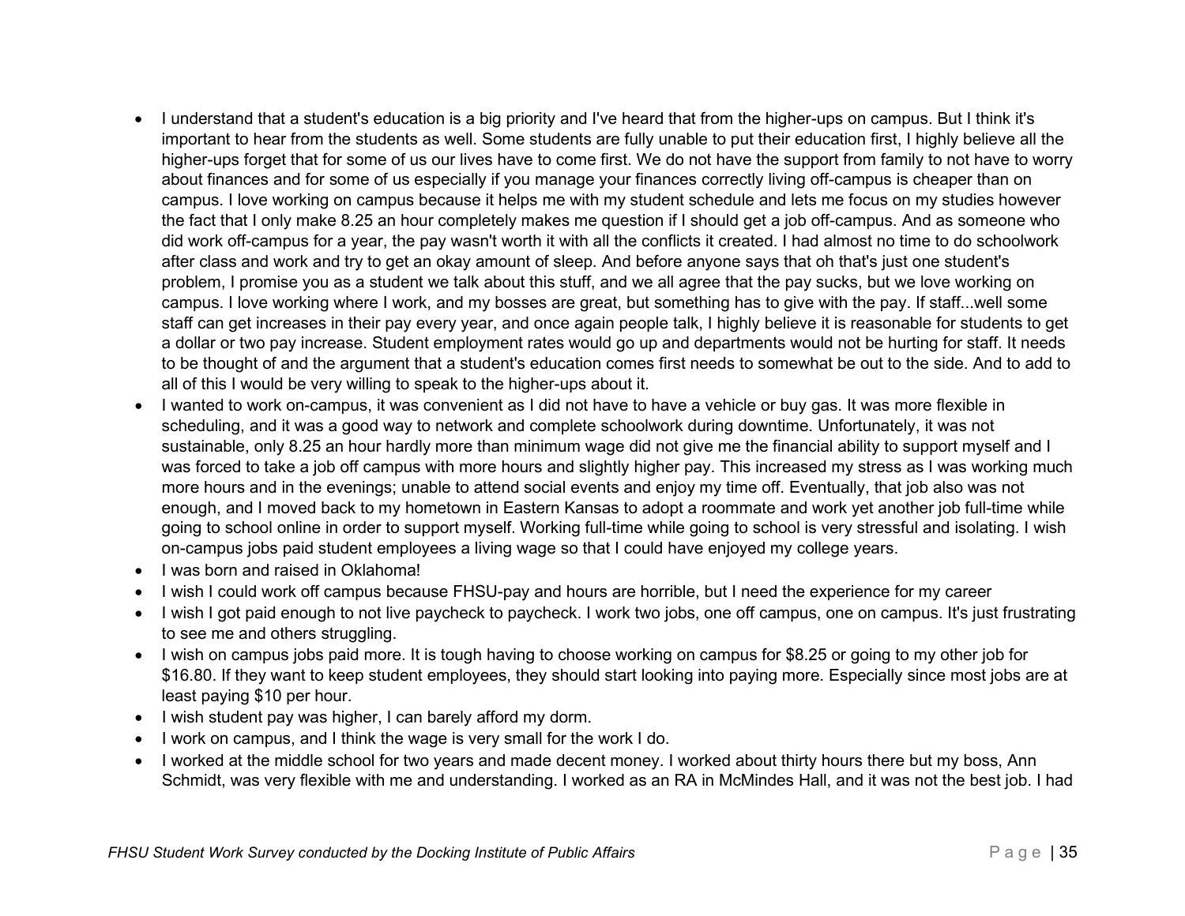- I understand that a student's education is a big priority and I've heard that from the higher-ups on campus. But I think it's important to hear from the students as well. Some students are fully unable to put their education first, I highly believe all the higher-ups forget that for some of us our lives have to come first. We do not have the support from family to not have to worry about finances and for some of us especially if you manage your finances correctly living off-campus is cheaper than on campus. I love working on campus because it helps me with my student schedule and lets me focus on my studies however the fact that I only make 8.25 an hour completely makes me question if I should get a job off-campus. And as someone who did work off-campus for a year, the pay wasn't worth it with all the conflicts it created. I had almost no time to do schoolwork after class and work and try to get an okay amount of sleep. And before anyone says that oh that's just one student's problem, I promise you as a student we talk about this stuff, and we all agree that the pay sucks, but we love working on campus. I love working where I work, and my bosses are great, but something has to give with the pay. If staff...well some staff can get increases in their pay every year, and once again people talk, I highly believe it is reasonable for students to get a dollar or two pay increase. Student employment rates would go up and departments would not be hurting for staff. It needs to be thought of and the argument that a student's education comes first needs to somewhat be out to the side. And to add to all of this I would be very willing to speak to the higher-ups about it.
- I wanted to work on-campus, it was convenient as I did not have to have a vehicle or buy gas. It was more flexible in scheduling, and it was a good way to network and complete schoolwork during downtime. Unfortunately, it was not sustainable, only 8.25 an hour hardly more than minimum wage did not give me the financial ability to support myself and I was forced to take a job off campus with more hours and slightly higher pay. This increased my stress as I was working much more hours and in the evenings; unable to attend social events and enjoy my time off. Eventually, that job also was not enough, and I moved back to my hometown in Eastern Kansas to adopt a roommate and work yet another job full-time while going to school online in order to support myself. Working full-time while going to school is very stressful and isolating. I wish on-campus jobs paid student employees a living wage so that I could have enjoyed my college years.
- I was born and raised in Oklahoma!
- I wish I could work off campus because FHSU-pay and hours are horrible, but I need the experience for my career
- I wish I got paid enough to not live paycheck to paycheck. I work two jobs, one off campus, one on campus. It's just frustrating to see me and others struggling.
- I wish on campus jobs paid more. It is tough having to choose working on campus for $8.25 or going to my other job for $16.80. If they want to keep student employees, they should start looking into paying more. Especially since most jobs are at least paying $10 per hour.
- I wish student pay was higher, I can barely afford my dorm.
- I work on campus, and I think the wage is very small for the work I do.
- I worked at the middle school for two years and made decent money. I worked about thirty hours there but my boss, Ann Schmidt, was very flexible with me and understanding. I worked as an RA in McMindes Hall, and it was not the best job. I had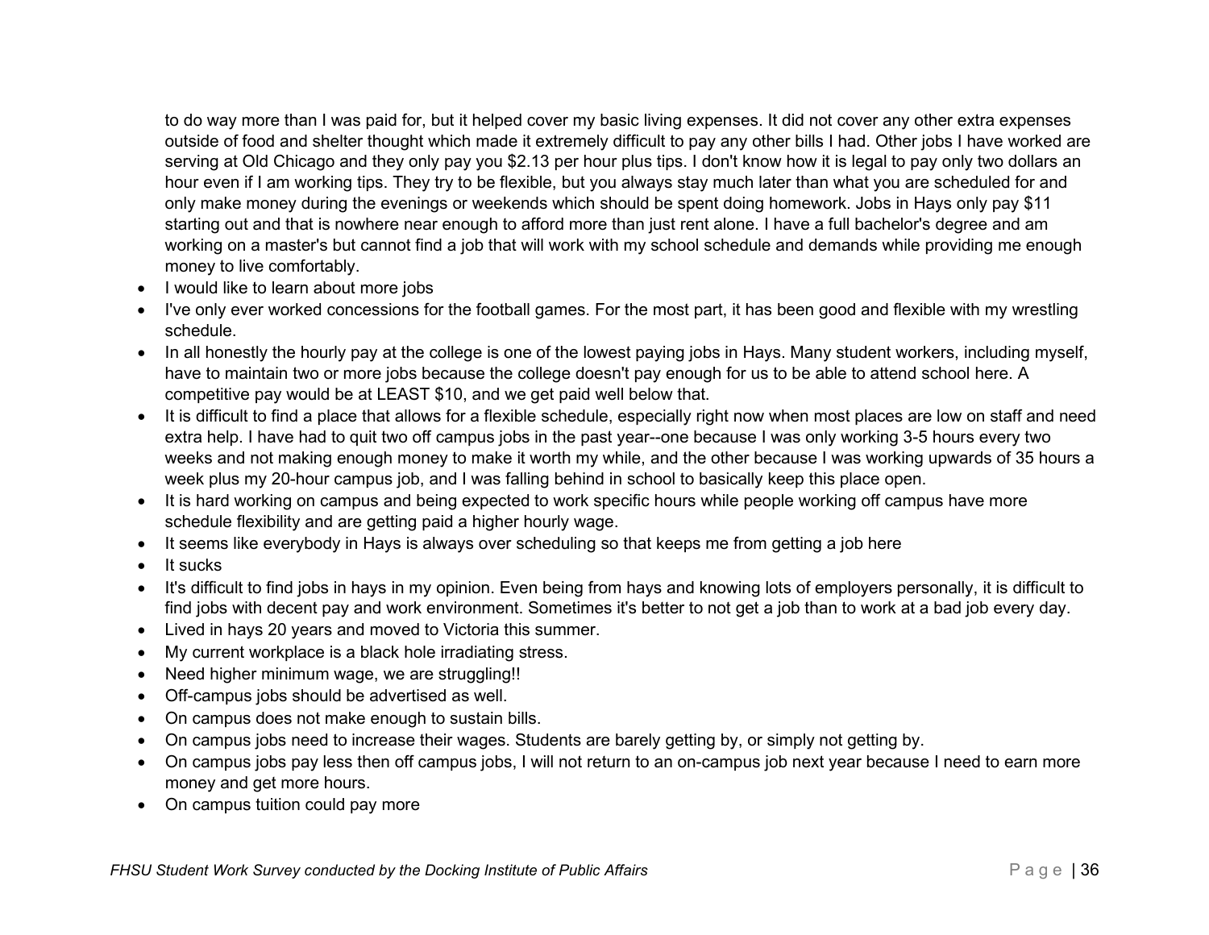to do way more than I was paid for, but it helped cover my basic living expenses. It did not cover any other extra expenses outside of food and shelter thought which made it extremely difficult to pay any other bills I had. Other jobs I have worked are serving at Old Chicago and they only pay you $2.13 per hour plus tips. I don't know how it is legal to pay only two dollars an hour even if I am working tips. They try to be flexible, but you always stay much later than what you are scheduled for and only make money during the evenings or weekends which should be spent doing homework. Jobs in Hays only pay $11 starting out and that is nowhere near enough to afford more than just rent alone. I have a full bachelor's degree and am working on a master's but cannot find a job that will work with my school schedule and demands while providing me enough money to live comfortably.

- I would like to learn about more jobs
- I've only ever worked concessions for the football games. For the most part, it has been good and flexible with my wrestling schedule.
- In all honestly the hourly pay at the college is one of the lowest paying jobs in Hays. Many student workers, including myself, have to maintain two or more jobs because the college doesn't pay enough for us to be able to attend school here. A competitive pay would be at LEAST $10, and we get paid well below that.
- It is difficult to find a place that allows for a flexible schedule, especially right now when most places are low on staff and need extra help. I have had to quit two off campus jobs in the past year--one because I was only working 3-5 hours every two weeks and not making enough money to make it worth my while, and the other because I was working upwards of 35 hours a week plus my 20-hour campus job, and I was falling behind in school to basically keep this place open.
- It is hard working on campus and being expected to work specific hours while people working off campus have more schedule flexibility and are getting paid a higher hourly wage.
- It seems like everybody in Hays is always over scheduling so that keeps me from getting a job here
- It sucks
- It's difficult to find jobs in hays in my opinion. Even being from hays and knowing lots of employers personally, it is difficult to find jobs with decent pay and work environment. Sometimes it's better to not get a job than to work at a bad job every day.
- Lived in hays 20 years and moved to Victoria this summer.
- My current workplace is a black hole irradiating stress.
- Need higher minimum wage, we are struggling!!
- Off-campus jobs should be advertised as well.
- On campus does not make enough to sustain bills.
- On campus jobs need to increase their wages. Students are barely getting by, or simply not getting by.
- On campus jobs pay less then off campus jobs, I will not return to an on-campus job next year because I need to earn more money and get more hours.
- On campus tuition could pay more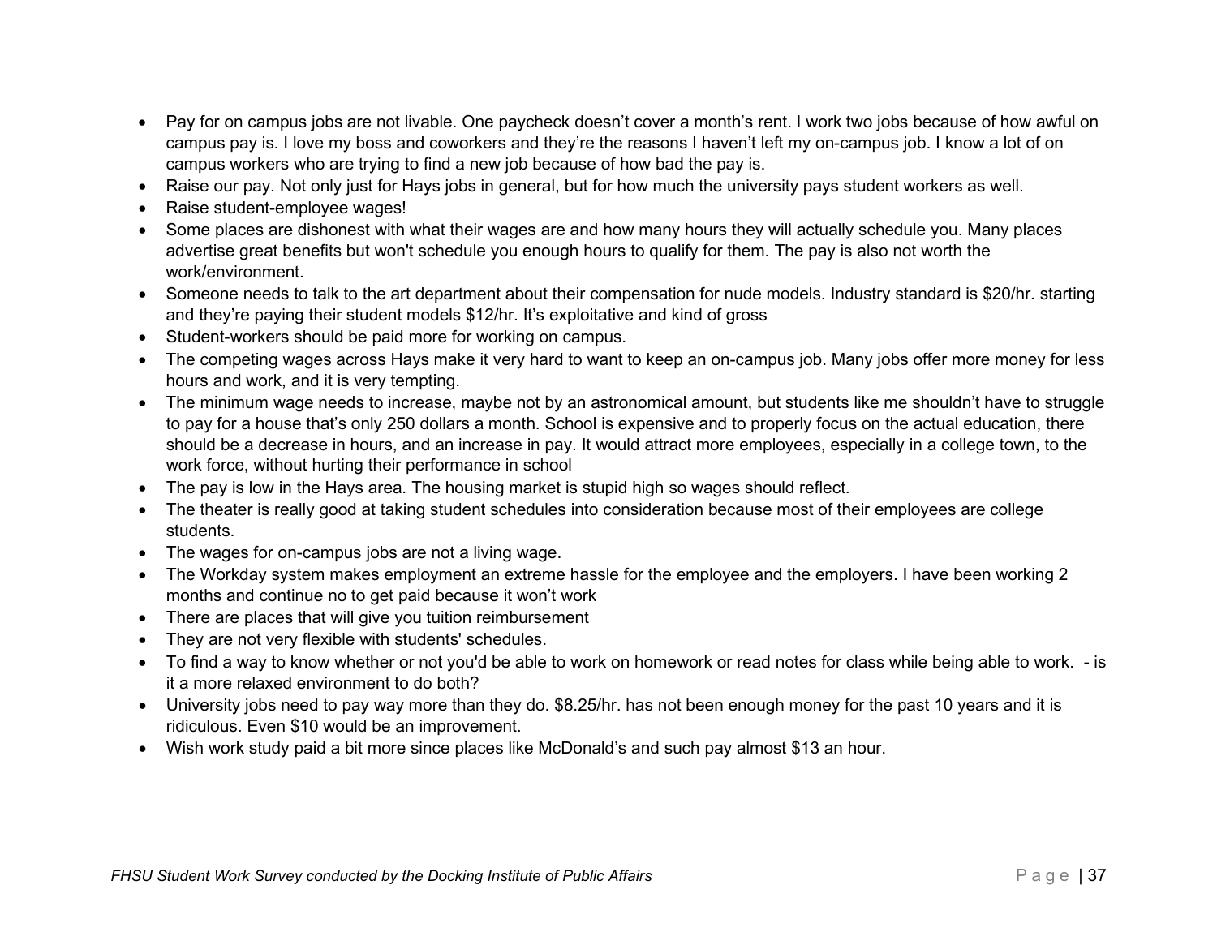- Pay for on campus jobs are not livable. One paycheck doesn't cover a month's rent. I work two jobs because of how awful on campus pay is. I love my boss and coworkers and they're the reasons I haven't left my on-campus job. I know a lot of on campus workers who are trying to find a new job because of how bad the pay is.
- Raise our pay. Not only just for Hays jobs in general, but for how much the university pays student workers as well.
- Raise student-employee wages!
- Some places are dishonest with what their wages are and how many hours they will actually schedule you. Many places advertise great benefits but won't schedule you enough hours to qualify for them. The pay is also not worth the work/environment.
- Someone needs to talk to the art department about their compensation for nude models. Industry standard is $20/hr. starting and they're paying their student models $12/hr. It's exploitative and kind of gross
- Student-workers should be paid more for working on campus.
- The competing wages across Hays make it very hard to want to keep an on-campus job. Many jobs offer more money for less hours and work, and it is very tempting.
- The minimum wage needs to increase, maybe not by an astronomical amount, but students like me shouldn't have to struggle to pay for a house that's only 250 dollars a month. School is expensive and to properly focus on the actual education, there should be a decrease in hours, and an increase in pay. It would attract more employees, especially in a college town, to the work force, without hurting their performance in school
- The pay is low in the Hays area. The housing market is stupid high so wages should reflect.
- The theater is really good at taking student schedules into consideration because most of their employees are college students.
- The wages for on-campus jobs are not a living wage.
- The Workday system makes employment an extreme hassle for the employee and the employers. I have been working 2 months and continue no to get paid because it won't work
- There are places that will give you tuition reimbursement
- They are not very flexible with students' schedules.
- To find a way to know whether or not you'd be able to work on homework or read notes for class while being able to work. - is it a more relaxed environment to do both?
- University jobs need to pay way more than they do. $8.25/hr. has not been enough money for the past 10 years and it is ridiculous. Even $10 would be an improvement.
- Wish work study paid a bit more since places like McDonald's and such pay almost $13 an hour.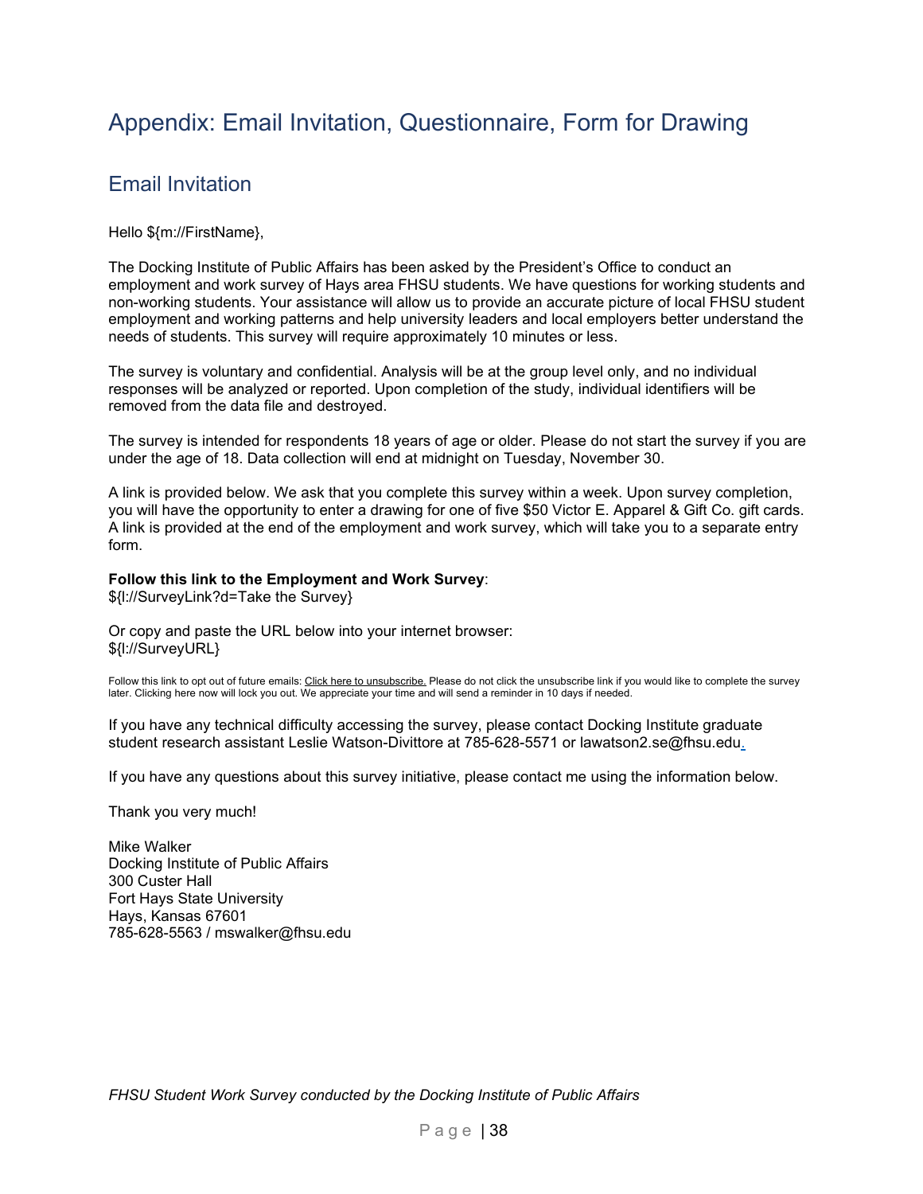# Appendix: Email Invitation, Questionnaire, Form for Drawing

## Email Invitation

Hello ${m://FirstName},

The Docking Institute of Public Affairs has been asked by the President's Office to conduct an employment and work survey of Hays area FHSU students. We have questions for working students and non-working students. Your assistance will allow us to provide an accurate picture of local FHSU student employment and working patterns and help university leaders and local employers better understand the needs of students. This survey will require approximately 10 minutes or less.

The survey is voluntary and confidential. Analysis will be at the group level only, and no individual responses will be analyzed or reported. Upon completion of the study, individual identifiers will be removed from the data file and destroyed.

The survey is intended for respondents 18 years of age or older. Please do not start the survey if you are under the age of 18. Data collection will end at midnight on Tuesday, November 30.

A link is provided below. We ask that you complete this survey within a week. Upon survey completion, you will have the opportunity to enter a drawing for one of five $50 Victor E. Apparel & Gift Co. gift cards. A link is provided at the end of the employment and work survey, which will take you to a separate entry form.

**Follow this link to the Employment and Work Survey**:
${l://SurveyLink?d=Take the Survey}

Or copy and paste the URL below into your internet browser:
${l://SurveyURL}

Follow this link to opt out of future emails: Click here to unsubscribe. Please do not click the unsubscribe link if you would like to complete the survey later. Clicking here now will lock you out. We appreciate your time and will send a reminder in 10 days if needed.

If you have any technical difficulty accessing the survey, please contact Docking Institute graduate student research assistant Leslie Watson-Divittore at 785-628-5571 or lawatson2.se@fhsu.edu.

If you have any questions about this survey initiative, please contact me using the information below.

Thank you very much!

Mike Walker
Docking Institute of Public Affairs
300 Custer Hall
Fort Hays State University
Hays, Kansas 67601
785-628-5563 / mswalker@fhsu.edu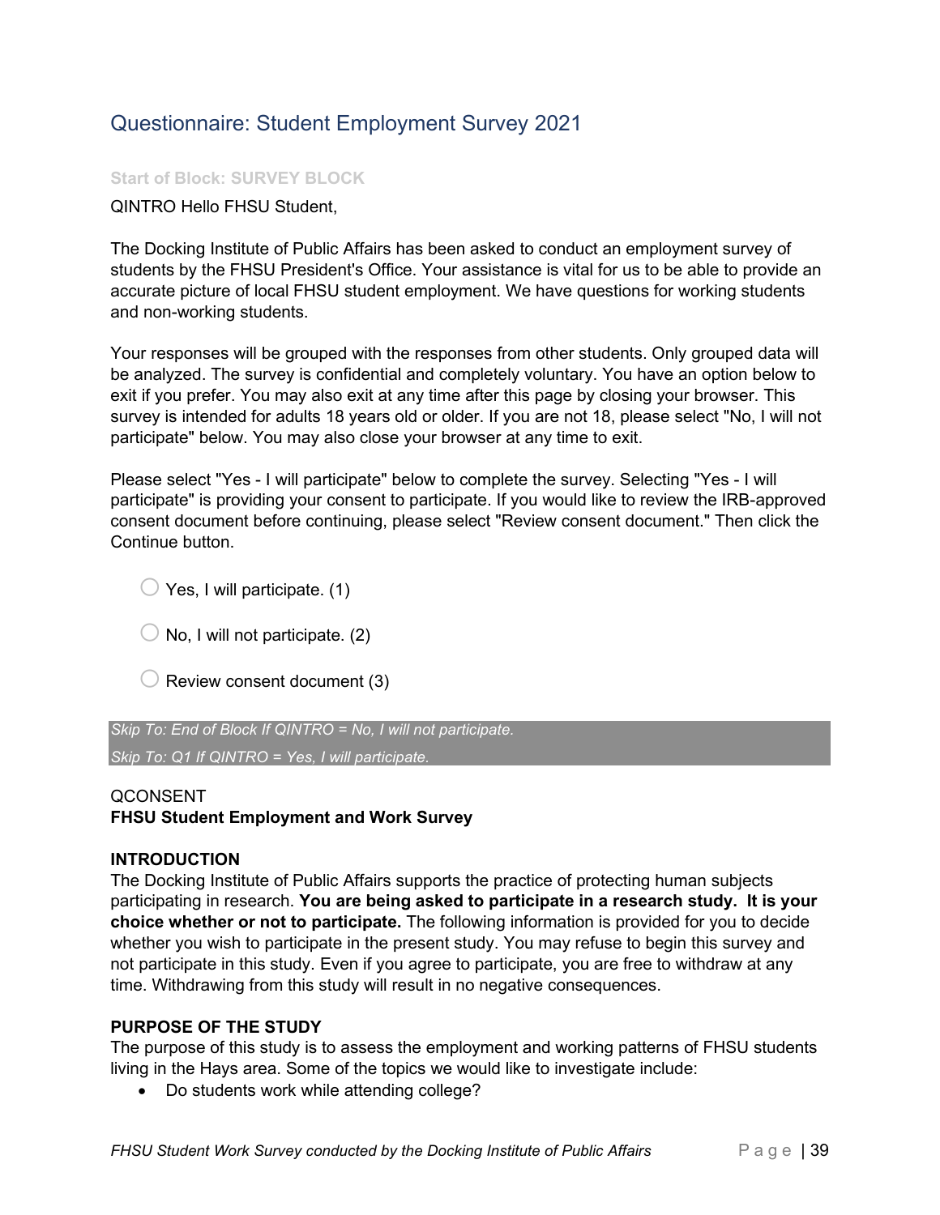## Questionnaire: Student Employment Survey 2021

Start of Block: SURVEY BLOCK

QINTRO Hello FHSU Student,

The Docking Institute of Public Affairs has been asked to conduct an employment survey of students by the FHSU President's Office. Your assistance is vital for us to be able to provide an accurate picture of local FHSU student employment. We have questions for working students and non-working students.

Your responses will be grouped with the responses from other students. Only grouped data will be analyzed. The survey is confidential and completely voluntary. You have an option below to exit if you prefer. You may also exit at any time after this page by closing your browser. This survey is intended for adults 18 years old or older. If you are not 18, please select "No, I will not participate" below. You may also close your browser at any time to exit.

Please select "Yes - I will participate" below to complete the survey. Selecting "Yes - I will participate" is providing your consent to participate. If you would like to review the IRB-approved consent document before continuing, please select "Review consent document." Then click the Continue button.

- ◯ Yes, I will participate. (1)
- ◯ No, I will not participate. (2)
- ◯ Review consent document (3)

*Skip To: End of Block If QINTRO = No, I will not participate.*
*Skip To: Q1 If QINTRO = Yes, I will participate.*

QCONSENT
**FHSU Student Employment and Work Survey**

**INTRODUCTION**
The Docking Institute of Public Affairs supports the practice of protecting human subjects participating in research. **You are being asked to participate in a research study. It is your choice whether or not to participate.** The following information is provided for you to decide whether you wish to participate in the present study. You may refuse to begin this survey and not participate in this study. Even if you agree to participate, you are free to withdraw at any time. Withdrawing from this study will result in no negative consequences.

**PURPOSE OF THE STUDY**
The purpose of this study is to assess the employment and working patterns of FHSU students living in the Hays area. Some of the topics we would like to investigate include:

- Do students work while attending college?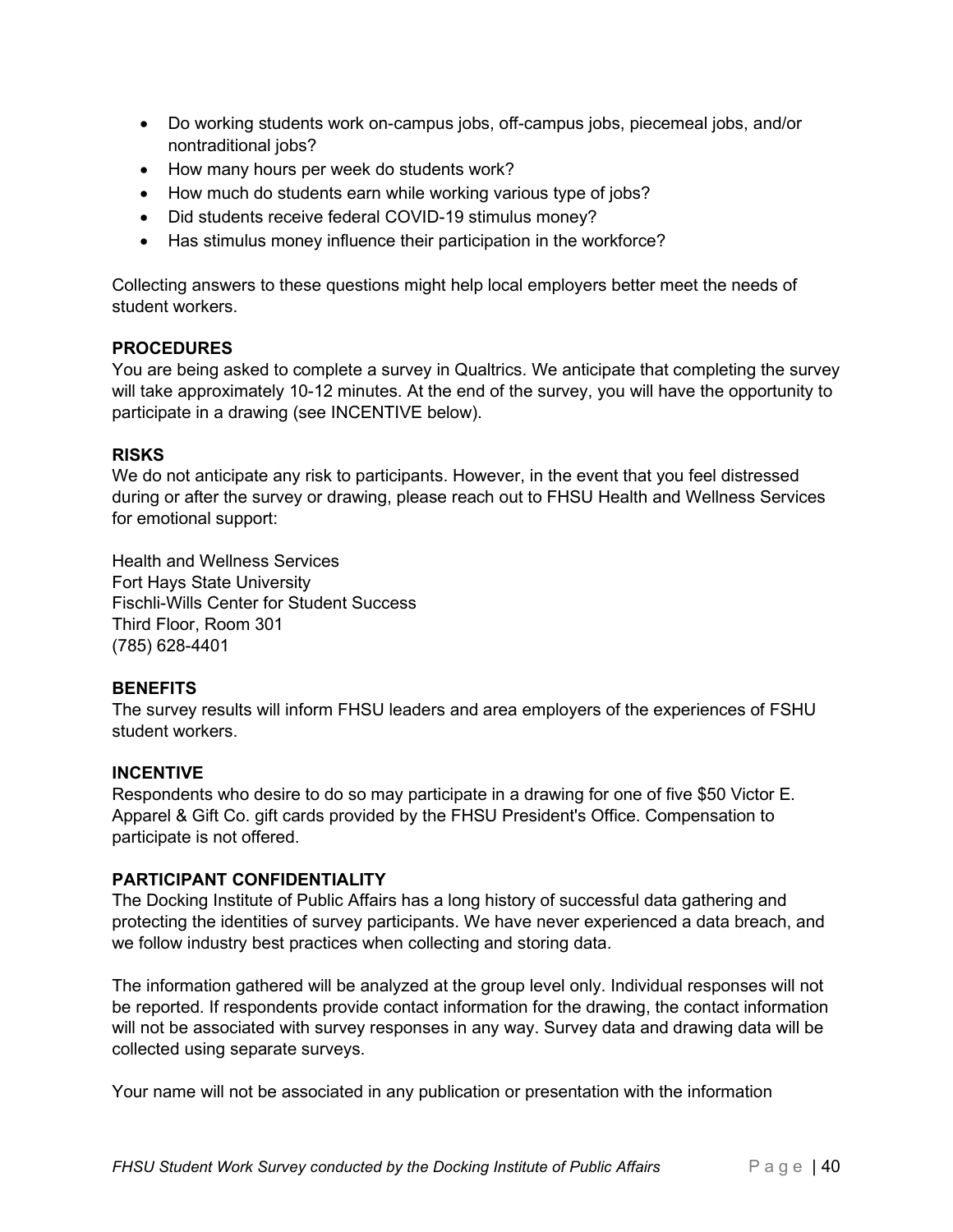- Do working students work on-campus jobs, off-campus jobs, piecemeal jobs, and/or nontraditional jobs?
- How many hours per week do students work?
- How much do students earn while working various type of jobs?
- Did students receive federal COVID-19 stimulus money?
- Has stimulus money influence their participation in the workforce?

Collecting answers to these questions might help local employers better meet the needs of student workers.

**PROCEDURES**
You are being asked to complete a survey in Qualtrics. We anticipate that completing the survey will take approximately 10-12 minutes. At the end of the survey, you will have the opportunity to participate in a drawing (see INCENTIVE below).

**RISKS**
We do not anticipate any risk to participants. However, in the event that you feel distressed during or after the survey or drawing, please reach out to FHSU Health and Wellness Services for emotional support:

Health and Wellness Services
Fort Hays State University
Fischli-Wills Center for Student Success
Third Floor, Room 301
(785) 628-4401

**BENEFITS**
The survey results will inform FHSU leaders and area employers of the experiences of FSHU student workers.

**INCENTIVE**
Respondents who desire to do so may participate in a drawing for one of five $50 Victor E. Apparel & Gift Co. gift cards provided by the FHSU President's Office. Compensation to participate is not offered.

**PARTICIPANT CONFIDENTIALITY**
The Docking Institute of Public Affairs has a long history of successful data gathering and protecting the identities of survey participants. We have never experienced a data breach, and we follow industry best practices when collecting and storing data.

The information gathered will be analyzed at the group level only. Individual responses will not be reported. If respondents provide contact information for the drawing, the contact information will not be associated with survey responses in any way. Survey data and drawing data will be collected using separate surveys.

Your name will not be associated in any publication or presentation with the information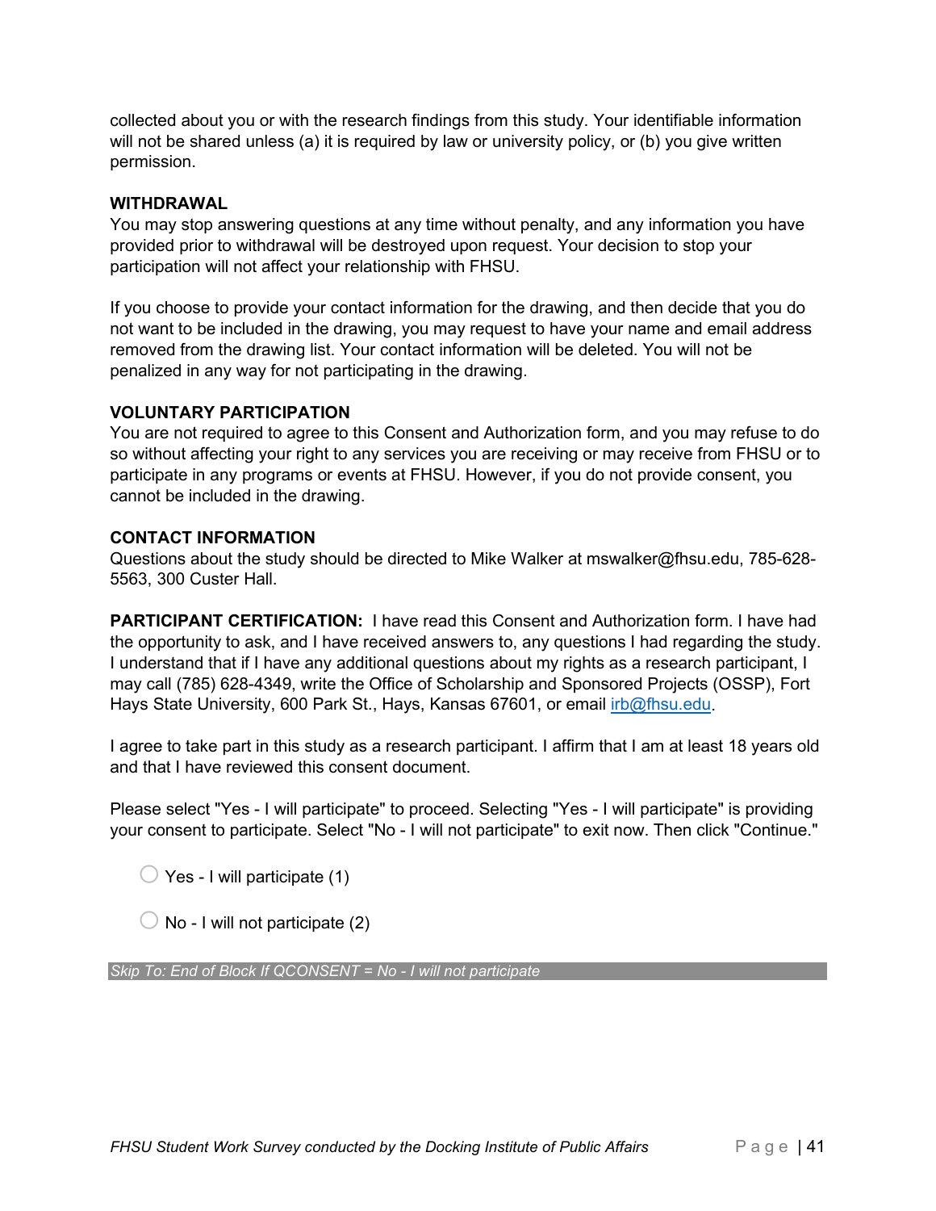collected about you or with the research findings from this study. Your identifiable information will not be shared unless (a) it is required by law or university policy, or (b) you give written permission.

**WITHDRAWAL**
You may stop answering questions at any time without penalty, and any information you have provided prior to withdrawal will be destroyed upon request. Your decision to stop your participation will not affect your relationship with FHSU.

If you choose to provide your contact information for the drawing, and then decide that you do not want to be included in the drawing, you may request to have your name and email address removed from the drawing list. Your contact information will be deleted. You will not be penalized in any way for not participating in the drawing.

**VOLUNTARY PARTICIPATION**
You are not required to agree to this Consent and Authorization form, and you may refuse to do so without affecting your right to any services you are receiving or may receive from FHSU or to participate in any programs or events at FHSU. However, if you do not provide consent, you cannot be included in the drawing.

**CONTACT INFORMATION**
Questions about the study should be directed to Mike Walker at mswalker@fhsu.edu, 785-628-5563, 300 Custer Hall.

**PARTICIPANT CERTIFICATION:** I have read this Consent and Authorization form. I have had the opportunity to ask, and I have received answers to, any questions I had regarding the study. I understand that if I have any additional questions about my rights as a research participant, I may call (785) 628-4349, write the Office of Scholarship and Sponsored Projects (OSSP), Fort Hays State University, 600 Park St., Hays, Kansas 67601, or email irb@fhsu.edu.

I agree to take part in this study as a research participant. I affirm that I am at least 18 years old and that I have reviewed this consent document.

Please select "Yes - I will participate" to proceed. Selecting "Yes - I will participate" is providing your consent to participate. Select "No - I will not participate" to exit now. Then click "Continue."

- ○ Yes - I will participate (1)
- ○ No - I will not participate (2)

*Skip To: End of Block If QCONSENT = No - I will not participate*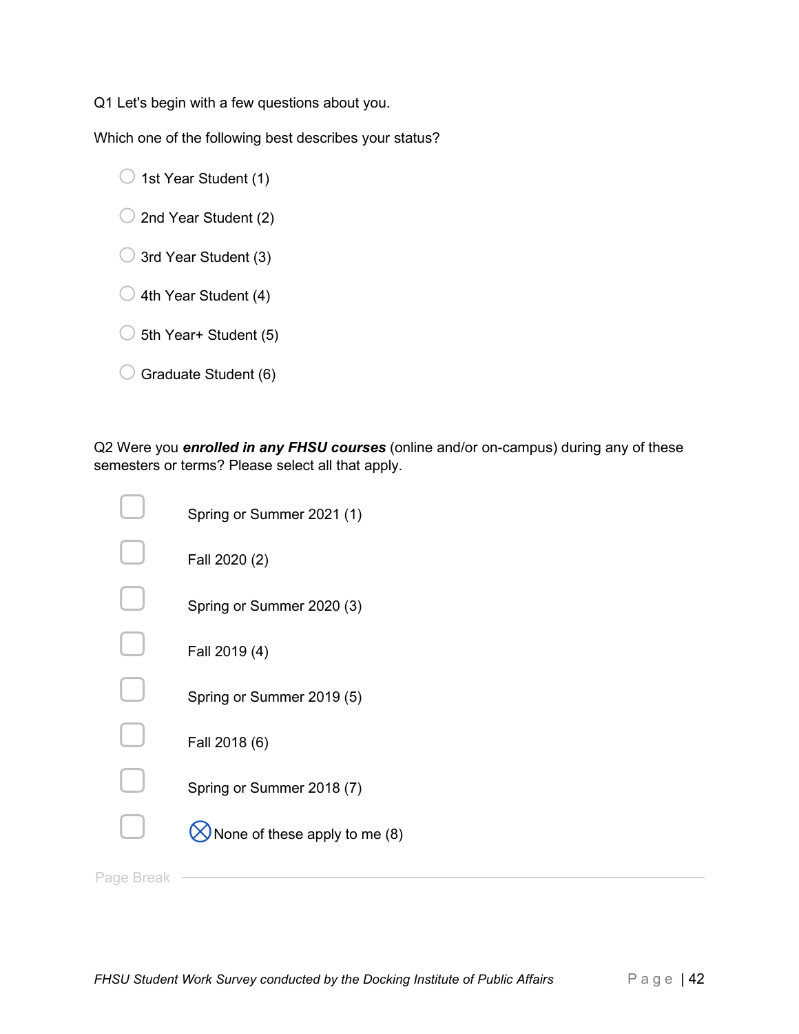Q1 Let's begin with a few questions about you.

Which one of the following best describes your status?

- ○ 1st Year Student (1)
- ○ 2nd Year Student (2)
- ○ 3rd Year Student (3)
- ○ 4th Year Student (4)
- ○ 5th Year+ Student (5)
- ○ Graduate Student (6)

Q2 Were you ***enrolled in any FHSU courses*** (online and/or on-campus) during any of these semesters or terms? Please select all that apply.

- ▢ Spring or Summer 2021 (1)
- ▢ Fall 2020 (2)
- ▢ Spring or Summer 2020 (3)
- ▢ Fall 2019 (4)
- ▢ Spring or Summer 2019 (5)
- ▢ Fall 2018 (6)
- ▢ Spring or Summer 2018 (7)
- ▢ ⊗None of these apply to me (8)

Page Break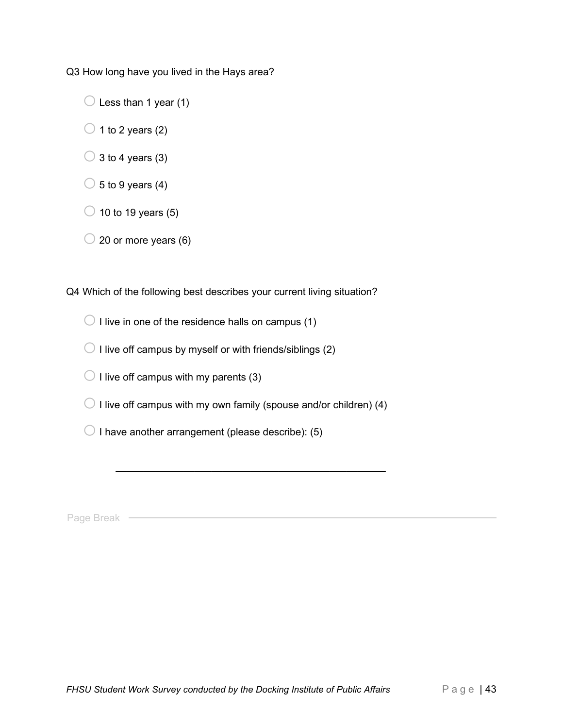Q3 How long have you lived in the Hays area?

- ○ Less than 1 year (1)
- ○ 1 to 2 years (2)
- ○ 3 to 4 years (3)
- ○ 5 to 9 years (4)
- ○ 10 to 19 years (5)
- ○ 20 or more years (6)

Q4 Which of the following best describes your current living situation?

- ○ I live in one of the residence halls on campus (1)
- ○ I live off campus by myself or with friends/siblings (2)
- ○ I live off campus with my parents (3)
- ○ I live off campus with my own family (spouse and/or children) (4)
- ○ I have another arrangement (please describe): (5)

________________________________________________

Page Break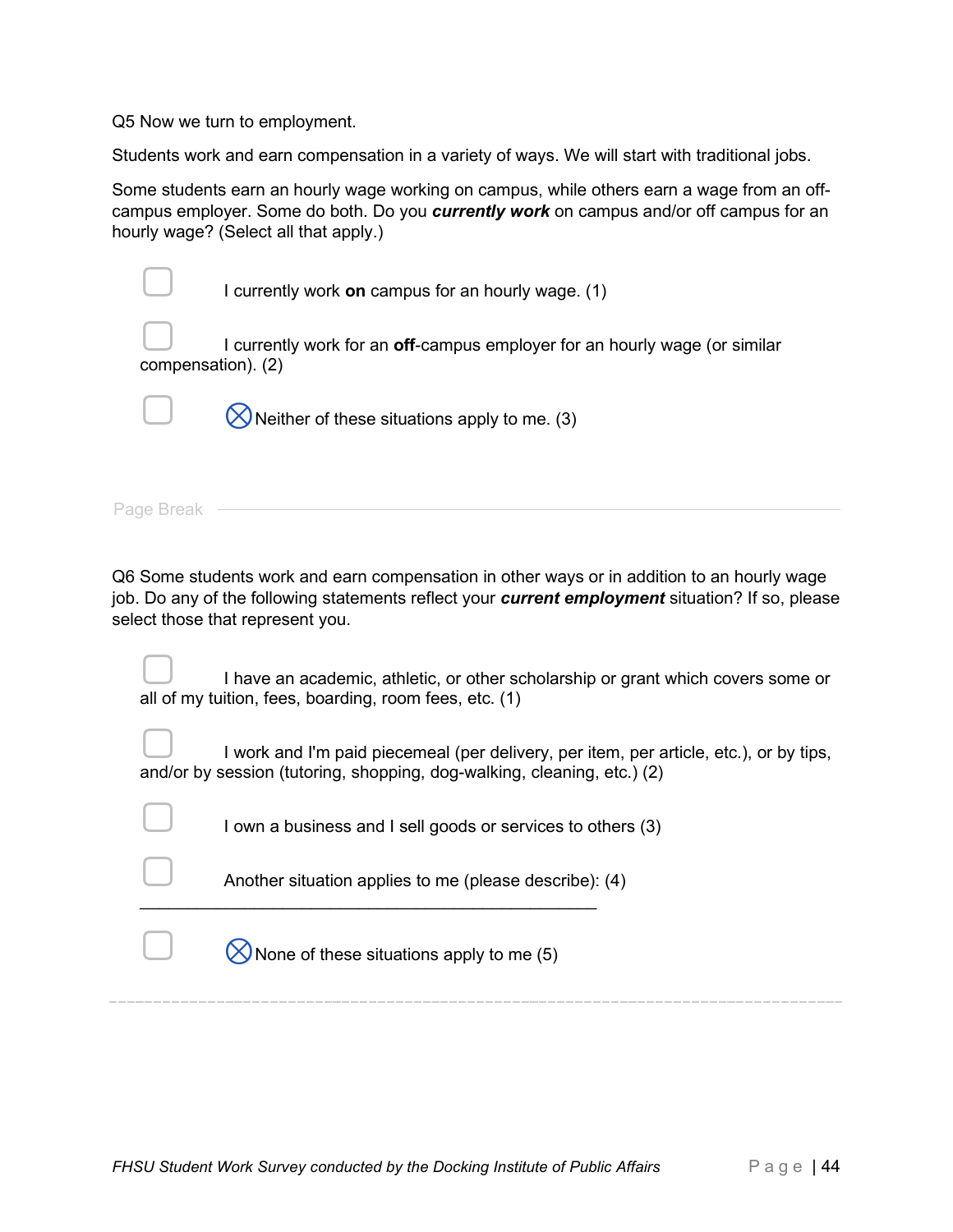Q5 Now we turn to employment.

Students work and earn compensation in a variety of ways. We will start with traditional jobs.

Some students earn an hourly wage working on campus, while others earn a wage from an off-campus employer. Some do both. Do you ***currently work*** on campus and/or off campus for an hourly wage? (Select all that apply.)

- ☐ I currently work **on** campus for an hourly wage. (1)
- ☐ I currently work for an **off**-campus employer for an hourly wage (or similar compensation). (2)
- ☐ ⊗Neither of these situations apply to me. (3)

Page Break

---

Q6 Some students work and earn compensation in other ways or in addition to an hourly wage job. Do any of the following statements reflect your ***current employment*** situation? If so, please select those that represent you.

- ☐ I have an academic, athletic, or other scholarship or grant which covers some or all of my tuition, fees, boarding, room fees, etc. (1)
- ☐ I work and I'm paid piecemeal (per delivery, per item, per article, etc.), or by tips, and/or by session (tutoring, shopping, dog-walking, cleaning, etc.) (2)
- ☐ I own a business and I sell goods or services to others (3)
- ☐ Another situation applies to me (please describe): (4) ________________________________________________
- ☐ ⊗None of these situations apply to me (5)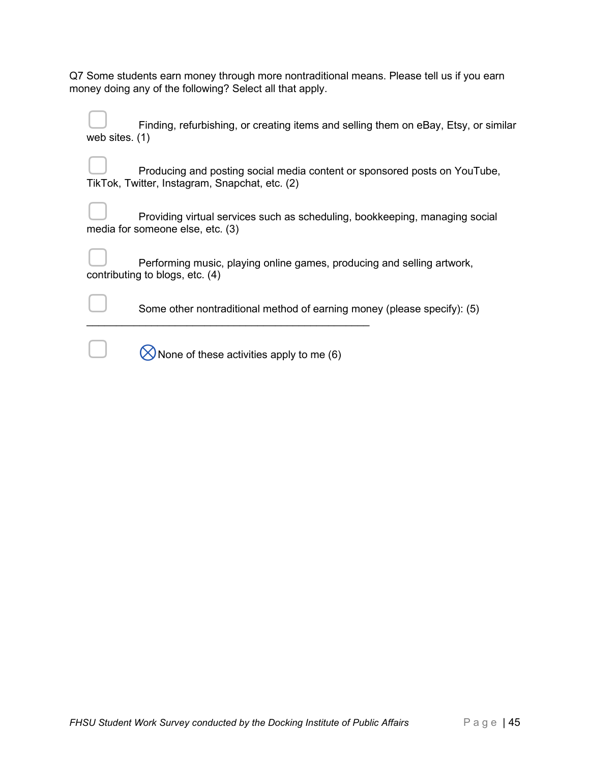Q7 Some students earn money through more nontraditional means. Please tell us if you earn money doing any of the following? Select all that apply.

- ☐ Finding, refurbishing, or creating items and selling them on eBay, Etsy, or similar web sites. (1)
- ☐ Producing and posting social media content or sponsored posts on YouTube, TikTok, Twitter, Instagram, Snapchat, etc. (2)
- ☐ Providing virtual services such as scheduling, bookkeeping, managing social media for someone else, etc. (3)
- ☐ Performing music, playing online games, producing and selling artwork, contributing to blogs, etc. (4)
- ☐ Some other nontraditional method of earning money (please specify): (5) ________________________________________________
- ☐ ⊗None of these activities apply to me (6)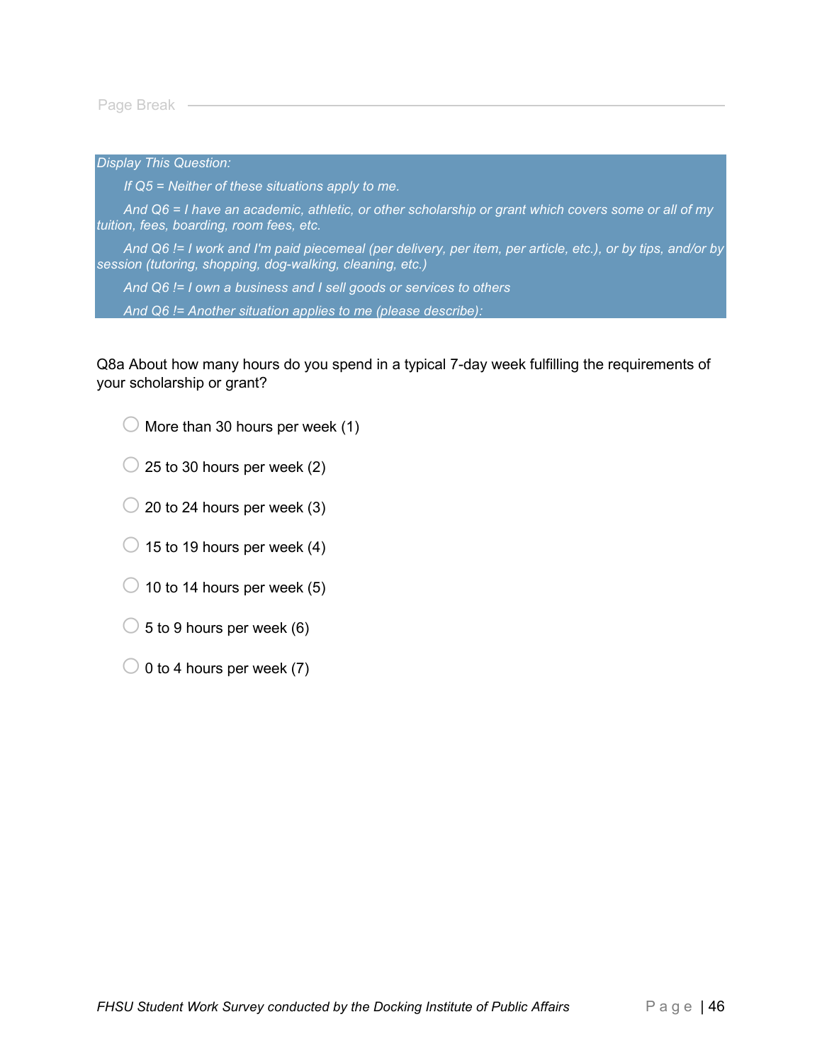Page Break

*Display This Question:*

*If Q5 = Neither of these situations apply to me.*

*And Q6 = I have an academic, athletic, or other scholarship or grant which covers some or all of my tuition, fees, boarding, room fees, etc.*

*And Q6 != I work and I'm paid piecemeal (per delivery, per item, per article, etc.), or by tips, and/or by session (tutoring, shopping, dog-walking, cleaning, etc.)*

*And Q6 != I own a business and I sell goods or services to others*

*And Q6 != Another situation applies to me (please describe):*

Q8a About how many hours do you spend in a typical 7-day week fulfilling the requirements of your scholarship or grant?

- ○ More than 30 hours per week (1)
- ○ 25 to 30 hours per week (2)
- ○ 20 to 24 hours per week (3)
- ○ 15 to 19 hours per week (4)
- ○ 10 to 14 hours per week (5)
- ○ 5 to 9 hours per week (6)
- ○ 0 to 4 hours per week (7)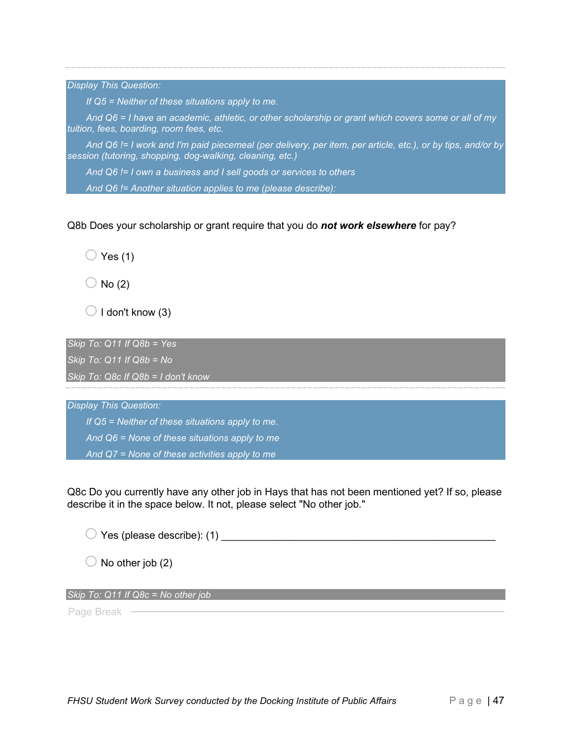---

*Display This Question:*

*If Q5 = Neither of these situations apply to me.*

*And Q6 = I have an academic, athletic, or other scholarship or grant which covers some or all of my tuition, fees, boarding, room fees, etc.*

*And Q6 != I work and I'm paid piecemeal (per delivery, per item, per article, etc.), or by tips, and/or by session (tutoring, shopping, dog-walking, cleaning, etc.)*

*And Q6 != I own a business and I sell goods or services to others*

*And Q6 != Another situation applies to me (please describe):*

Q8b Does your scholarship or grant require that you do ***not work elsewhere*** for pay?

- ◯ Yes (1)
- ◯ No (2)
- ◯ I don't know (3)

*Skip To: Q11 If Q8b = Yes*

*Skip To: Q11 If Q8b = No*

*Skip To: Q8c If Q8b = I don't know*

---

*Display This Question:*

*If Q5 = Neither of these situations apply to me.*

*And Q6 = None of these situations apply to me*

*And Q7 = None of these activities apply to me*

Q8c Do you currently have any other job in Hays that has not been mentioned yet? If so, please describe it in the space below. It not, please select "No other job."

- ◯ Yes (please describe): (1) ________________________________________________
- ◯ No other job (2)

*Skip To: Q11 If Q8c = No other job*

Page Break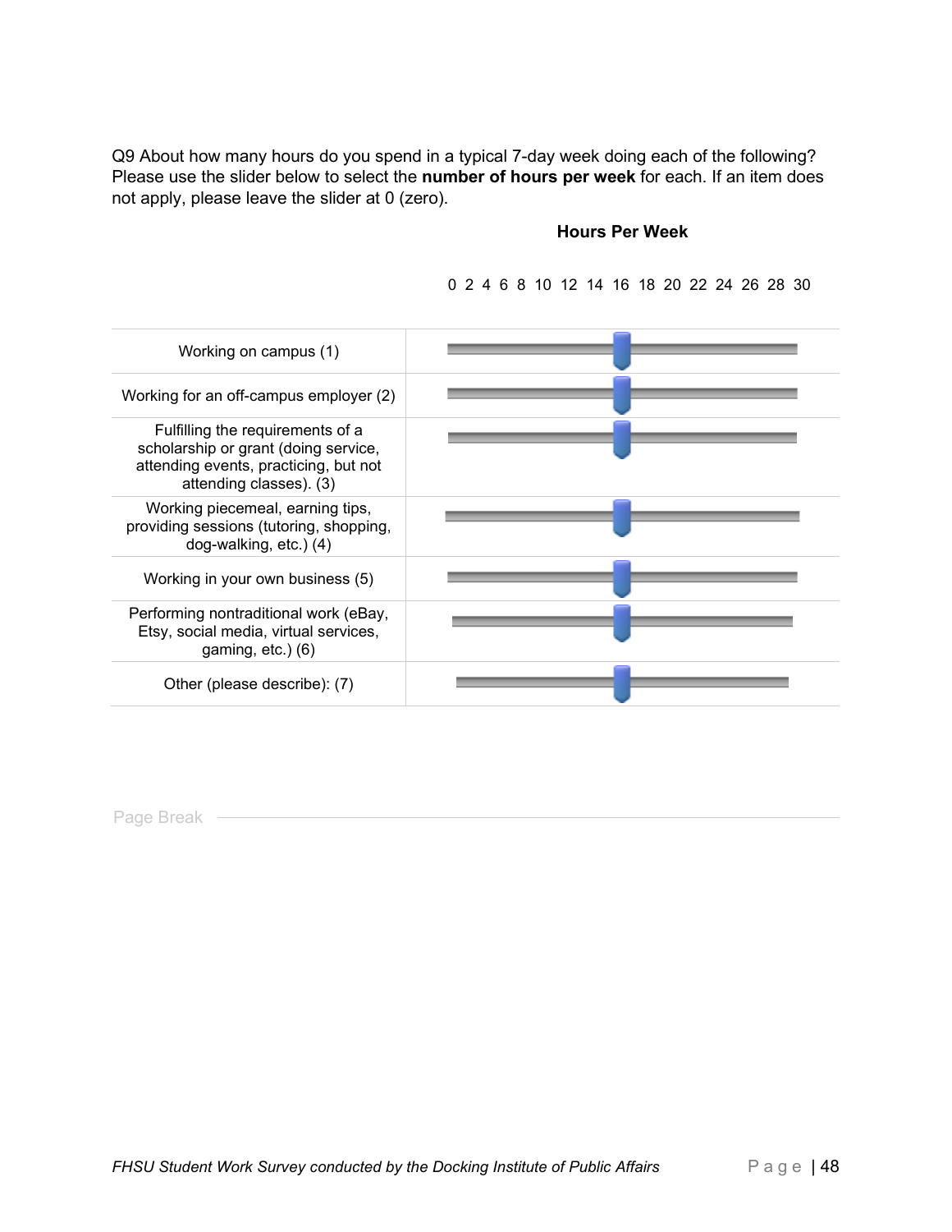Q9 About how many hours do you spend in a typical 7-day week doing each of the following? Please use the slider below to select the **number of hours per week** for each. If an item does not apply, please leave the slider at 0 (zero).

| | **Hours Per Week** |
| --- | --- |
| | 0 2 4 6 8 10 12 14 16 18 20 22 24 26 28 30 |
| Working on campus (1) | |
| Working for an off-campus employer (2) | |
| Fulfilling the requirements of a scholarship or grant (doing service, attending events, practicing, but not attending classes). (3) | |
| Working piecemeal, earning tips, providing sessions (tutoring, shopping, dog-walking, etc.) (4) | |
| Working in your own business (5) | |
| Performing nontraditional work (eBay, Etsy, social media, virtual services, gaming, etc.) (6) | |
| Other (please describe): (7) | |

Page Break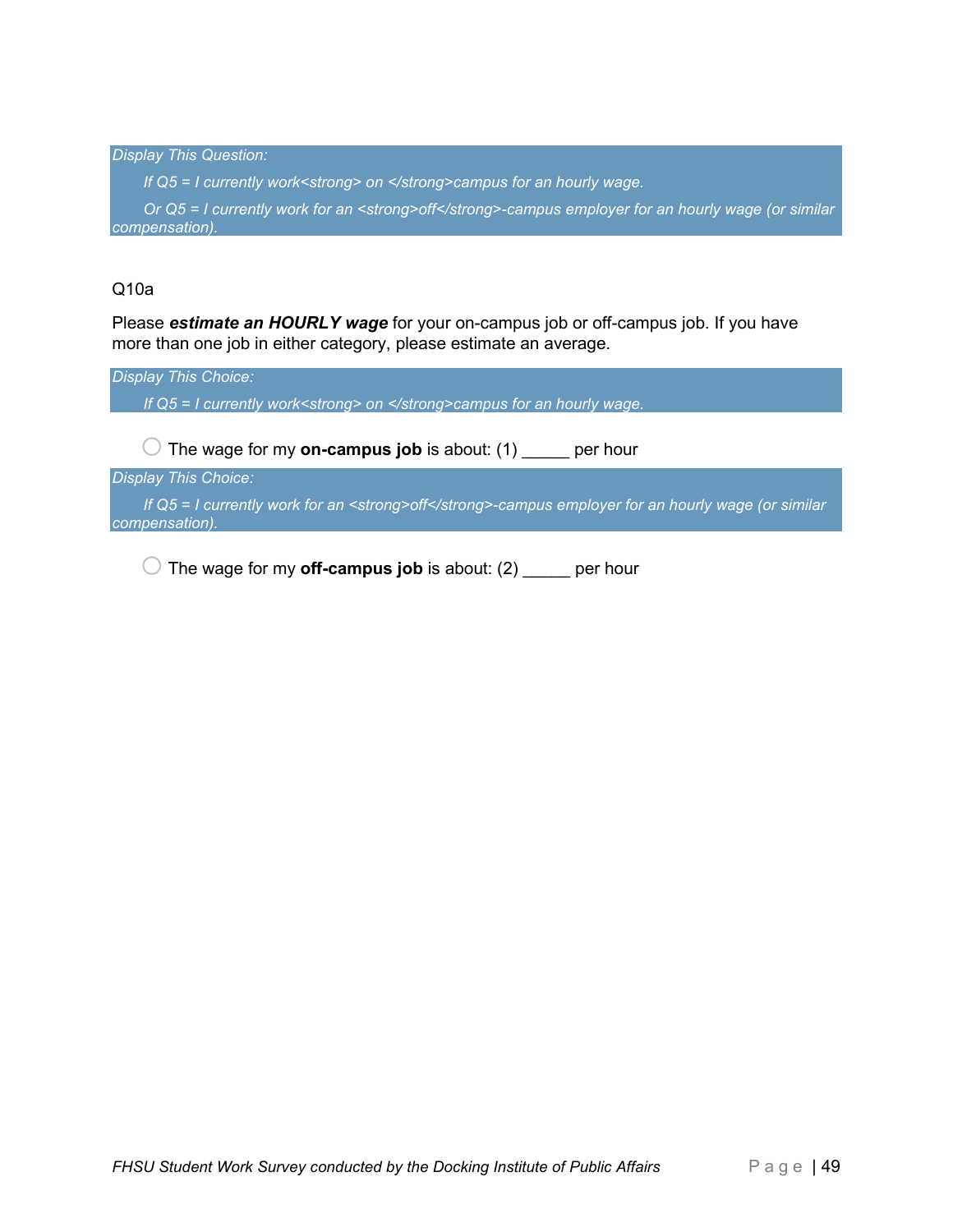*Display This Question:*

*If Q5 = I currently work<strong> on </strong>campus for an hourly wage.*

*Or Q5 = I currently work for an <strong>off</strong>-campus employer for an hourly wage (or similar compensation).*

Q10a

Please ***estimate an HOURLY wage*** for your on-campus job or off-campus job. If you have more than one job in either category, please estimate an average.

*Display This Choice:*

*If Q5 = I currently work<strong> on </strong>campus for an hourly wage.*

○ The wage for my **on-campus job** is about: (1) _____ per hour

*Display This Choice:*

*If Q5 = I currently work for an <strong>off</strong>-campus employer for an hourly wage (or similar compensation).*

○ The wage for my **off-campus job** is about: (2) _____ per hour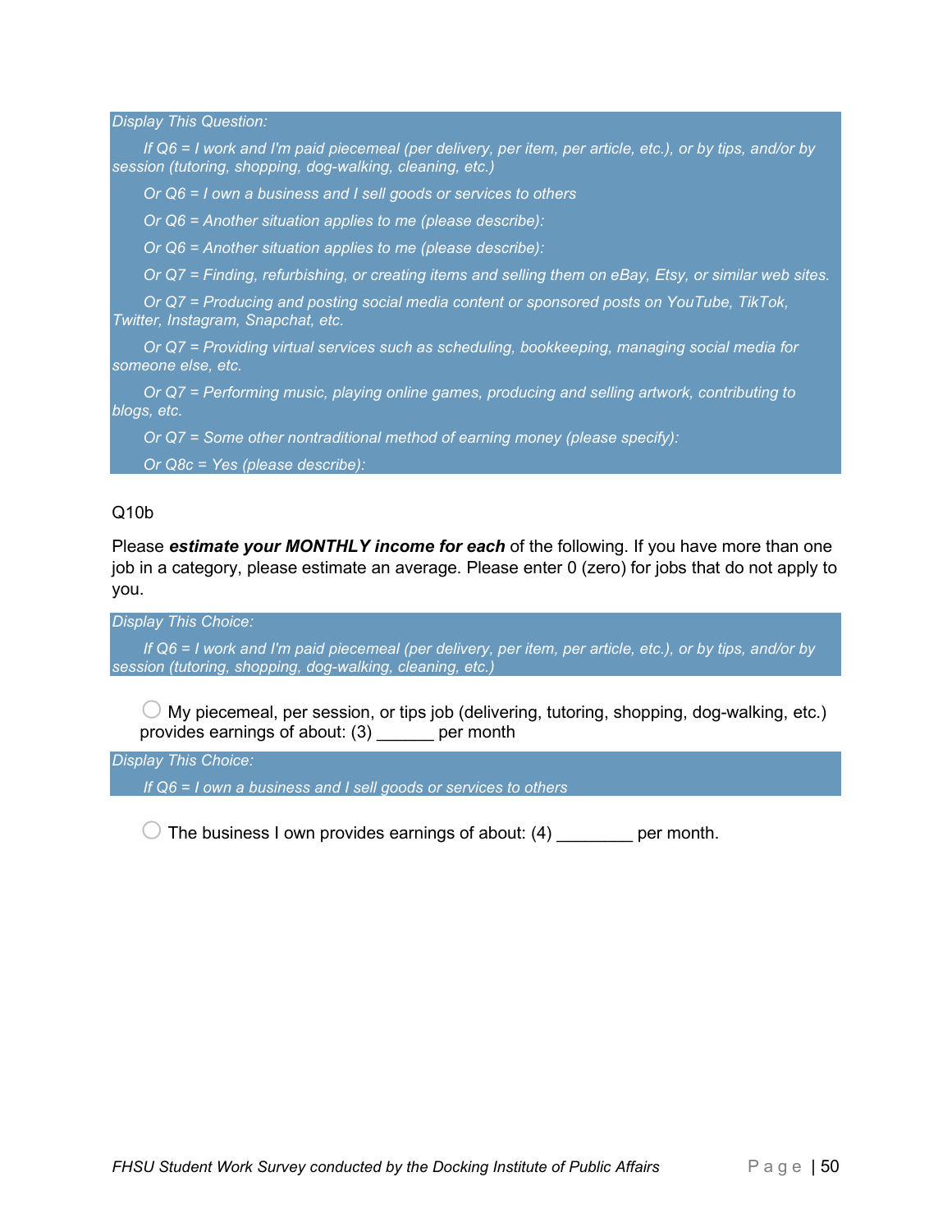*Display This Question:*

*If Q6 = I work and I'm paid piecemeal (per delivery, per item, per article, etc.), or by tips, and/or by session (tutoring, shopping, dog-walking, cleaning, etc.)*

*Or Q6 = I own a business and I sell goods or services to others*

*Or Q6 = Another situation applies to me (please describe):*

*Or Q6 = Another situation applies to me (please describe):*

*Or Q7 = Finding, refurbishing, or creating items and selling them on eBay, Etsy, or similar web sites.*

*Or Q7 = Producing and posting social media content or sponsored posts on YouTube, TikTok, Twitter, Instagram, Snapchat, etc.*

*Or Q7 = Providing virtual services such as scheduling, bookkeeping, managing social media for someone else, etc.*

*Or Q7 = Performing music, playing online games, producing and selling artwork, contributing to blogs, etc.*

*Or Q7 = Some other nontraditional method of earning money (please specify):*

*Or Q8c = Yes (please describe):*

Q10b

Please ***estimate your MONTHLY income for each*** of the following. If you have more than one job in a category, please estimate an average. Please enter 0 (zero) for jobs that do not apply to you.

*Display This Choice:*

*If Q6 = I work and I'm paid piecemeal (per delivery, per item, per article, etc.), or by tips, and/or by session (tutoring, shopping, dog-walking, cleaning, etc.)*

○ My piecemeal, per session, or tips job (delivering, tutoring, shopping, dog-walking, etc.) provides earnings of about: (3) ______ per month

*Display This Choice:*

*If Q6 = I own a business and I sell goods or services to others*

○ The business I own provides earnings of about: (4) ________ per month.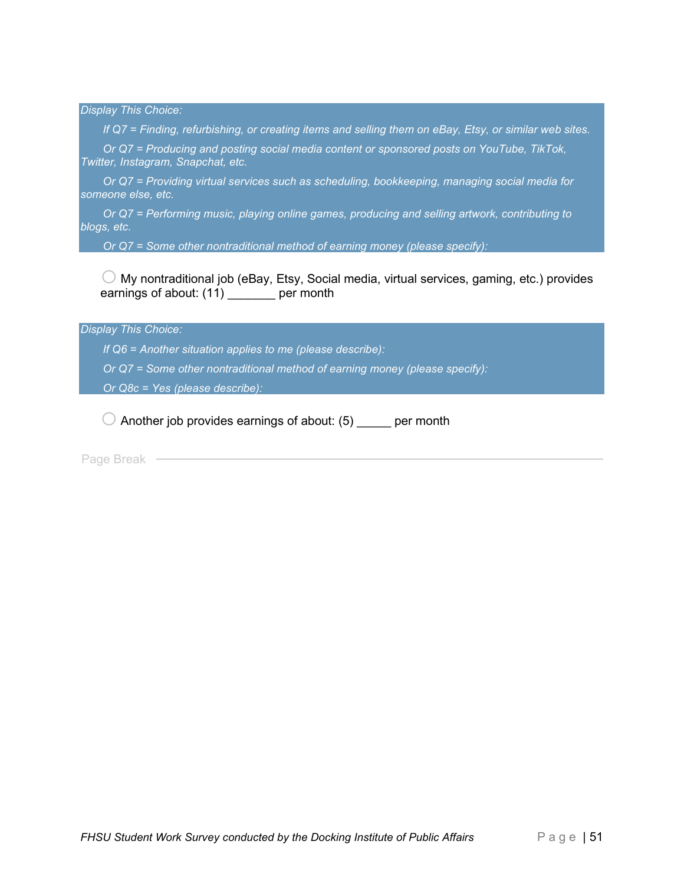*Display This Choice:*

*If Q7 = Finding, refurbishing, or creating items and selling them on eBay, Etsy, or similar web sites.*

*Or Q7 = Producing and posting social media content or sponsored posts on YouTube, TikTok, Twitter, Instagram, Snapchat, etc.*

*Or Q7 = Providing virtual services such as scheduling, bookkeeping, managing social media for someone else, etc.*

*Or Q7 = Performing music, playing online games, producing and selling artwork, contributing to blogs, etc.*

*Or Q7 = Some other nontraditional method of earning money (please specify):*

○ My nontraditional job (eBay, Etsy, Social media, virtual services, gaming, etc.) provides earnings of about: (11) _______ per month

*Display This Choice:*

*If Q6 = Another situation applies to me (please describe):*

*Or Q7 = Some other nontraditional method of earning money (please specify):*

*Or Q8c = Yes (please describe):*

○ Another job provides earnings of about: (5) _____ per month

Page Break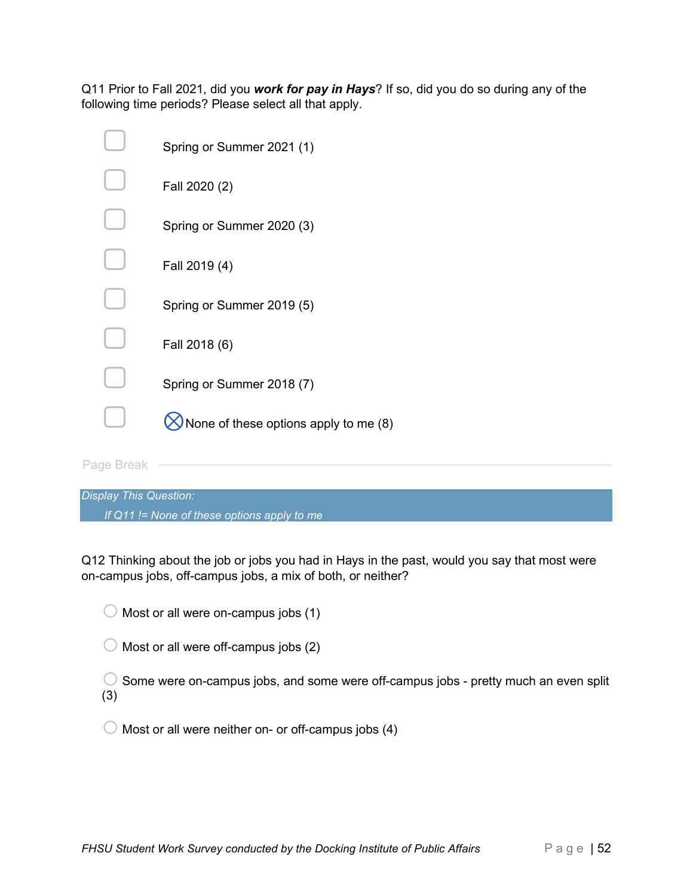Q11 Prior to Fall 2021, did you ***work for pay in Hays***? If so, did you do so during any of the following time periods? Please select all that apply.

- ☐ Spring or Summer 2021 (1)
- ☐ Fall 2020 (2)
- ☐ Spring or Summer 2020 (3)
- ☐ Fall 2019 (4)
- ☐ Spring or Summer 2019 (5)
- ☐ Fall 2018 (6)
- ☐ Spring or Summer 2018 (7)
- ☐ ⊗None of these options apply to me (8)

Page Break

*Display This Question:*

*If Q11 != None of these options apply to me*

Q12 Thinking about the job or jobs you had in Hays in the past, would you say that most were on-campus jobs, off-campus jobs, a mix of both, or neither?

- ○ Most or all were on-campus jobs (1)
- ○ Most or all were off-campus jobs (2)
- ○ Some were on-campus jobs, and some were off-campus jobs - pretty much an even split (3)
- ○ Most or all were neither on- or off-campus jobs (4)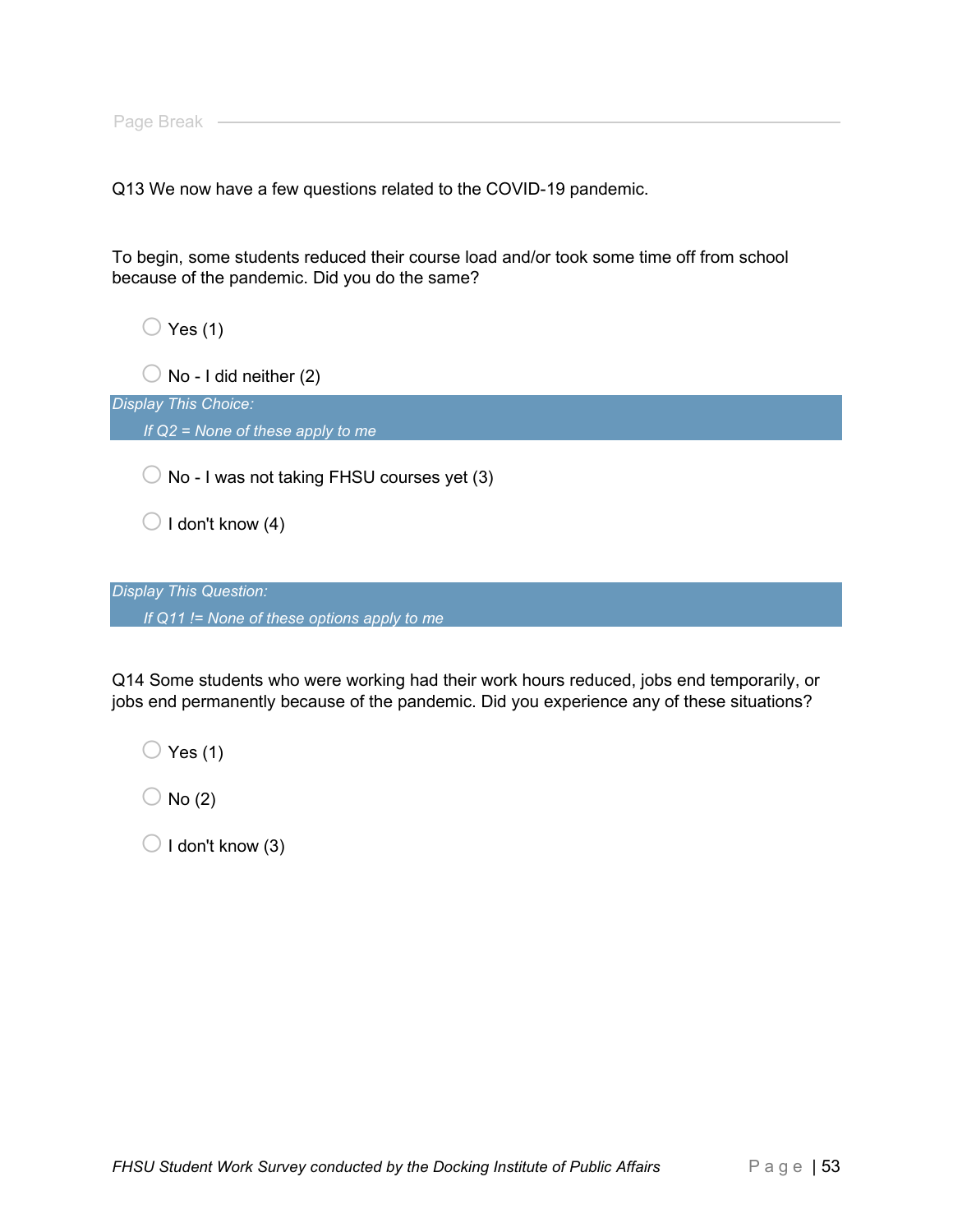Page Break

Q13 We now have a few questions related to the COVID-19 pandemic.

To begin, some students reduced their course load and/or took some time off from school because of the pandemic. Did you do the same?

- Yes (1)
- No - I did neither (2)

*Display This Choice:*
*If Q2 = None of these apply to me*

- No - I was not taking FHSU courses yet (3)
- I don't know (4)

*Display This Question:*
*If Q11 != None of these options apply to me*

Q14 Some students who were working had their work hours reduced, jobs end temporarily, or jobs end permanently because of the pandemic. Did you experience any of these situations?

- Yes (1)
- No (2)
- I don't know (3)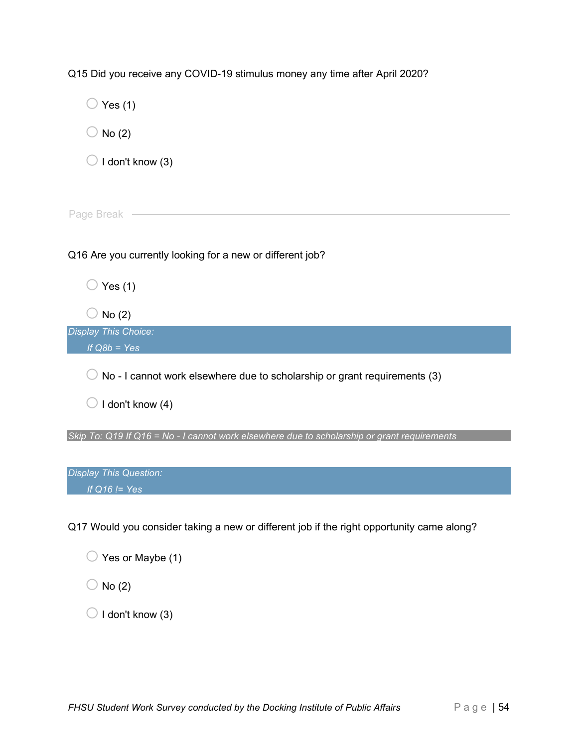Q15 Did you receive any COVID-19 stimulus money any time after April 2020?

- ◯ Yes (1)
- ◯ No (2)
- ◯ I don't know (3)

Page Break

Q16 Are you currently looking for a new or different job?

- ◯ Yes (1)
- ◯ No (2)

*Display This Choice:*
*If Q8b = Yes*

- ◯ No - I cannot work elsewhere due to scholarship or grant requirements (3)
- ◯ I don't know (4)

*Skip To: Q19 If Q16 = No - I cannot work elsewhere due to scholarship or grant requirements*

*Display This Question:*
*If Q16 != Yes*

Q17 Would you consider taking a new or different job if the right opportunity came along?

- ◯ Yes or Maybe (1)
- ◯ No (2)
- ◯ I don't know (3)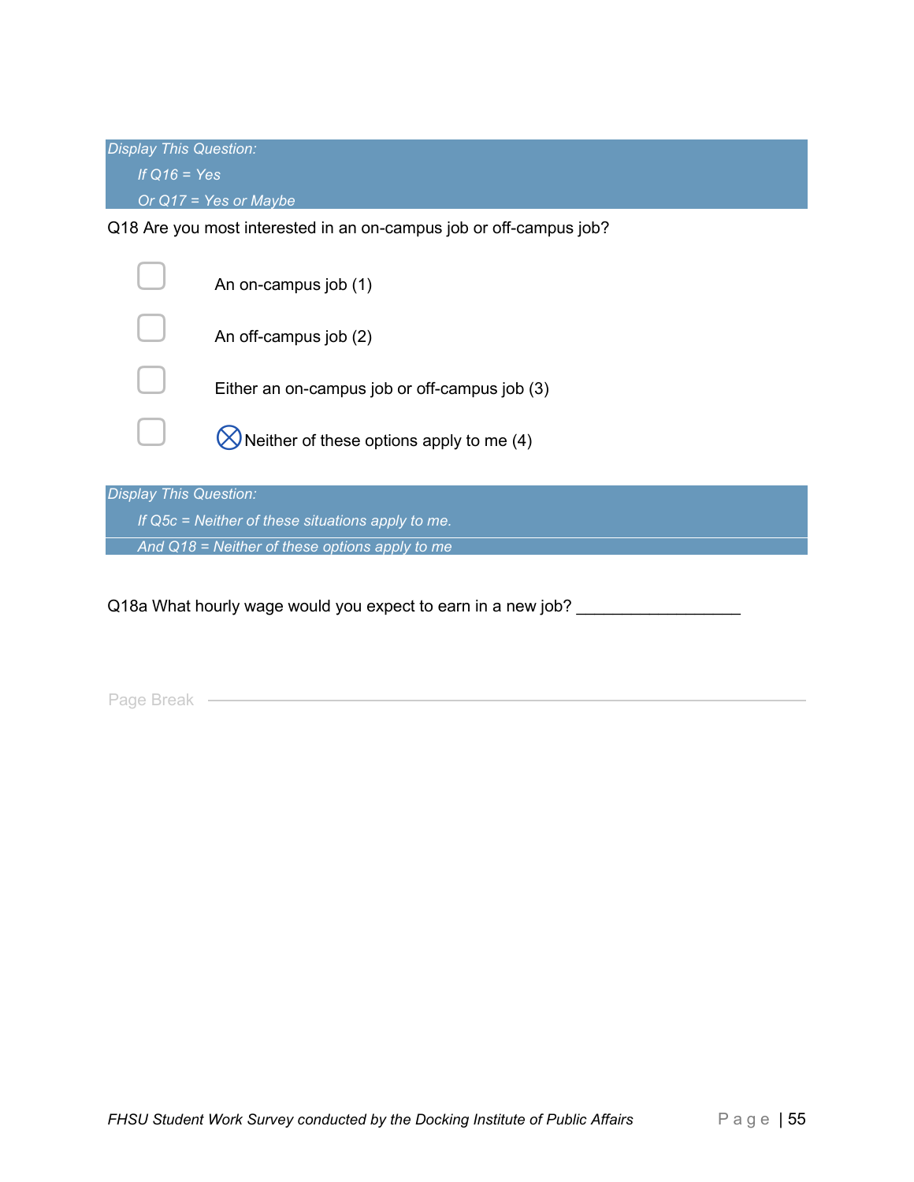*Display This Question:*

*If Q16 = Yes*

*Or Q17 = Yes or Maybe*

Q18 Are you most interested in an on-campus job or off-campus job?

- ☐ An on-campus job (1)
- ☐ An off-campus job (2)
- ☐ Either an on-campus job or off-campus job (3)
- ☐ ⊗ Neither of these options apply to me (4)

*Display This Question:*

*If Q5c = Neither of these situations apply to me.*

*And Q18 = Neither of these options apply to me*

Q18a What hourly wage would you expect to earn in a new job? ________________

Page Break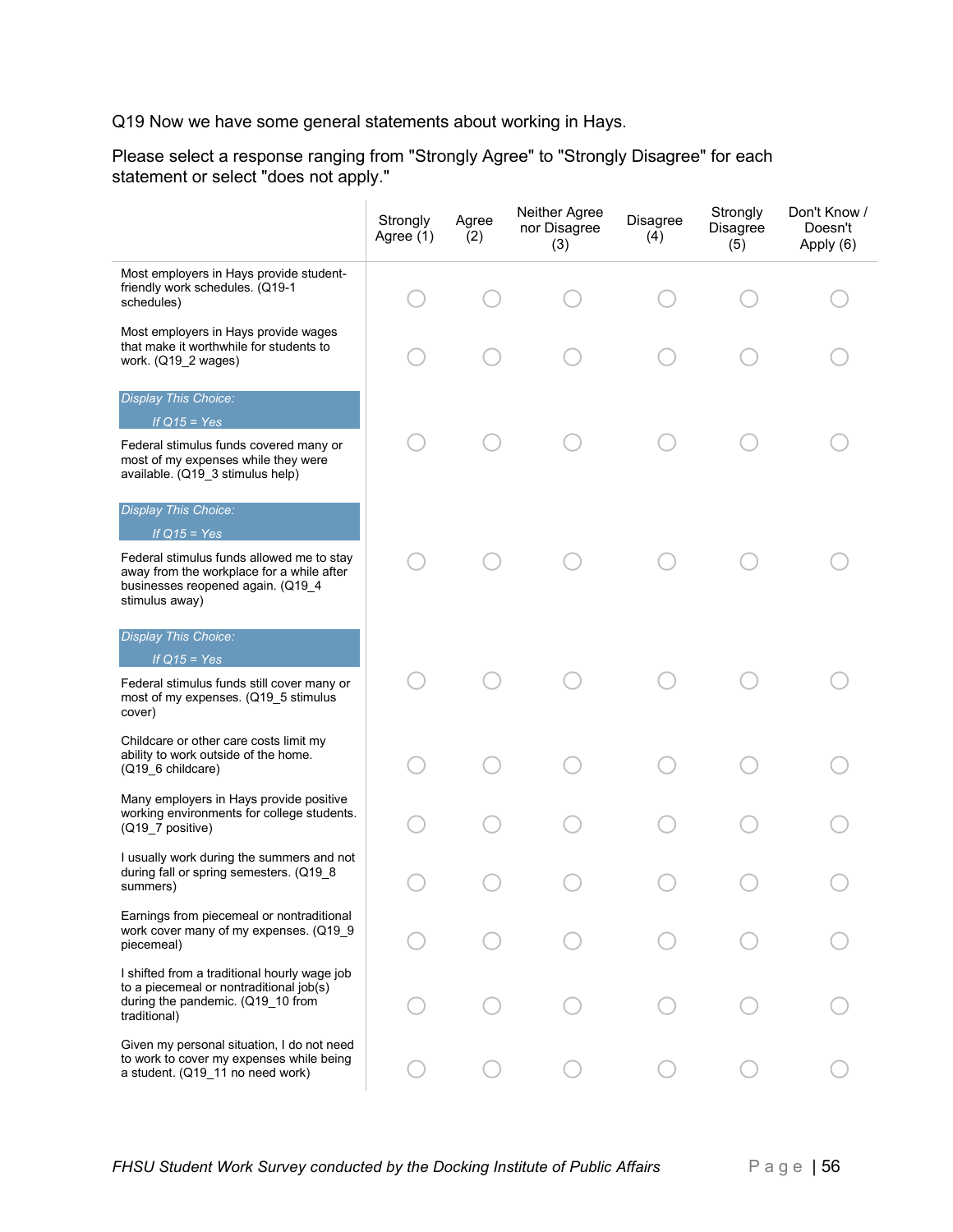Q19 Now we have some general statements about working in Hays.

Please select a response ranging from "Strongly Agree" to "Strongly Disagree" for each statement or select "does not apply."

| | Strongly Agree (1) | Agree (2) | Neither Agree nor Disagree (3) | Disagree (4) | Strongly Disagree (5) | Don't Know / Doesn't Apply (6) |
|---|---|---|---|---|---|---|
| Most employers in Hays provide student-friendly work schedules. (Q19-1 schedules) | ○ | ○ | ○ | ○ | ○ | ○ |
| Most employers in Hays provide wages that make it worthwhile for students to work. (Q19_2 wages) | ○ | ○ | ○ | ○ | ○ | ○ |
| *Display This Choice: If Q15 = Yes* Federal stimulus funds covered many or most of my expenses while they were available. (Q19_3 stimulus help) | ○ | ○ | ○ | ○ | ○ | ○ |
| *Display This Choice: If Q15 = Yes* Federal stimulus funds allowed me to stay away from the workplace for a while after businesses reopened again. (Q19_4 stimulus away) | ○ | ○ | ○ | ○ | ○ | ○ |
| *Display This Choice: If Q15 = Yes* Federal stimulus funds still cover many or most of my expenses. (Q19_5 stimulus cover) | ○ | ○ | ○ | ○ | ○ | ○ |
| Childcare or other care costs limit my ability to work outside of the home. (Q19_6 childcare) | ○ | ○ | ○ | ○ | ○ | ○ |
| Many employers in Hays provide positive working environments for college students. (Q19_7 positive) | ○ | ○ | ○ | ○ | ○ | ○ |
| I usually work during the summers and not during fall or spring semesters. (Q19_8 summers) | ○ | ○ | ○ | ○ | ○ | ○ |
| Earnings from piecemeal or nontraditional work cover many of my expenses. (Q19_9 piecemeal) | ○ | ○ | ○ | ○ | ○ | ○ |
| I shifted from a traditional hourly wage job to a piecemeal or nontraditional job(s) during the pandemic. (Q19_10 from traditional) | ○ | ○ | ○ | ○ | ○ | ○ |
| Given my personal situation, I do not need to work to cover my expenses while being a student. (Q19_11 no need work) | ○ | ○ | ○ | ○ | ○ | ○ |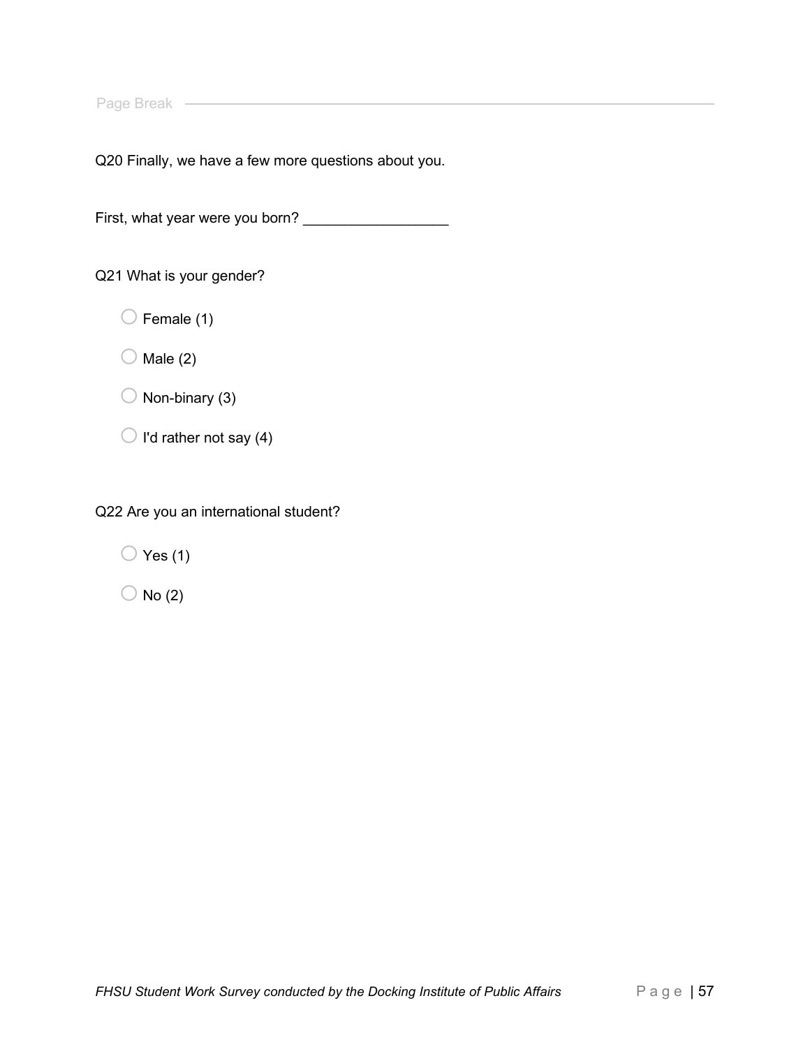Page Break

Q20 Finally, we have a few more questions about you.

First, what year were you born? ________________

Q21 What is your gender?

- ○ Female (1)
- ○ Male (2)
- ○ Non-binary (3)
- ○ I'd rather not say (4)

Q22 Are you an international student?

- ○ Yes (1)
- ○ No (2)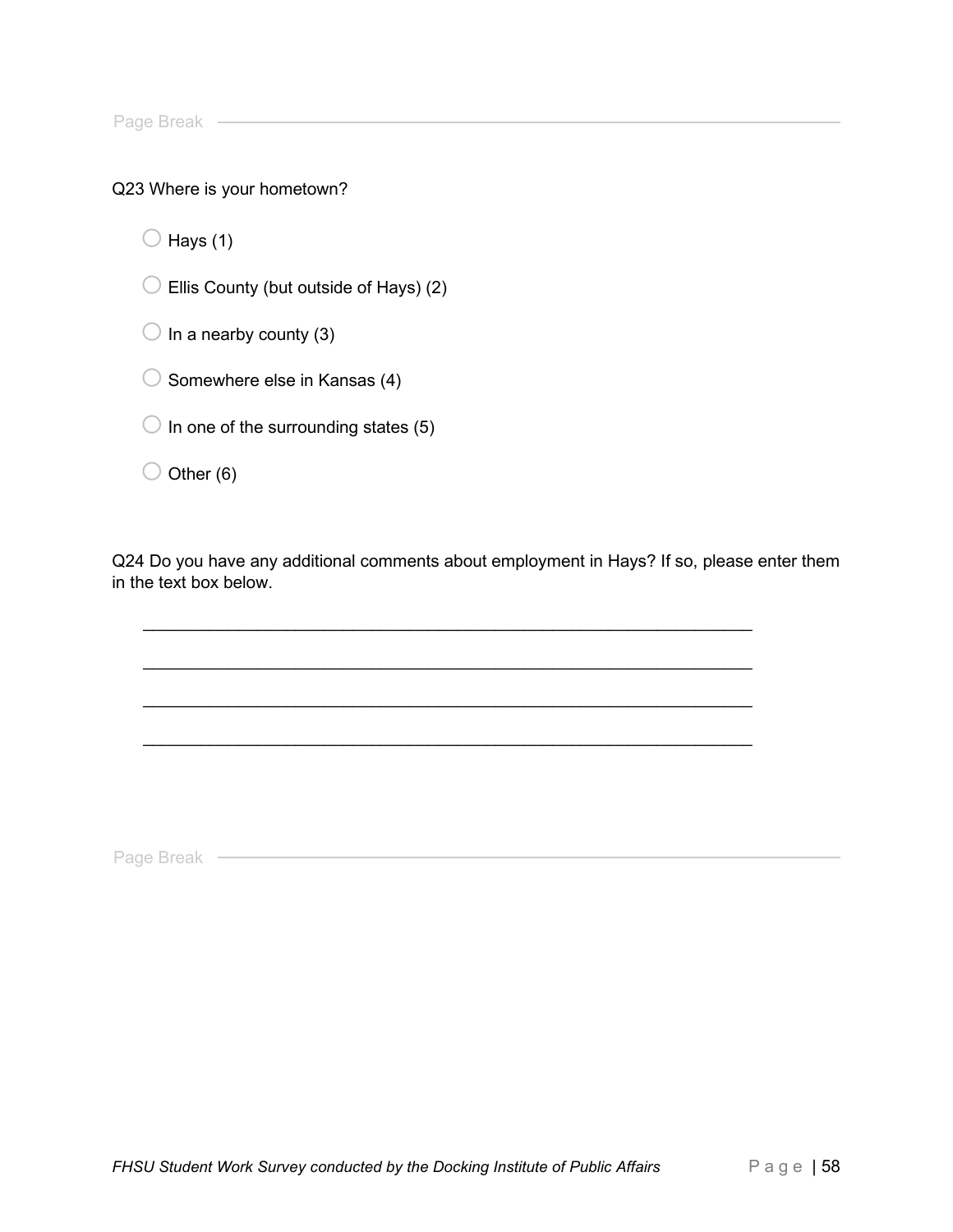Page Break

Q23 Where is your hometown?

- ○ Hays (1)
- ○ Ellis County (but outside of Hays) (2)
- ○ In a nearby county (3)
- ○ Somewhere else in Kansas (4)
- ○ In one of the surrounding states (5)
- ○ Other (6)

Q24 Do you have any additional comments about employment in Hays? If so, please enter them in the text box below.

________________________________________________________________

________________________________________________________________

________________________________________________________________

________________________________________________________________

Page Break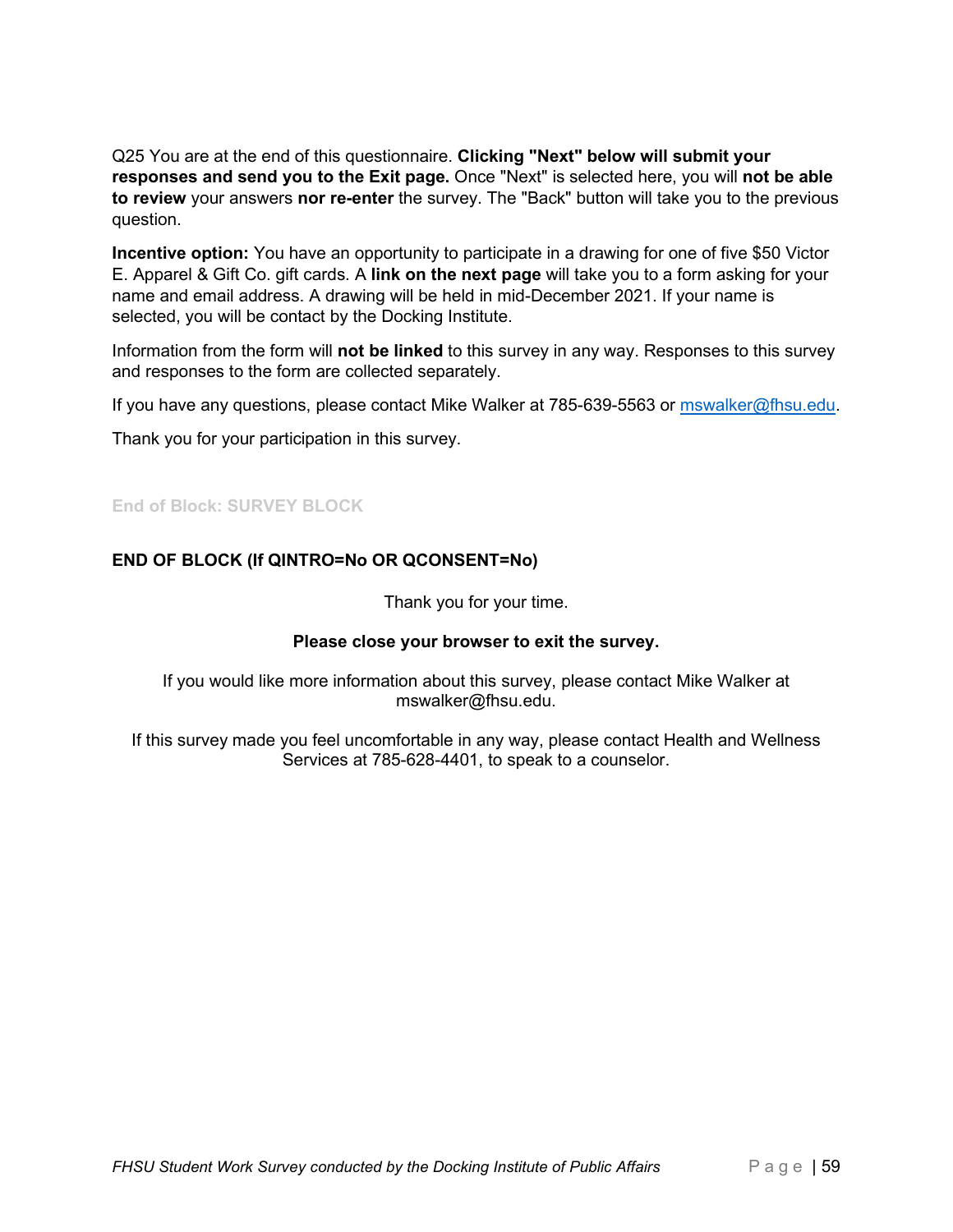Q25 You are at the end of this questionnaire. **Clicking "Next" below will submit your responses and send you to the Exit page.** Once "Next" is selected here, you will **not be able to review** your answers **nor re-enter** the survey. The "Back" button will take you to the previous question.

**Incentive option:** You have an opportunity to participate in a drawing for one of five $50 Victor E. Apparel & Gift Co. gift cards. A **link on the next page** will take you to a form asking for your name and email address. A drawing will be held in mid-December 2021. If your name is selected, you will be contact by the Docking Institute.

Information from the form will **not be linked** to this survey in any way. Responses to this survey and responses to the form are collected separately.

If you have any questions, please contact Mike Walker at 785-639-5563 or mswalker@fhsu.edu.

Thank you for your participation in this survey.

**End of Block: SURVEY BLOCK**

**END OF BLOCK (If QINTRO=No OR QCONSENT=No)**

Thank you for your time.

**Please close your browser to exit the survey.**

If you would like more information about this survey, please contact Mike Walker at mswalker@fhsu.edu.

If this survey made you feel uncomfortable in any way, please contact Health and Wellness Services at 785-628-4401, to speak to a counselor.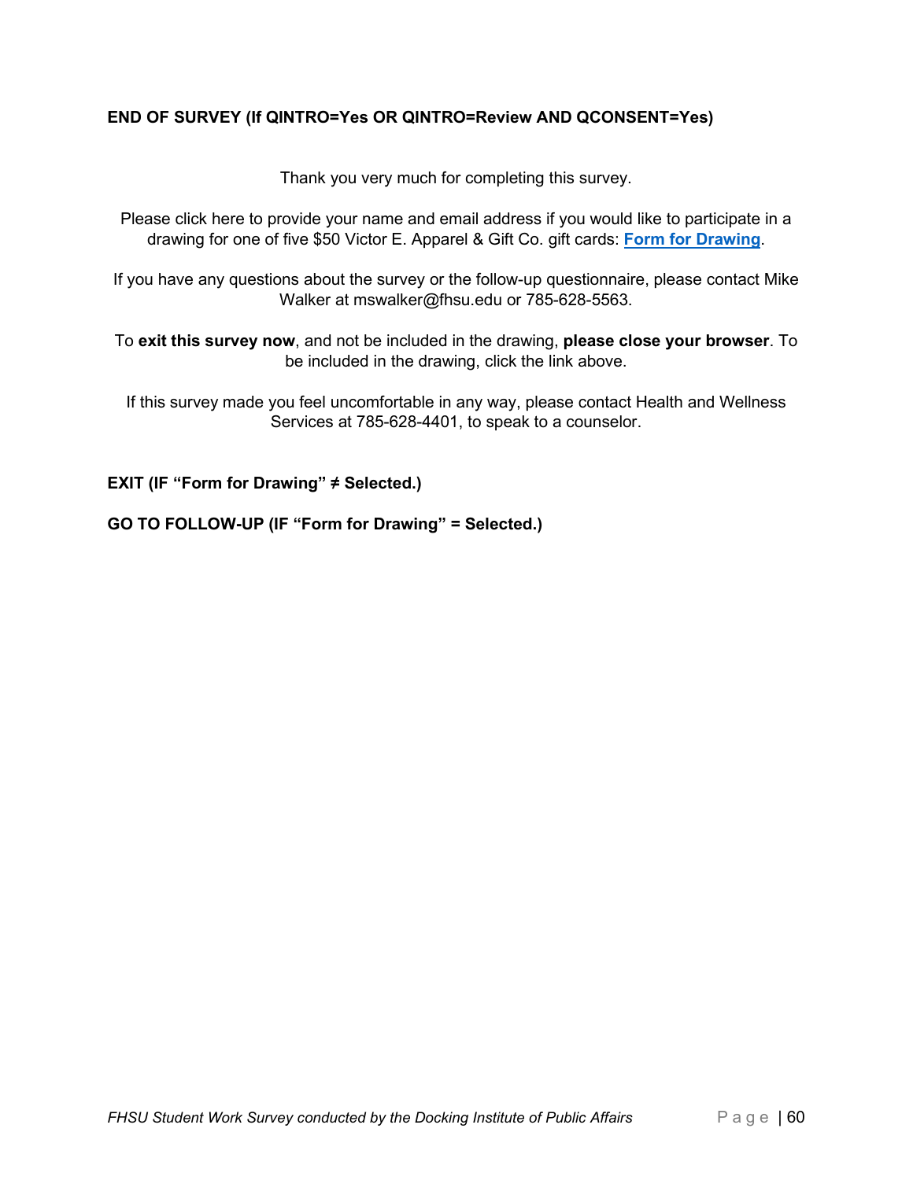**END OF SURVEY (If QINTRO=Yes OR QINTRO=Review AND QCONSENT=Yes)**

Thank you very much for completing this survey.

Please click here to provide your name and email address if you would like to participate in a drawing for one of five $50 Victor E. Apparel & Gift Co. gift cards: **Form for Drawing**.

If you have any questions about the survey or the follow-up questionnaire, please contact Mike Walker at mswalker@fhsu.edu or 785-628-5563.

To **exit this survey now**, and not be included in the drawing, **please close your browser**. To be included in the drawing, click the link above.

If this survey made you feel uncomfortable in any way, please contact Health and Wellness Services at 785-628-4401, to speak to a counselor.

**EXIT (IF "Form for Drawing" ≠ Selected.)**

**GO TO FOLLOW-UP (IF "Form for Drawing" = Selected.)**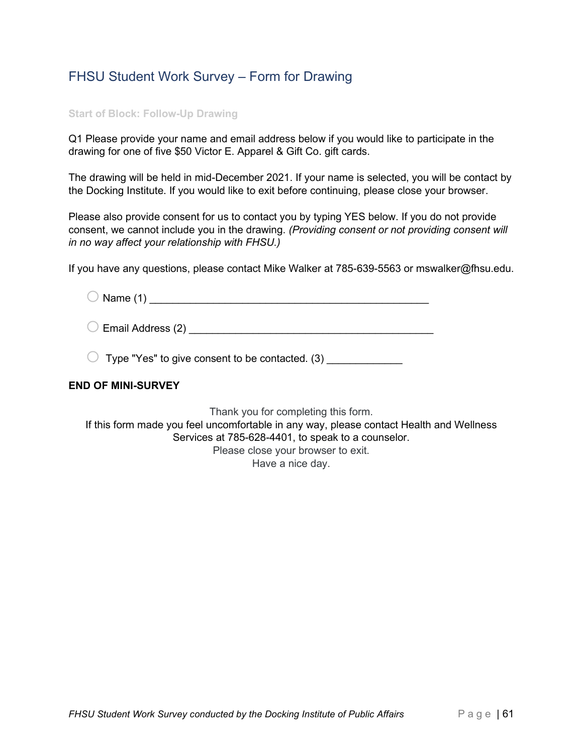## FHSU Student Work Survey – Form for Drawing

Start of Block: Follow-Up Drawing

Q1 Please provide your name and email address below if you would like to participate in the drawing for one of five $50 Victor E. Apparel & Gift Co. gift cards.

The drawing will be held in mid-December 2021. If your name is selected, you will be contact by the Docking Institute. If you would like to exit before continuing, please close your browser.

Please also provide consent for us to contact you by typing YES below. If you do not provide consent, we cannot include you in the drawing. *(Providing consent or not providing consent will in no way affect your relationship with FHSU.)*

If you have any questions, please contact Mike Walker at 785-639-5563 or mswalker@fhsu.edu.

○ Name (1) ________________________________________________

○ Email Address (2) ________________________________________________

○ Type "Yes" to give consent to be contacted. (3) ____________

**END OF MINI-SURVEY**

Thank you for completing this form.
If this form made you feel uncomfortable in any way, please contact Health and Wellness Services at 785-628-4401, to speak to a counselor.
Please close your browser to exit.
Have a nice day.